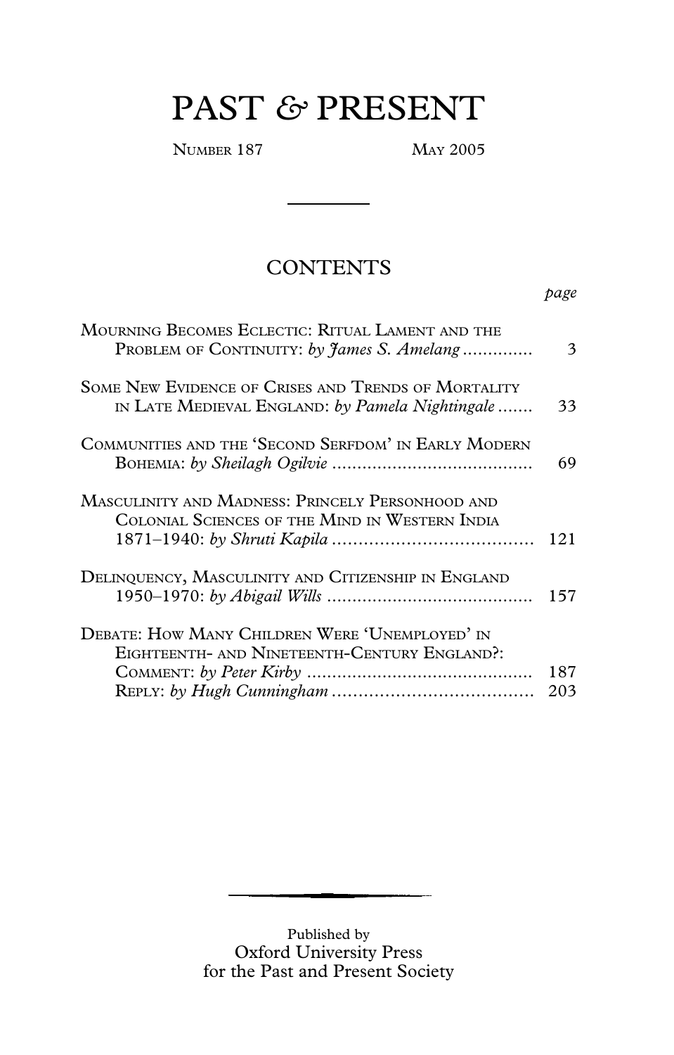# PAST & PRESENT

NUMBER 187 MAY 2005

## CONTENTS

| | page |
|---|---|
| MOURNING BECOMES ECLECTIC: RITUAL LAMENT AND THE PROBLEM OF CONTINUITY: *by James S. Amelang* | 3 |
| SOME NEW EVIDENCE OF CRISES AND TRENDS OF MORTALITY IN LATE MEDIEVAL ENGLAND: *by Pamela Nightingale* | 33 |
| COMMUNITIES AND THE 'SECOND SERFDOM' IN EARLY MODERN BOHEMIA: *by Sheilagh Ogilvie* | 69 |
| MASCULINITY AND MADNESS: PRINCELY PERSONHOOD AND COLONIAL SCIENCES OF THE MIND IN WESTERN INDIA 1871–1940: *by Shruti Kapila* | 121 |
| DELINQUENCY, MASCULINITY AND CITIZENSHIP IN ENGLAND 1950–1970: *by Abigail Wills* | 157 |
| DEBATE: HOW MANY CHILDREN WERE 'UNEMPLOYED' IN EIGHTEENTH- AND NINETEENTH-CENTURY ENGLAND?: | |
| COMMENT: *by Peter Kirby* | 187 |
| REPLY: *by Hugh Cunningham* | 203 |

Published by
Oxford University Press
for the Past and Present Society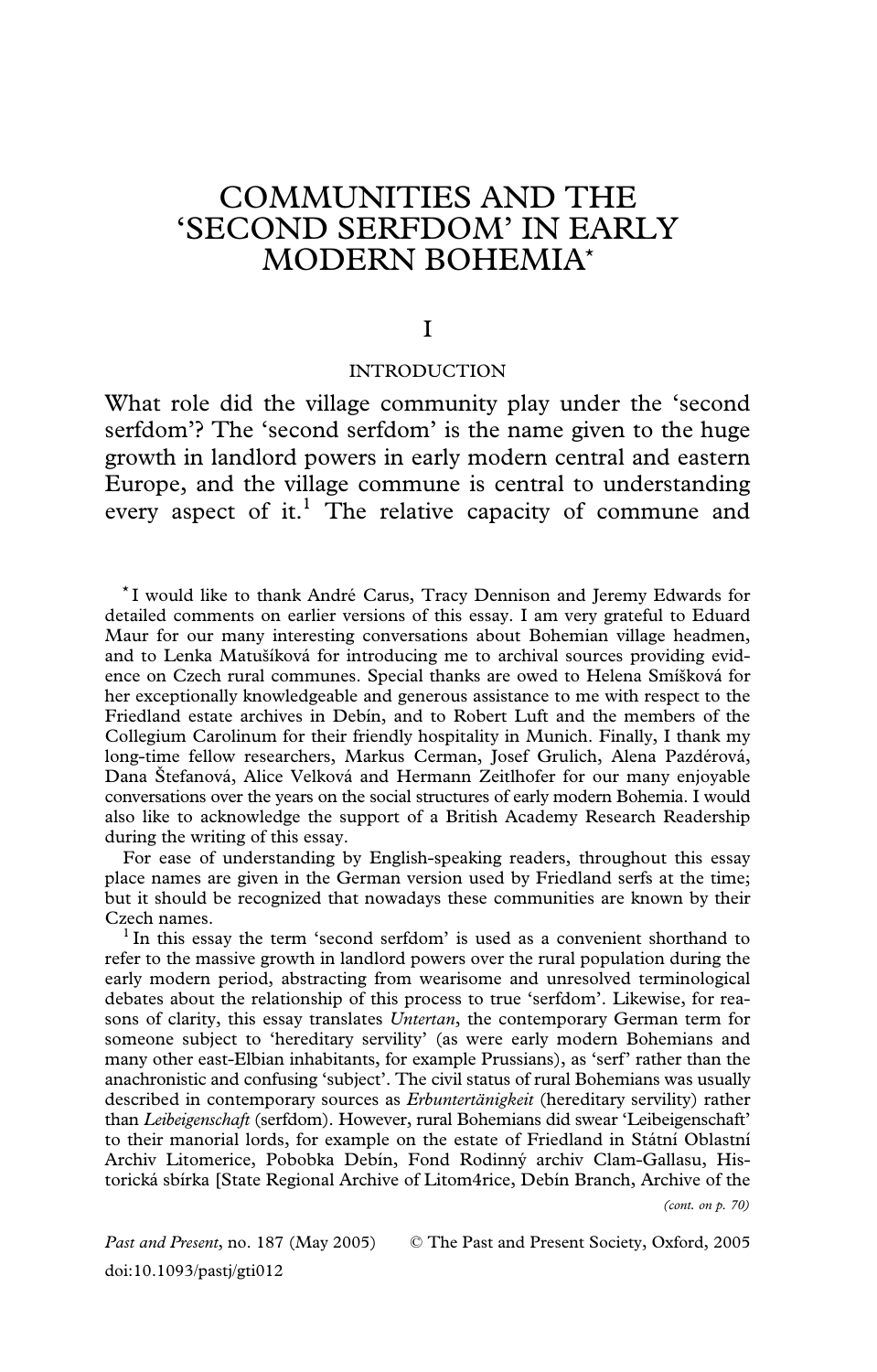# COMMUNITIES AND THE 'SECOND SERFDOM' IN EARLY MODERN BOHEMIA*

## I

### INTRODUCTION

What role did the village community play under the 'second serfdom'? The 'second serfdom' is the name given to the huge growth in landlord powers in early modern central and eastern Europe, and the village commune is central to understanding every aspect of it.[1] The relative capacity of commune and

---

* I would like to thank André Carus, Tracy Dennison and Jeremy Edwards for detailed comments on earlier versions of this essay. I am very grateful to Eduard Maur for our many interesting conversations about Bohemian village headmen, and to Lenka Matušíková for introducing me to archival sources providing evidence on Czech rural communes. Special thanks are owed to Helena Smíšková for her exceptionally knowledgeable and generous assistance to me with respect to the Friedland estate archives in Debín, and to Robert Luft and the members of the Collegium Carolinum for their friendly hospitality in Munich. Finally, I thank my long-time fellow researchers, Markus Cerman, Josef Grulich, Alena Pazdérová, Dana Štefanová, Alice Velková and Hermann Zeitlhofer for our many enjoyable conversations over the years on the social structures of early modern Bohemia. I would also like to acknowledge the support of a British Academy Research Readership during the writing of this essay.

For ease of understanding by English-speaking readers, throughout this essay place names are given in the German version used by Friedland serfs at the time; but it should be recognized that nowadays these communities are known by their Czech names.

[1] In this essay the term 'second serfdom' is used as a convenient shorthand to refer to the massive growth in landlord powers over the rural population during the early modern period, abstracting from wearisome and unresolved terminological debates about the relationship of this process to true 'serfdom'. Likewise, for reasons of clarity, this essay translates *Untertan*, the contemporary German term for someone subject to 'hereditary servility' (as were early modern Bohemians and many other east-Elbian inhabitants, for example Prussians), as 'serf' rather than the anachronistic and confusing 'subject'. The civil status of rural Bohemians was usually described in contemporary sources as *Erbuntertänigkeit* (hereditary servility) rather than *Leibeigenschaft* (serfdom). However, rural Bohemians did swear 'Leibeigenschaft' to their manorial lords, for example on the estate of Friedland in Státní Oblastní Archiv Litomerice, Pobobka Debín, Fond Rodinný archiv Clam-Gallasu, Historická sbírka [State Regional Archive of Litom4rice, Debín Branch, Archive of the

*(cont. on p. 70)*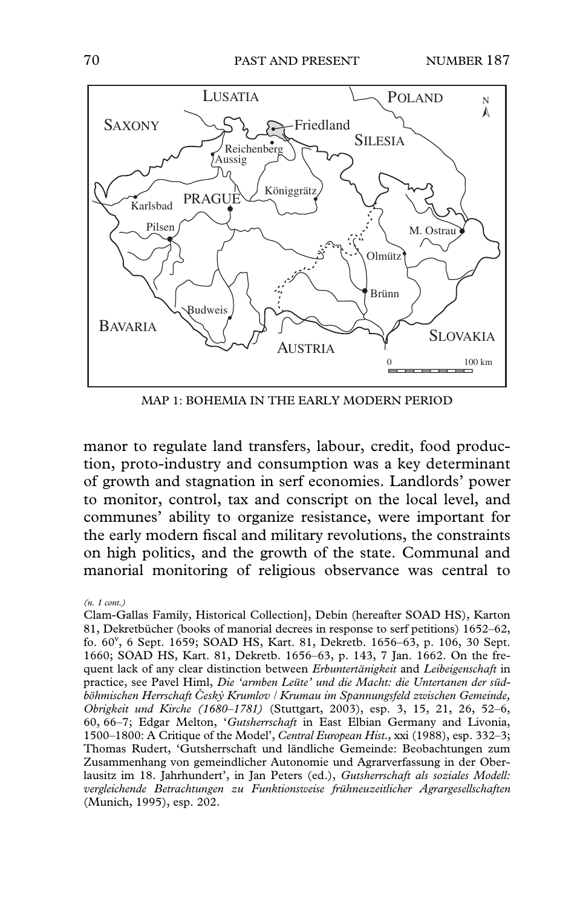MAP 1: BOHEMIA IN THE EARLY MODERN PERIOD

manor to regulate land transfers, labour, credit, food production, proto-industry and consumption was a key determinant of growth and stagnation in serf economies. Landlords' power to monitor, control, tax and conscript on the local level, and communes' ability to organize resistance, were important for the early modern fiscal and military revolutions, the constraints on high politics, and the growth of the state. Communal and manorial monitoring of religious observance was central to

*(n. 1 cont.)*

Clam-Gallas Family, Historical Collection], Debín (hereafter SOAD HS), Karton 81, Dekretbücher (books of manorial decrees in response to serf petitions) 1652–62, fo. 60v, 6 Sept. 1659; SOAD HS, Kart. 81, Dekretb. 1656–63, p. 106, 30 Sept. 1660; SOAD HS, Kart. 81, Dekretb. 1656–63, p. 143, 7 Jan. 1662. On the frequent lack of any clear distinction between *Erbuntertänigkeit* and *Leibeigenschaft* in practice, see Pavel Himl, *Die 'armben Leüte' und die Macht: die Untertanen der südböhmischen Herrschaft Český Krumlov / Krumau im Spannungsfeld zwischen Gemeinde, Obrigkeit und Kirche (1680–1781)* (Stuttgart, 2003), esp. 3, 15, 21, 26, 52–6, 60, 66–7; Edgar Melton, '*Gutsherrschaft* in East Elbian Germany and Livonia, 1500–1800: A Critique of the Model', *Central European Hist.*, xxi (1988), esp. 332–3; Thomas Rudert, 'Gutsherrschaft und ländliche Gemeinde: Beobachtungen zum Zusammenhang von gemeindlicher Autonomie und Agrarverfassung in der Oberlausitz im 18. Jahrhundert', in Jan Peters (ed.), *Gutsherrschaft als soziales Modell: vergleichende Betrachtungen zu Funktionsweise frühneuzeitlicher Agrargesellschaften* (Munich, 1995), esp. 202.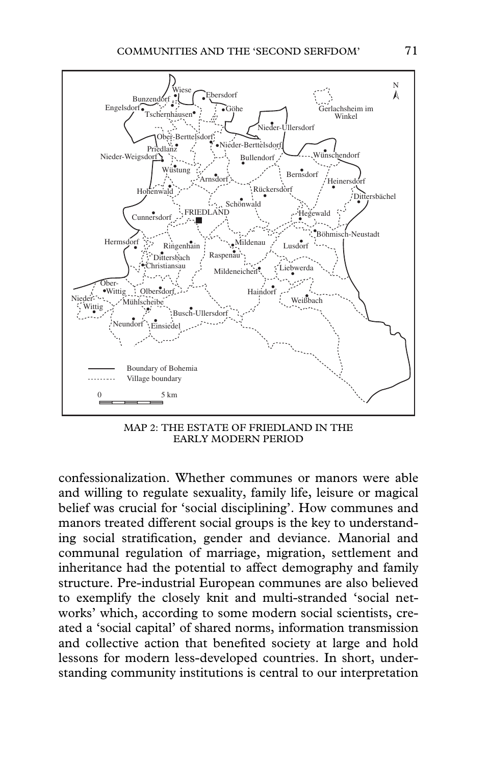MAP 2: THE ESTATE OF FRIEDLAND IN THE EARLY MODERN PERIOD

confessionalization. Whether communes or manors were able and willing to regulate sexuality, family life, leisure or magical belief was crucial for 'social disciplining'. How communes and manors treated different social groups is the key to understanding social stratification, gender and deviance. Manorial and communal regulation of marriage, migration, settlement and inheritance had the potential to affect demography and family structure. Pre-industrial European communes are also believed to exemplify the closely knit and multi-stranded 'social networks' which, according to some modern social scientists, created a 'social capital' of shared norms, information transmission and collective action that benefited society at large and hold lessons for modern less-developed countries. In short, understanding community institutions is central to our interpretation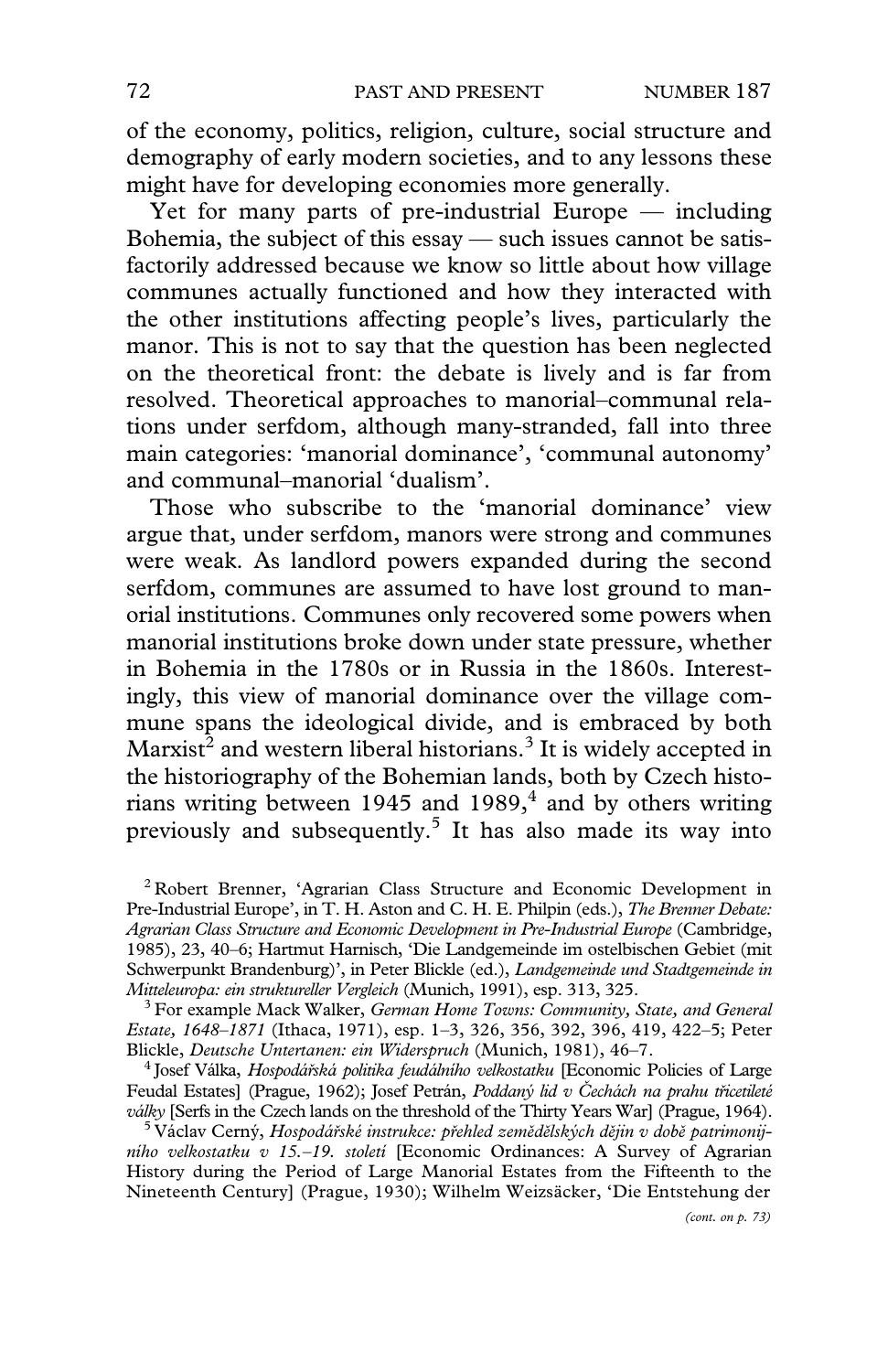of the economy, politics, religion, culture, social structure and demography of early modern societies, and to any lessons these might have for developing economies more generally.

Yet for many parts of pre-industrial Europe — including Bohemia, the subject of this essay — such issues cannot be satisfactorily addressed because we know so little about how village communes actually functioned and how they interacted with the other institutions affecting people's lives, particularly the manor. This is not to say that the question has been neglected on the theoretical front: the debate is lively and is far from resolved. Theoretical approaches to manorial–communal relations under serfdom, although many-stranded, fall into three main categories: 'manorial dominance', 'communal autonomy' and communal–manorial 'dualism'.

Those who subscribe to the 'manorial dominance' view argue that, under serfdom, manors were strong and communes were weak. As landlord powers expanded during the second serfdom, communes are assumed to have lost ground to manorial institutions. Communes only recovered some powers when manorial institutions broke down under state pressure, whether in Bohemia in the 1780s or in Russia in the 1860s. Interestingly, this view of manorial dominance over the village commune spans the ideological divide, and is embraced by both Marxist[2] and western liberal historians.[3] It is widely accepted in the historiography of the Bohemian lands, both by Czech historians writing between 1945 and 1989,[4] and by others writing previously and subsequently.[5] It has also made its way into

[2] Robert Brenner, 'Agrarian Class Structure and Economic Development in Pre-Industrial Europe', in T. H. Aston and C. H. E. Philpin (eds.), *The Brenner Debate: Agrarian Class Structure and Economic Development in Pre-Industrial Europe* (Cambridge, 1985), 23, 40–6; Hartmut Harnisch, 'Die Landgemeinde im ostelbischen Gebiet (mit Schwerpunkt Brandenburg)', in Peter Blickle (ed.), *Landgemeinde und Stadtgemeinde in Mitteleuropa: ein struktureller Vergleich* (Munich, 1991), esp. 313, 325.

[3] For example Mack Walker, *German Home Towns: Community, State, and General Estate, 1648–1871* (Ithaca, 1971), esp. 1–3, 326, 356, 392, 396, 419, 422–5; Peter Blickle, *Deutsche Untertanen: ein Widerspruch* (Munich, 1981), 46–7.

[4] Josef Válka, *Hospodářská politika feudálního velkostatku* [Economic Policies of Large Feudal Estates] (Prague, 1962); Josef Petrán, *Poddaný lid v Čechách na prahu třicetileté války* [Serfs in the Czech lands on the threshold of the Thirty Years War] (Prague, 1964).

[5] Václav Cerný, *Hospodářské instrukce: přehled zemědělských dějin v době patrimonijního velkostatku v 15.–19. století* [Economic Ordinances: A Survey of Agrarian History during the Period of Large Manorial Estates from the Fifteenth to the Nineteenth Century] (Prague, 1930); Wilhelm Weizsäcker, 'Die Entstehung der

*(cont. on p. 73)*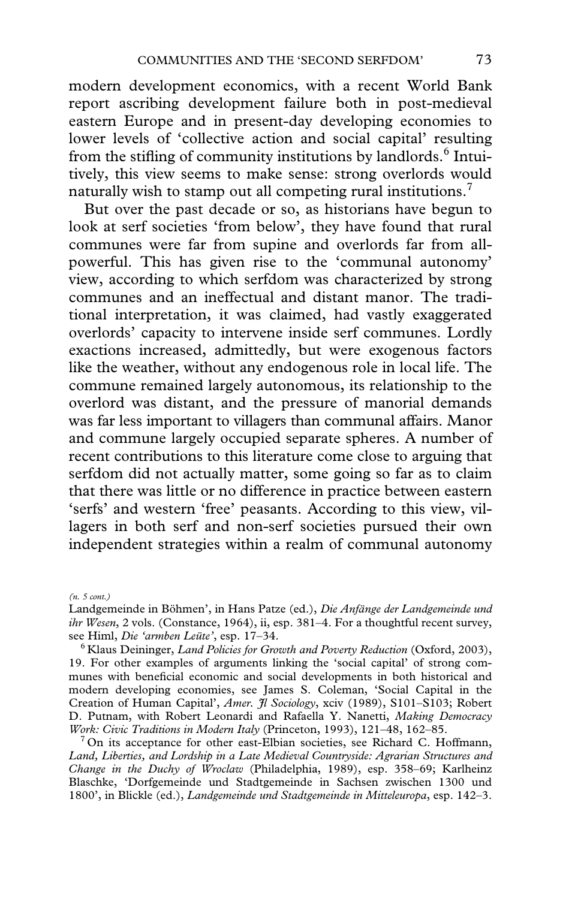modern development economics, with a recent World Bank report ascribing development failure both in post-medieval eastern Europe and in present-day developing economies to lower levels of 'collective action and social capital' resulting from the stifling of community institutions by landlords.[6] Intuitively, this view seems to make sense: strong overlords would naturally wish to stamp out all competing rural institutions.[7]

But over the past decade or so, as historians have begun to look at serf societies 'from below', they have found that rural communes were far from supine and overlords far from all-powerful. This has given rise to the 'communal autonomy' view, according to which serfdom was characterized by strong communes and an ineffectual and distant manor. The traditional interpretation, it was claimed, had vastly exaggerated overlords' capacity to intervene inside serf communes. Lordly exactions increased, admittedly, but were exogenous factors like the weather, without any endogenous role in local life. The commune remained largely autonomous, its relationship to the overlord was distant, and the pressure of manorial demands was far less important to villagers than communal affairs. Manor and commune largely occupied separate spheres. A number of recent contributions to this literature come close to arguing that serfdom did not actually matter, some going so far as to claim that there was little or no difference in practice between eastern 'serfs' and western 'free' peasants. According to this view, villagers in both serf and non-serf societies pursued their own independent strategies within a realm of communal autonomy

*(n. 5 cont.)*
Landgemeinde in Böhmen', in Hans Patze (ed.), *Die Anfänge der Landgemeinde und ihr Wesen*, 2 vols. (Constance, 1964), ii, esp. 381–4. For a thoughtful recent survey, see Himl, *Die 'armben Leüte'*, esp. 17–34.

[6] Klaus Deininger, *Land Policies for Growth and Poverty Reduction* (Oxford, 2003), 19. For other examples of arguments linking the 'social capital' of strong communes with beneficial economic and social developments in both historical and modern developing economies, see James S. Coleman, 'Social Capital in the Creation of Human Capital', *Amer. Jl Sociology*, xciv (1989), S101–S103; Robert D. Putnam, with Robert Leonardi and Rafaella Y. Nanetti, *Making Democracy Work: Civic Traditions in Modern Italy* (Princeton, 1993), 121–48, 162–85.

[7] On its acceptance for other east-Elbian societies, see Richard C. Hoffmann, *Land, Liberties, and Lordship in a Late Medieval Countryside: Agrarian Structures and Change in the Duchy of Wroclaw* (Philadelphia, 1989), esp. 358–69; Karlheinz Blaschke, 'Dorfgemeinde und Stadtgemeinde in Sachsen zwischen 1300 und 1800', in Blickle (ed.), *Landgemeinde und Stadtgemeinde in Mitteleuropa*, esp. 142–3.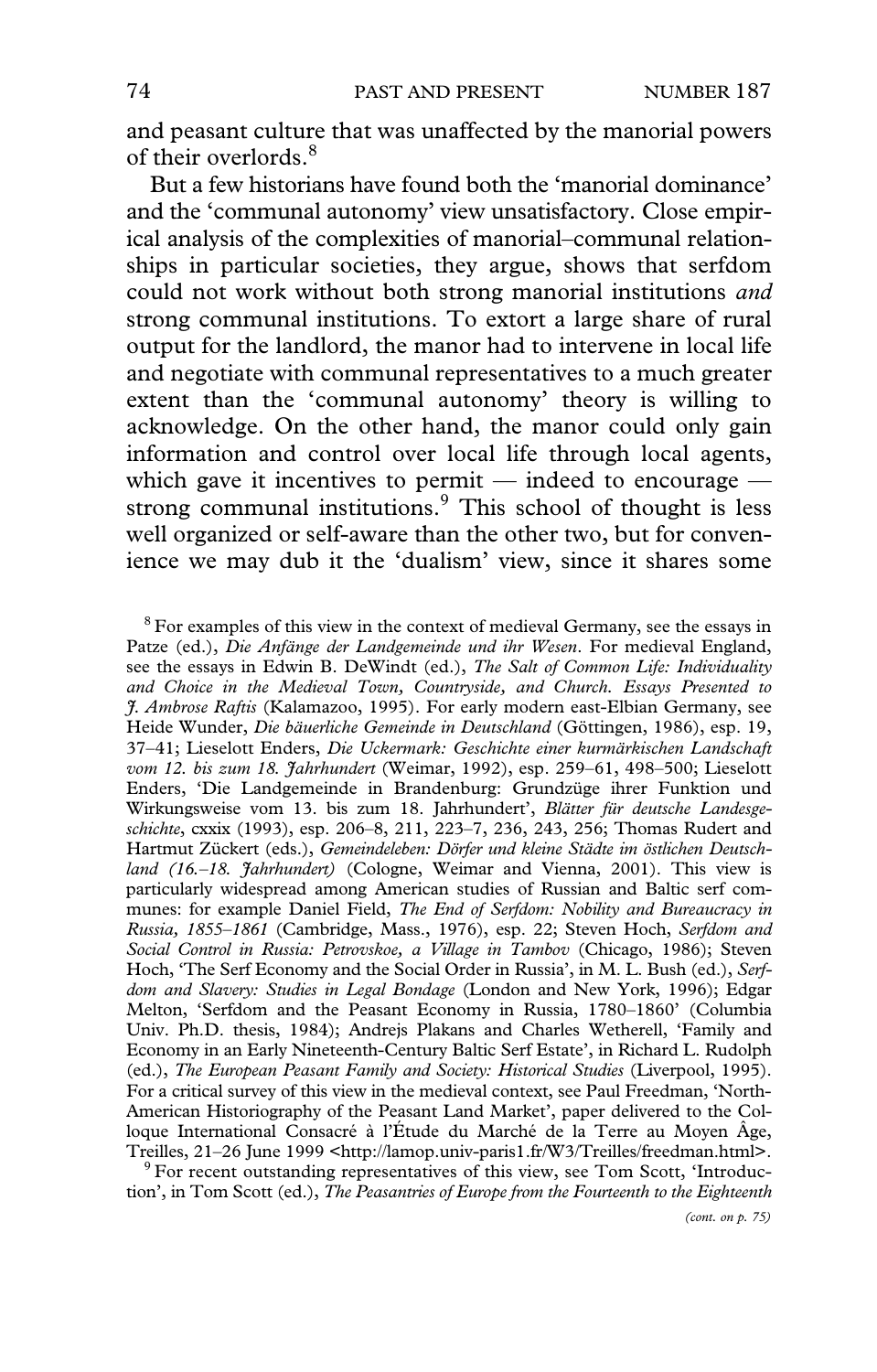and peasant culture that was unaffected by the manorial powers of their overlords.[8]

But a few historians have found both the 'manorial dominance' and the 'communal autonomy' view unsatisfactory. Close empirical analysis of the complexities of manorial–communal relationships in particular societies, they argue, shows that serfdom could not work without both strong manorial institutions *and* strong communal institutions. To extort a large share of rural output for the landlord, the manor had to intervene in local life and negotiate with communal representatives to a much greater extent than the 'communal autonomy' theory is willing to acknowledge. On the other hand, the manor could only gain information and control over local life through local agents, which gave it incentives to permit — indeed to encourage — strong communal institutions.[9] This school of thought is less well organized or self-aware than the other two, but for convenience we may dub it the 'dualism' view, since it shares some

[8] For examples of this view in the context of medieval Germany, see the essays in Patze (ed.), *Die Anfänge der Landgemeinde und ihr Wesen*. For medieval England, see the essays in Edwin B. DeWindt (ed.), *The Salt of Common Life: Individuality and Choice in the Medieval Town, Countryside, and Church. Essays Presented to J. Ambrose Raftis* (Kalamazoo, 1995). For early modern east-Elbian Germany, see Heide Wunder, *Die bäuerliche Gemeinde in Deutschland* (Göttingen, 1986), esp. 19, 37–41; Lieselott Enders, *Die Uckermark: Geschichte einer kurmärkischen Landschaft vom 12. bis zum 18. Jahrhundert* (Weimar, 1992), esp. 259–61, 498–500; Lieselott Enders, 'Die Landgemeinde in Brandenburg: Grundzüge ihrer Funktion und Wirkungsweise vom 13. bis zum 18. Jahrhundert', *Blätter für deutsche Landesgeschichte*, cxxix (1993), esp. 206–8, 211, 223–7, 236, 243, 256; Thomas Rudert and Hartmut Zückert (eds.), *Gemeindeleben: Dörfer und kleine Städte im östlichen Deutschland (16.–18. Jahrhundert)* (Cologne, Weimar and Vienna, 2001). This view is particularly widespread among American studies of Russian and Baltic serf communes: for example Daniel Field, *The End of Serfdom: Nobility and Bureaucracy in Russia, 1855–1861* (Cambridge, Mass., 1976), esp. 22; Steven Hoch, *Serfdom and Social Control in Russia: Petrovskoe, a Village in Tambov* (Chicago, 1986); Steven Hoch, 'The Serf Economy and the Social Order in Russia', in M. L. Bush (ed.), *Serfdom and Slavery: Studies in Legal Bondage* (London and New York, 1996); Edgar Melton, 'Serfdom and the Peasant Economy in Russia, 1780–1860' (Columbia Univ. Ph.D. thesis, 1984); Andrejs Plakans and Charles Wetherell, 'Family and Economy in an Early Nineteenth-Century Baltic Serf Estate', in Richard L. Rudolph (ed.), *The European Peasant Family and Society: Historical Studies* (Liverpool, 1995). For a critical survey of this view in the medieval context, see Paul Freedman, 'North-American Historiography of the Peasant Land Market', paper delivered to the Colloque International Consacré à l'Étude du Marché de la Terre au Moyen Âge, Treilles, 21–26 June 1999 <http://lamop.univ-paris1.fr/W3/Treilles/freedman.html>.

[9] For recent outstanding representatives of this view, see Tom Scott, 'Introduction', in Tom Scott (ed.), *The Peasantries of Europe from the Fourteenth to the Eighteenth*

*(cont. on p. 75)*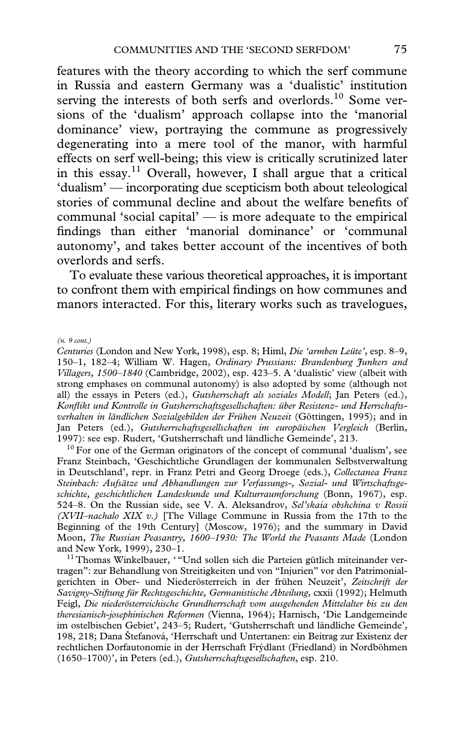features with the theory according to which the serf commune in Russia and eastern Germany was a 'dualistic' institution serving the interests of both serfs and overlords.[10] Some versions of the 'dualism' approach collapse into the 'manorial dominance' view, portraying the commune as progressively degenerating into a mere tool of the manor, with harmful effects on serf well-being; this view is critically scrutinized later in this essay.[11] Overall, however, I shall argue that a critical 'dualism' — incorporating due scepticism both about teleological stories of communal decline and about the welfare benefits of communal 'social capital' — is more adequate to the empirical findings than either 'manorial dominance' or 'communal autonomy', and takes better account of the incentives of both overlords and serfs.

To evaluate these various theoretical approaches, it is important to confront them with empirical findings on how communes and manors interacted. For this, literary works such as travelogues,

*(n. 9 cont.)*

*Centuries* (London and New York, 1998), esp. 8; Himl, *Die 'armben Leüte'*, esp. 8–9, 150–1, 182–4; William W. Hagen, *Ordinary Prussians: Brandenburg Junkers and Villagers, 1500–1840* (Cambridge, 2002), esp. 423–5. A 'dualistic' view (albeit with strong emphases on communal autonomy) is also adopted by some (although not all) the essays in Peters (ed.), *Gutsherrschaft als soziales Modell*; Jan Peters (ed.), *Konflikt und Kontrolle in Gutsherrschaftsgesellschaften: über Resistenz- und Herrschaftsverhalten in ländlichen Sozialgebilden der Frühen Neuzeit* (Göttingen, 1995); and in Jan Peters (ed.), *Gutsherrschaftsgesellschaften im europäischen Vergleich* (Berlin, 1997): see esp. Rudert, 'Gutsherrschaft und ländliche Gemeinde', 213.

[10] For one of the German originators of the concept of communal 'dualism', see Franz Steinbach, 'Geschichtliche Grundlagen der kommunalen Selbstverwaltung in Deutschland', repr. in Franz Petri and Georg Droege (eds.), *Collectanea Franz Steinbach: Aufsätze und Abhandlungen zur Verfassungs-, Sozial- und Wirtschaftsgeschichte, geschichtlichen Landeskunde und Kulturraumforschung* (Bonn, 1967), esp. 524–8. On the Russian side, see V. A. Aleksandrov, *Sel'skaia obshchina v Rossii (XVII–nachalo XIX v.)* [The Village Commune in Russia from the 17th to the Beginning of the 19th Century] (Moscow, 1976); and the summary in David Moon, *The Russian Peasantry, 1600–1930: The World the Peasants Made* (London and New York, 1999), 230–1.

[11] Thomas Winkelbauer, '"Und sollen sich die Parteien gütlich miteinander vertragen": zur Behandlung von Streitigkeiten und von "Injurien" vor den Patrimonialgerichten in Ober- und Niederösterreich in der frühen Neuzeit', *Zeitschrift der Savigny-Stiftung für Rechtsgeschichte, Germanistische Abteilung*, cxxii (1992); Helmuth Feigl, *Die niederösterreichische Grundherrschaft vom ausgehenden Mittelalter bis zu den theresianisch-josephinischen Reformen* (Vienna, 1964); Harnisch, 'Die Landgemeinde im ostelbischen Gebiet', 243–5; Rudert, 'Gutsherrschaft und ländliche Gemeinde', 198, 218; Dana Štefanová, 'Herrschaft und Untertanen: ein Beitrag zur Existenz der rechtlichen Dorfautonomie in der Herrschaft Frýdlant (Friedland) in Nordböhmen (1650–1700)', in Peters (ed.), *Gutsherrschaftsgesellschaften*, esp. 210.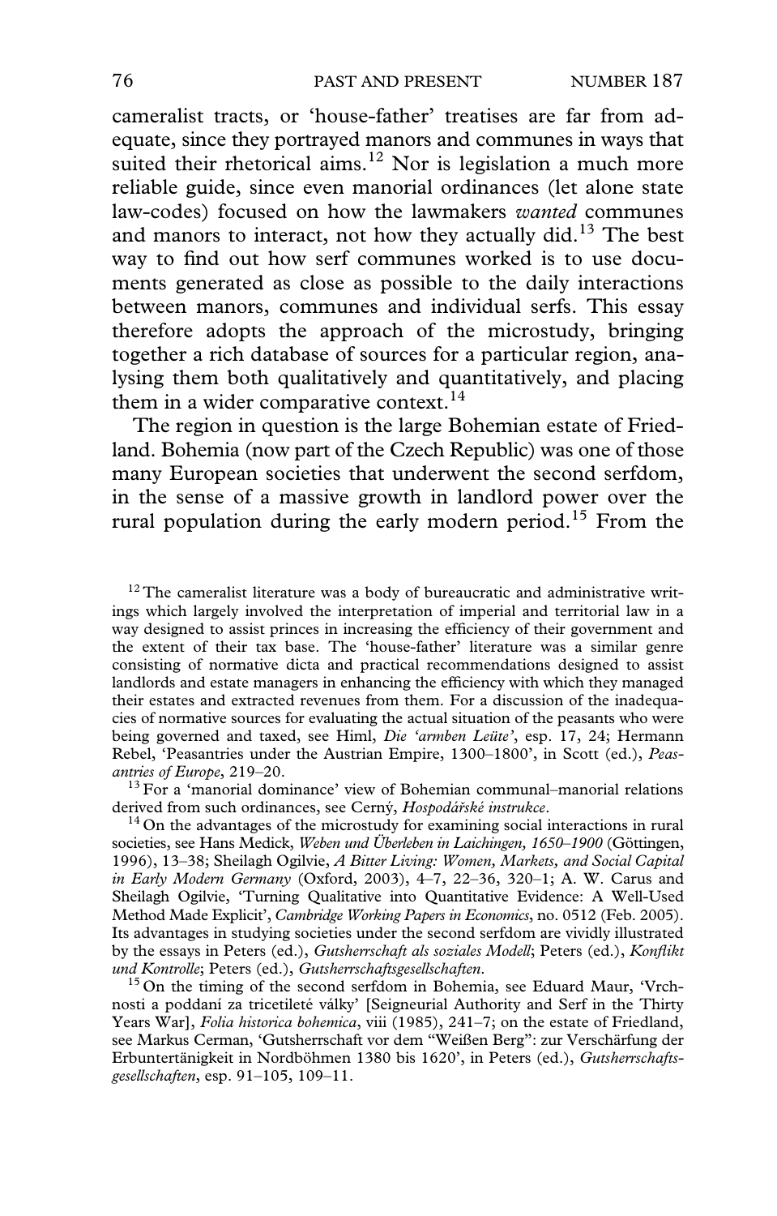cameralist tracts, or 'house-father' treatises are far from adequate, since they portrayed manors and communes in ways that suited their rhetorical aims.[12] Nor is legislation a much more reliable guide, since even manorial ordinances (let alone state law-codes) focused on how the lawmakers *wanted* communes and manors to interact, not how they actually did.[13] The best way to find out how serf communes worked is to use documents generated as close as possible to the daily interactions between manors, communes and individual serfs. This essay therefore adopts the approach of the microstudy, bringing together a rich database of sources for a particular region, analysing them both qualitatively and quantitatively, and placing them in a wider comparative context.[14]

The region in question is the large Bohemian estate of Friedland. Bohemia (now part of the Czech Republic) was one of those many European societies that underwent the second serfdom, in the sense of a massive growth in landlord power over the rural population during the early modern period.[15] From the

---

[12] The cameralist literature was a body of bureaucratic and administrative writings which largely involved the interpretation of imperial and territorial law in a way designed to assist princes in increasing the efficiency of their government and the extent of their tax base. The 'house-father' literature was a similar genre consisting of normative dicta and practical recommendations designed to assist landlords and estate managers in enhancing the efficiency with which they managed their estates and extracted revenues from them. For a discussion of the inadequacies of normative sources for evaluating the actual situation of the peasants who were being governed and taxed, see Himl, *Die 'armben Leüte'*, esp. 17, 24; Hermann Rebel, 'Peasantries under the Austrian Empire, 1300–1800', in Scott (ed.), *Peasantries of Europe*, 219–20.

[13] For a 'manorial dominance' view of Bohemian communal–manorial relations derived from such ordinances, see Cerný, *Hospodářské instrukce*.

[14] On the advantages of the microstudy for examining social interactions in rural societies, see Hans Medick, *Weben und Überleben in Laichingen, 1650–1900* (Göttingen, 1996), 13–38; Sheilagh Ogilvie, *A Bitter Living: Women, Markets, and Social Capital in Early Modern Germany* (Oxford, 2003), 4–7, 22–36, 320–1; A. W. Carus and Sheilagh Ogilvie, 'Turning Qualitative into Quantitative Evidence: A Well-Used Method Made Explicit', *Cambridge Working Papers in Economics*, no. 0512 (Feb. 2005). Its advantages in studying societies under the second serfdom are vividly illustrated by the essays in Peters (ed.), *Gutsherrschaft als soziales Modell*; Peters (ed.), *Konflikt und Kontrolle*; Peters (ed.), *Gutsherrschaftsgesellschaften*.

[15] On the timing of the second serfdom in Bohemia, see Eduard Maur, 'Vrchnosti a poddaní za tricetileté války' [Seigneurial Authority and Serf in the Thirty Years War], *Folia historica bohemica*, viii (1985), 241–7; on the estate of Friedland, see Markus Cerman, 'Gutsherrschaft vor dem "Weißen Berg": zur Verschärfung der Erbuntertänigkeit in Nordböhmen 1380 bis 1620', in Peters (ed.), *Gutsherrschaftsgesellschaften*, esp. 91–105, 109–11.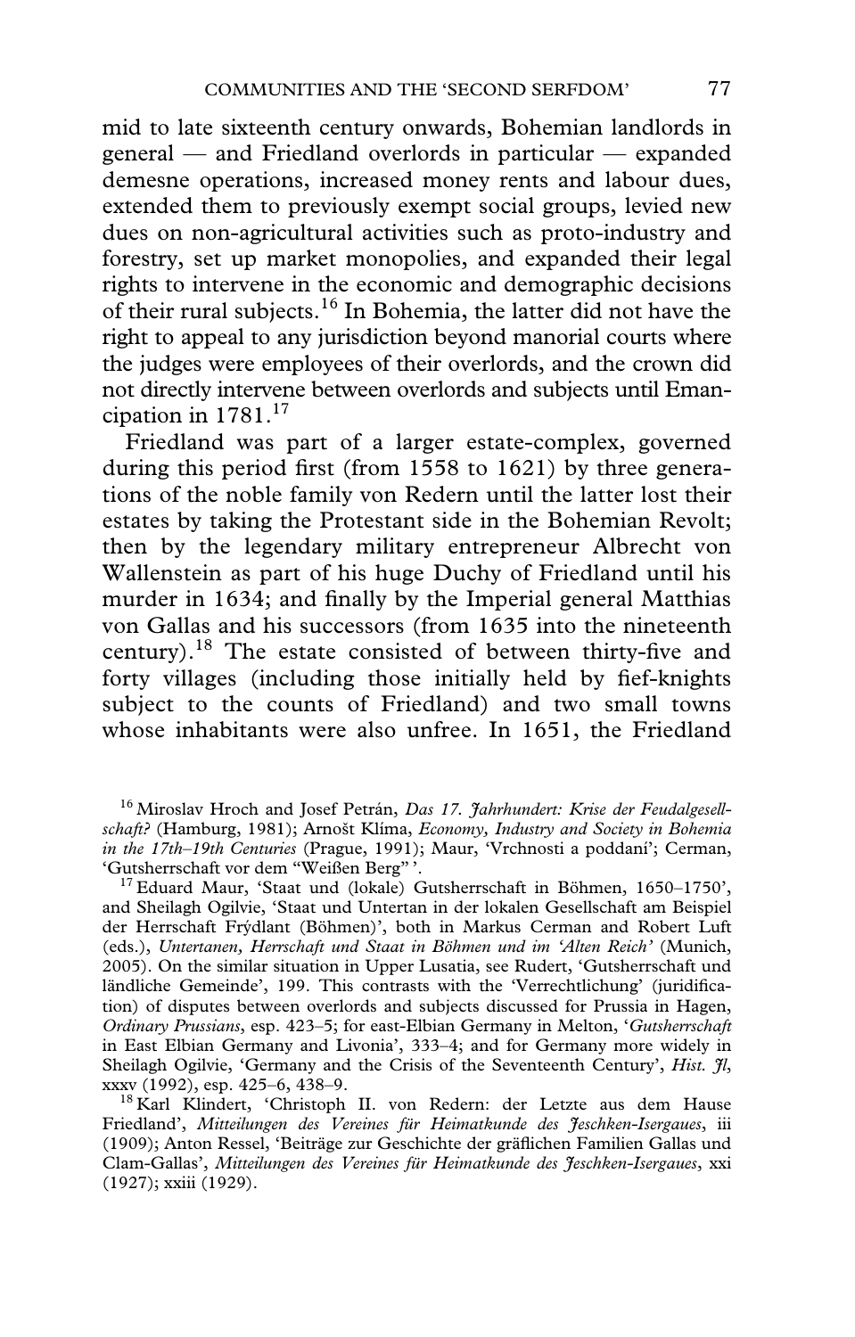mid to late sixteenth century onwards, Bohemian landlords in general — and Friedland overlords in particular — expanded demesne operations, increased money rents and labour dues, extended them to previously exempt social groups, levied new dues on non-agricultural activities such as proto-industry and forestry, set up market monopolies, and expanded their legal rights to intervene in the economic and demographic decisions of their rural subjects.[16] In Bohemia, the latter did not have the right to appeal to any jurisdiction beyond manorial courts where the judges were employees of their overlords, and the crown did not directly intervene between overlords and subjects until Emancipation in 1781.[17]

Friedland was part of a larger estate-complex, governed during this period first (from 1558 to 1621) by three generations of the noble family von Redern until the latter lost their estates by taking the Protestant side in the Bohemian Revolt; then by the legendary military entrepreneur Albrecht von Wallenstein as part of his huge Duchy of Friedland until his murder in 1634; and finally by the Imperial general Matthias von Gallas and his successors (from 1635 into the nineteenth century).[18] The estate consisted of between thirty-five and forty villages (including those initially held by fief-knights subject to the counts of Friedland) and two small towns whose inhabitants were also unfree. In 1651, the Friedland

[16] Miroslav Hroch and Josef Petrán, *Das 17. Jahrhundert: Krise der Feudalgesellschaft?* (Hamburg, 1981); Arnošt Klíma, *Economy, Industry and Society in Bohemia in the 17th–19th Centuries* (Prague, 1991); Maur, 'Vrchnosti a poddaní'; Cerman, 'Gutsherrschaft vor dem "Weißen Berg"'.

[17] Eduard Maur, 'Staat und (lokale) Gutsherrschaft in Böhmen, 1650–1750', and Sheilagh Ogilvie, 'Staat und Untertan in der lokalen Gesellschaft am Beispiel der Herrschaft Frýdlant (Böhmen)', both in Markus Cerman and Robert Luft (eds.), *Untertanen, Herrschaft und Staat in Böhmen und im 'Alten Reich'* (Munich, 2005). On the similar situation in Upper Lusatia, see Rudert, 'Gutsherrschaft und ländliche Gemeinde', 199. This contrasts with the 'Verrechtlichung' (juridification) of disputes between overlords and subjects discussed for Prussia in Hagen, *Ordinary Prussians*, esp. 423–5; for east-Elbian Germany in Melton, '*Gutsherrschaft* in East Elbian Germany and Livonia', 333–4; and for Germany more widely in Sheilagh Ogilvie, 'Germany and the Crisis of the Seventeenth Century', *Hist. Jl*, xxxv (1992), esp. 425–6, 438–9.

[18] Karl Klindert, 'Christoph II. von Redern: der Letzte aus dem Hause Friedland', *Mitteilungen des Vereines für Heimatkunde des Jeschken-Isergaues*, iii (1909); Anton Ressel, 'Beiträge zur Geschichte der gräflichen Familien Gallas und Clam-Gallas', *Mitteilungen des Vereines für Heimatkunde des Jeschken-Isergaues*, xxi (1927); xxiii (1929).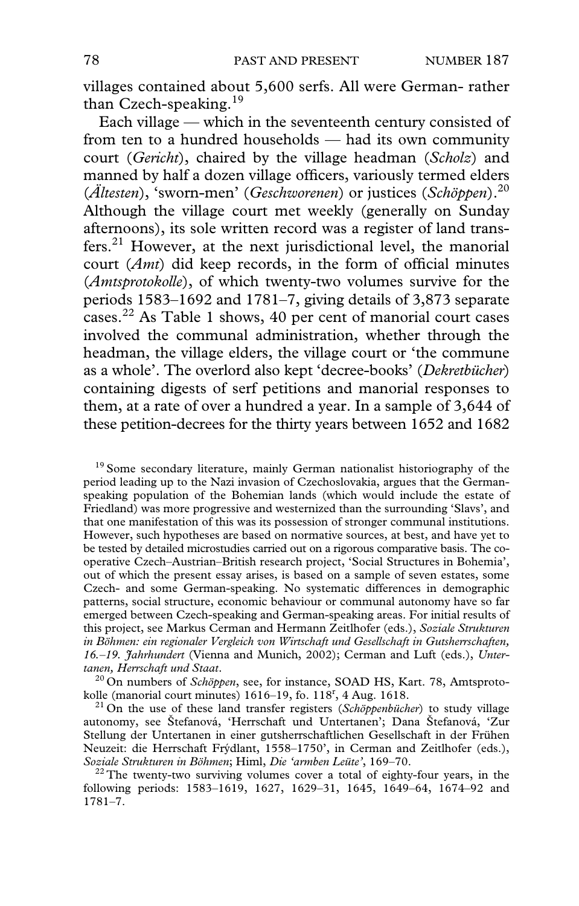villages contained about 5,600 serfs. All were German- rather than Czech-speaking.[19]

Each village — which in the seventeenth century consisted of from ten to a hundred households — had its own community court (*Gericht*), chaired by the village headman (*Scholz*) and manned by half a dozen village officers, variously termed elders (*Ältesten*), 'sworn-men' (*Geschworenen*) or justices (*Schöppen*).[20] Although the village court met weekly (generally on Sunday afternoons), its sole written record was a register of land transfers.[21] However, at the next jurisdictional level, the manorial court (*Amt*) did keep records, in the form of official minutes (*Amtsprotokolle*), of which twenty-two volumes survive for the periods 1583–1692 and 1781–7, giving details of 3,873 separate cases.[22] As Table 1 shows, 40 per cent of manorial court cases involved the communal administration, whether through the headman, the village elders, the village court or 'the commune as a whole'. The overlord also kept 'decree-books' (*Dekretbücher*) containing digests of serf petitions and manorial responses to them, at a rate of over a hundred a year. In a sample of 3,644 of these petition-decrees for the thirty years between 1652 and 1682

[19] Some secondary literature, mainly German nationalist historiography of the period leading up to the Nazi invasion of Czechoslovakia, argues that the German-speaking population of the Bohemian lands (which would include the estate of Friedland) was more progressive and westernized than the surrounding 'Slavs', and that one manifestation of this was its possession of stronger communal institutions. However, such hypotheses are based on normative sources, at best, and have yet to be tested by detailed microstudies carried out on a rigorous comparative basis. The co-operative Czech–Austrian–British research project, 'Social Structures in Bohemia', out of which the present essay arises, is based on a sample of seven estates, some Czech- and some German-speaking. No systematic differences in demographic patterns, social structure, economic behaviour or communal autonomy have so far emerged between Czech-speaking and German-speaking areas. For initial results of this project, see Markus Cerman and Hermann Zeitlhofer (eds.), *Soziale Strukturen in Böhmen: ein regionaler Vergleich von Wirtschaft und Gesellschaft in Gutsherrschaften, 16.–19. Jahrhundert* (Vienna and Munich, 2002); Cerman and Luft (eds.), *Untertanen, Herrschaft und Staat*.

[20] On numbers of *Schöppen*, see, for instance, SOAD HS, Kart. 78, Amtsprotokolle (manorial court minutes) 1616–19, fo. 118r, 4 Aug. 1618.

[21] On the use of these land transfer registers (*Schöppenbücher*) to study village autonomy, see Štefanová, 'Herrschaft und Untertanen'; Dana Štefanová, 'Zur Stellung der Untertanen in einer gutsherrschaftlichen Gesellschaft in der Frühen Neuzeit: die Herrschaft Frýdlant, 1558–1750', in Cerman and Zeitlhofer (eds.), *Soziale Strukturen in Böhmen*; Himl, *Die 'armben Leüte'*, 169–70.

[22] The twenty-two surviving volumes cover a total of eighty-four years, in the following periods: 1583–1619, 1627, 1629–31, 1645, 1649–64, 1674–92 and 1781–7.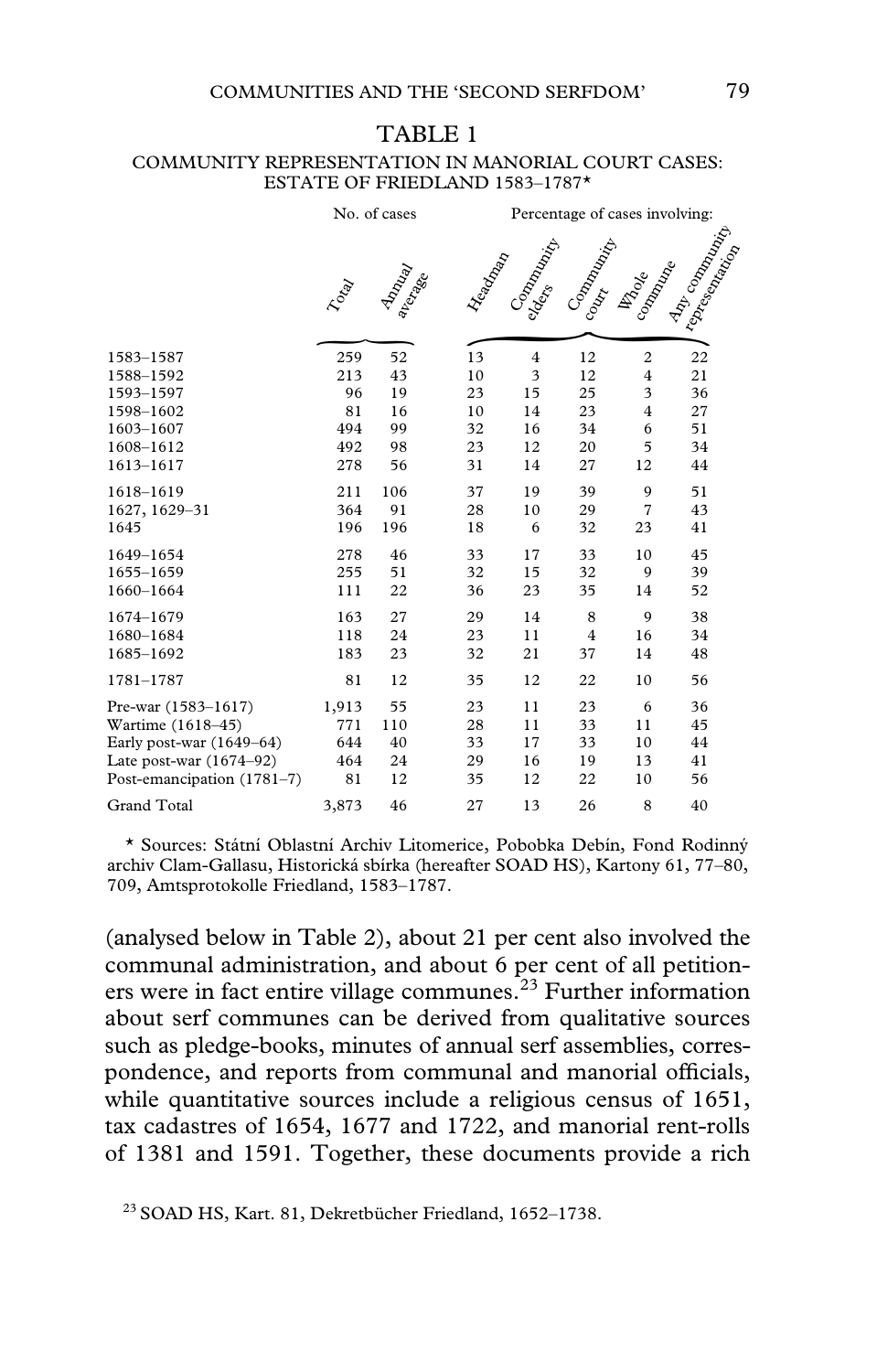TABLE 1

COMMUNITY REPRESENTATION IN MANORIAL COURT CASES: ESTATE OF FRIEDLAND 1583–1787*

| | No. of cases | | Percentage of cases involving: | | | | |
|---|---|---|---|---|---|---|---|
| | Total | Annual average | Headman | Community elders | Community court | Whole commune | Any community representation |
| 1583–1587 | 259 | 52 | 13 | 4 | 12 | 2 | 22 |
| 1588–1592 | 213 | 43 | 10 | 3 | 12 | 4 | 21 |
| 1593–1597 | 96 | 19 | 23 | 15 | 25 | 3 | 36 |
| 1598–1602 | 81 | 16 | 10 | 14 | 23 | 4 | 27 |
| 1603–1607 | 494 | 99 | 32 | 16 | 34 | 6 | 51 |
| 1608–1612 | 492 | 98 | 23 | 12 | 20 | 5 | 34 |
| 1613–1617 | 278 | 56 | 31 | 14 | 27 | 12 | 44 |
| 1618–1619 | 211 | 106 | 37 | 19 | 39 | 9 | 51 |
| 1627, 1629–31 | 364 | 91 | 28 | 10 | 29 | 7 | 43 |
| 1645 | 196 | 196 | 18 | 6 | 32 | 23 | 41 |
| 1649–1654 | 278 | 46 | 33 | 17 | 33 | 10 | 45 |
| 1655–1659 | 255 | 51 | 32 | 15 | 32 | 9 | 39 |
| 1660–1664 | 111 | 22 | 36 | 23 | 35 | 14 | 52 |
| 1674–1679 | 163 | 27 | 29 | 14 | 8 | 9 | 38 |
| 1680–1684 | 118 | 24 | 23 | 11 | 4 | 16 | 34 |
| 1685–1692 | 183 | 23 | 32 | 21 | 37 | 14 | 48 |
| 1781–1787 | 81 | 12 | 35 | 12 | 22 | 10 | 56 |
| Pre-war (1583–1617) | 1,913 | 55 | 23 | 11 | 23 | 6 | 36 |
| Wartime (1618–45) | 771 | 110 | 28 | 11 | 33 | 11 | 45 |
| Early post-war (1649–64) | 644 | 40 | 33 | 17 | 33 | 10 | 44 |
| Late post-war (1674–92) | 464 | 24 | 29 | 16 | 19 | 13 | 41 |
| Post-emancipation (1781–7) | 81 | 12 | 35 | 12 | 22 | 10 | 56 |
| Grand Total | 3,873 | 46 | 27 | 13 | 26 | 8 | 40 |

* Sources: Státní Oblastní Archiv Litomerice, Pobobka Debín, Fond Rodinný archiv Clam-Gallasu, Historická sbírka (hereafter SOAD HS), Kartony 61, 77–80, 709, Amtsprotokolle Friedland, 1583–1787.

(analysed below in Table 2), about 21 per cent also involved the communal administration, and about 6 per cent of all petitioners were in fact entire village communes.[23] Further information about serf communes can be derived from qualitative sources such as pledge-books, minutes of annual serf assemblies, correspondence, and reports from communal and manorial officials, while quantitative sources include a religious census of 1651, tax cadastres of 1654, 1677 and 1722, and manorial rent-rolls of 1381 and 1591. Together, these documents provide a rich

[23] SOAD HS, Kart. 81, Dekretbücher Friedland, 1652–1738.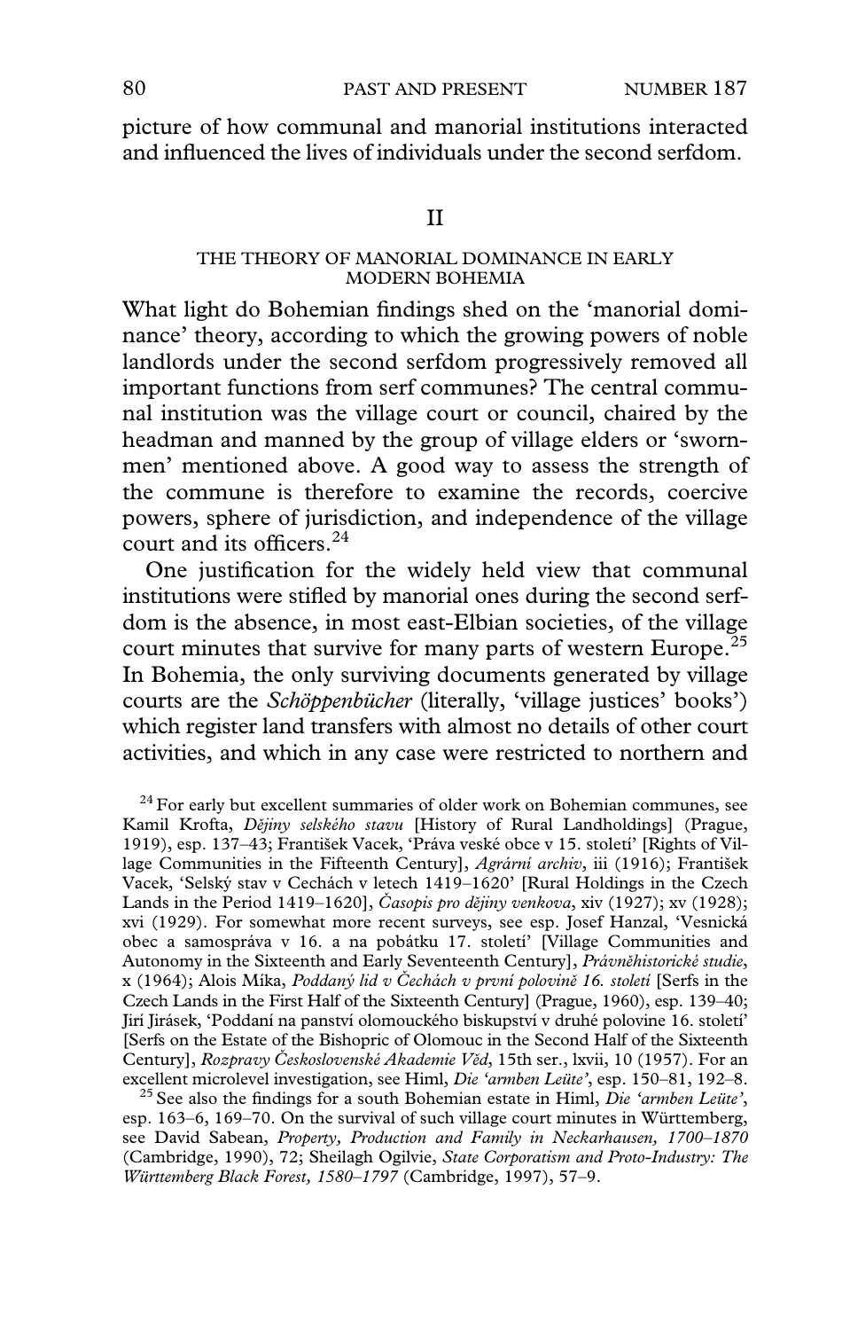picture of how communal and manorial institutions interacted and influenced the lives of individuals under the second serfdom.

## II

### THE THEORY OF MANORIAL DOMINANCE IN EARLY MODERN BOHEMIA

What light do Bohemian findings shed on the 'manorial dominance' theory, according to which the growing powers of noble landlords under the second serfdom progressively removed all important functions from serf communes? The central communal institution was the village court or council, chaired by the headman and manned by the group of village elders or 'swornmen' mentioned above. A good way to assess the strength of the commune is therefore to examine the records, coercive powers, sphere of jurisdiction, and independence of the village court and its officers.[24]

One justification for the widely held view that communal institutions were stifled by manorial ones during the second serfdom is the absence, in most east-Elbian societies, of the village court minutes that survive for many parts of western Europe.[25] In Bohemia, the only surviving documents generated by village courts are the *Schöppenbücher* (literally, 'village justices' books') which register land transfers with almost no details of other court activities, and which in any case were restricted to northern and

[24] For early but excellent summaries of older work on Bohemian communes, see Kamil Krofta, *Dějiny selského stavu* [History of Rural Landholdings] (Prague, 1919), esp. 137–43; František Vacek, 'Práva veské obce v 15. století' [Rights of Village Communities in the Fifteenth Century], *Agrární archiv*, iii (1916); František Vacek, 'Selský stav v Cechách v letech 1419–1620' [Rural Holdings in the Czech Lands in the Period 1419–1620], *Časopis pro dějiny venkova*, xiv (1927); xv (1928); xvi (1929). For somewhat more recent surveys, see esp. Josef Hanzal, 'Vesnická obec a samospráva v 16. a na pobátku 17. století' [Village Communities and Autonomy in the Sixteenth and Early Seventeenth Century], *Právněhistorické studie*, x (1964); Alois Míka, *Poddaný lid v Čechách v první polovině 16. století* [Serfs in the Czech Lands in the First Half of the Sixteenth Century] (Prague, 1960), esp. 139–40; Jirí Jirásek, 'Poddaní na panství olomouckého biskupství v druhé polovine 16. století' [Serfs on the Estate of the Bishopric of Olomouc in the Second Half of the Sixteenth Century], *Rozpravy Československé Akademie Věd*, 15th ser., lxvii, 10 (1957). For an excellent microlevel investigation, see Himl, *Die 'armben Leüte'*, esp. 150–81, 192–8.

[25] See also the findings for a south Bohemian estate in Himl, *Die 'armben Leüte'*, esp. 163–6, 169–70. On the survival of such village court minutes in Württemberg, see David Sabean, *Property, Production and Family in Neckarhausen, 1700–1870* (Cambridge, 1990), 72; Sheilagh Ogilvie, *State Corporatism and Proto-Industry: The Württemberg Black Forest, 1580–1797* (Cambridge, 1997), 57–9.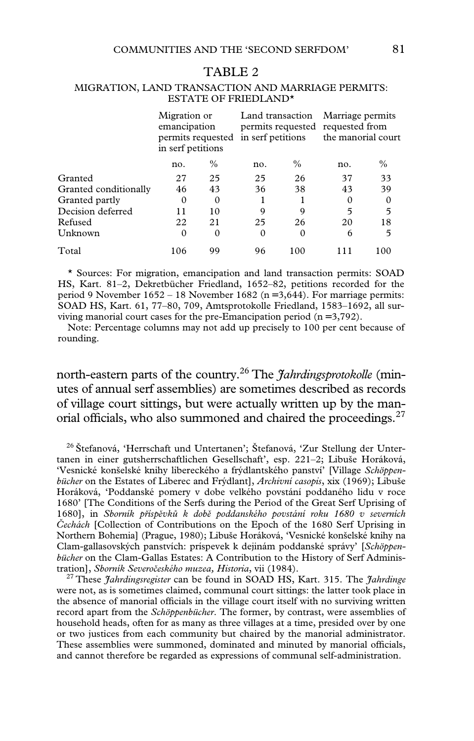### TABLE 2

MIGRATION, LAND TRANSACTION AND MARRIAGE PERMITS: ESTATE OF FRIEDLAND*

| | Migration or emancipation permits requested in serf petitions | | Land transaction permits requested in serf petitions | | Marriage permits requested from the manorial court | |
|---|---|---|---|---|---|---|
| | no. | % | no. | % | no. | % |
| Granted | 27 | 25 | 25 | 26 | 37 | 33 |
| Granted conditionally | 46 | 43 | 36 | 38 | 43 | 39 |
| Granted partly | 0 | 0 | 1 | 1 | 0 | 0 |
| Decision deferred | 11 | 10 | 9 | 9 | 5 | 5 |
| Refused | 22 | 21 | 25 | 26 | 20 | 18 |
| Unknown | 0 | 0 | 0 | 0 | 6 | 5 |
| Total | 106 | 99 | 96 | 100 | 111 | 100 |

\* Sources: For migration, emancipation and land transaction permits: SOAD HS, Kart. 81–2, Dekretbücher Friedland, 1652–82, petitions recorded for the period 9 November 1652 – 18 November 1682 (n =3,644). For marriage permits: SOAD HS, Kart. 61, 77–80, 709, Amtsprotokolle Friedland, 1583–1692, all surviving manorial court cases for the pre-Emancipation period (n =3,792).

Note: Percentage columns may not add up precisely to 100 per cent because of rounding.

north-eastern parts of the country.[26] The *Jahrdingsprotokolle* (minutes of annual serf assemblies) are sometimes described as records of village court sittings, but were actually written up by the manorial officials, who also summoned and chaired the proceedings.[27]

[26] Štefanová, 'Herrschaft und Untertanen'; Štefanová, 'Zur Stellung der Untertanen in einer gutsherrschaftlichen Gesellschaft', esp. 221–2; Libuše Horáková, 'Vesnické konšelské knihy libereckého a frýdlantského panství' [Village *Schöppenbücher* on the Estates of Liberec and Frýdlant], *Archivní casopis*, xix (1969); Libuše Horáková, 'Poddanské pomery v dobe velkého povstání poddaného lidu v roce 1680' [The Conditions of the Serfs during the Period of the Great Serf Uprising of 1680], in *Sborník příspěvků k době poddanského povstání roku 1680 v severních Čechách* [Collection of Contributions on the Epoch of the 1680 Serf Uprising in Northern Bohemia] (Prague, 1980); Libuše Horáková, 'Vesnické konšelské knihy na Clam-gallasovských panstvích: príspevek k dejinám poddanské správy' [*Schöppenbücher* on the Clam-Gallas Estates: A Contribution to the History of Serf Administration], *Sborník Severočeského muzea, Historia*, vii (1984).

[27] These *Jahrdingsregister* can be found in SOAD HS, Kart. 315. The *Jahrdinge* were not, as is sometimes claimed, communal court sittings: the latter took place in the absence of manorial officials in the village court itself with no surviving written record apart from the *Schöppenbücher*. The former, by contrast, were assemblies of household heads, often for as many as three villages at a time, presided over by one or two justices from each community but chaired by the manorial administrator. These assemblies were summoned, dominated and minuted by manorial officials, and cannot therefore be regarded as expressions of communal self-administration.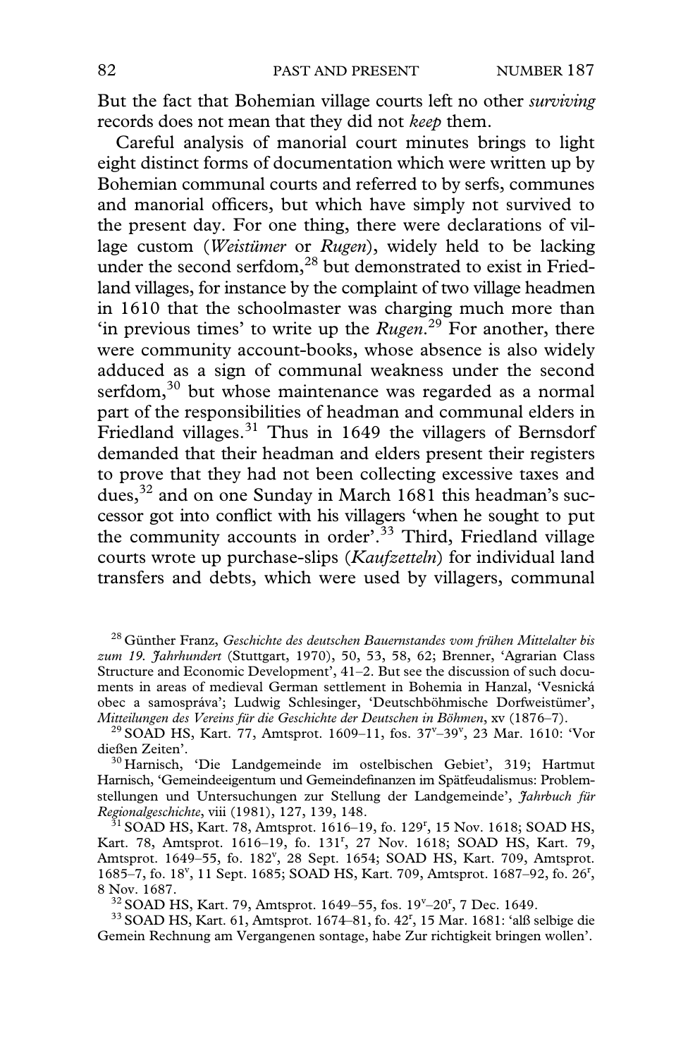But the fact that Bohemian village courts left no other *surviving* records does not mean that they did not *keep* them.

Careful analysis of manorial court minutes brings to light eight distinct forms of documentation which were written up by Bohemian communal courts and referred to by serfs, communes and manorial officers, but which have simply not survived to the present day. For one thing, there were declarations of village custom (*Weistümer* or *Rugen*), widely held to be lacking under the second serfdom,[28] but demonstrated to exist in Friedland villages, for instance by the complaint of two village headmen in 1610 that the schoolmaster was charging much more than 'in previous times' to write up the *Rugen*.[29] For another, there were community account-books, whose absence is also widely adduced as a sign of communal weakness under the second serfdom,[30] but whose maintenance was regarded as a normal part of the responsibilities of headman and communal elders in Friedland villages.[31] Thus in 1649 the villagers of Bernsdorf demanded that their headman and elders present their registers to prove that they had not been collecting excessive taxes and dues,[32] and on one Sunday in March 1681 this headman's successor got into conflict with his villagers 'when he sought to put the community accounts in order'.[33] Third, Friedland village courts wrote up purchase-slips (*Kaufzetteln*) for individual land transfers and debts, which were used by villagers, communal

[28] Günther Franz, *Geschichte des deutschen Bauernstandes vom frühen Mittelalter bis zum 19. Jahrhundert* (Stuttgart, 1970), 50, 53, 58, 62; Brenner, 'Agrarian Class Structure and Economic Development', 41–2. But see the discussion of such documents in areas of medieval German settlement in Bohemia in Hanzal, 'Vesnická obec a samospráva'; Ludwig Schlesinger, 'Deutschböhmische Dorfweistümer', *Mitteilungen des Vereins für die Geschichte der Deutschen in Böhmen*, xv (1876–7).

[29] SOAD HS, Kart. 77, Amtsprot. 1609–11, fos. 37$^{v}$–39$^{v}$, 23 Mar. 1610: 'Vor dießen Zeiten'.

[30] Harnisch, 'Die Landgemeinde im ostelbischen Gebiet', 319; Hartmut Harnisch, 'Gemeindeeigentum und Gemeindefinanzen im Spätfeudalismus: Problemstellungen und Untersuchungen zur Stellung der Landgemeinde', *Jahrbuch für Regionalgeschichte*, viii (1981), 127, 139, 148.

[31] SOAD HS, Kart. 78, Amtsprot. 1616–19, fo. 129$^{r}$, 15 Nov. 1618; SOAD HS, Kart. 78, Amtsprot. 1616–19, fo. 131$^{r}$, 27 Nov. 1618; SOAD HS, Kart. 79, Amtsprot. 1649–55, fo. 182$^{v}$, 28 Sept. 1654; SOAD HS, Kart. 709, Amtsprot. 1685–7, fo. 18$^{v}$, 11 Sept. 1685; SOAD HS, Kart. 709, Amtsprot. 1687–92, fo. 26$^{r}$, 8 Nov. 1687.

[32] SOAD HS, Kart. 79, Amtsprot. 1649–55, fos. 19$^{v}$–20$^{r}$, 7 Dec. 1649.

[33] SOAD HS, Kart. 61, Amtsprot. 1674–81, fo. 42$^{r}$, 15 Mar. 1681: 'alß selbige die Gemein Rechnung am Vergangenen sontage, habe Zur richtigkeit bringen wollen'.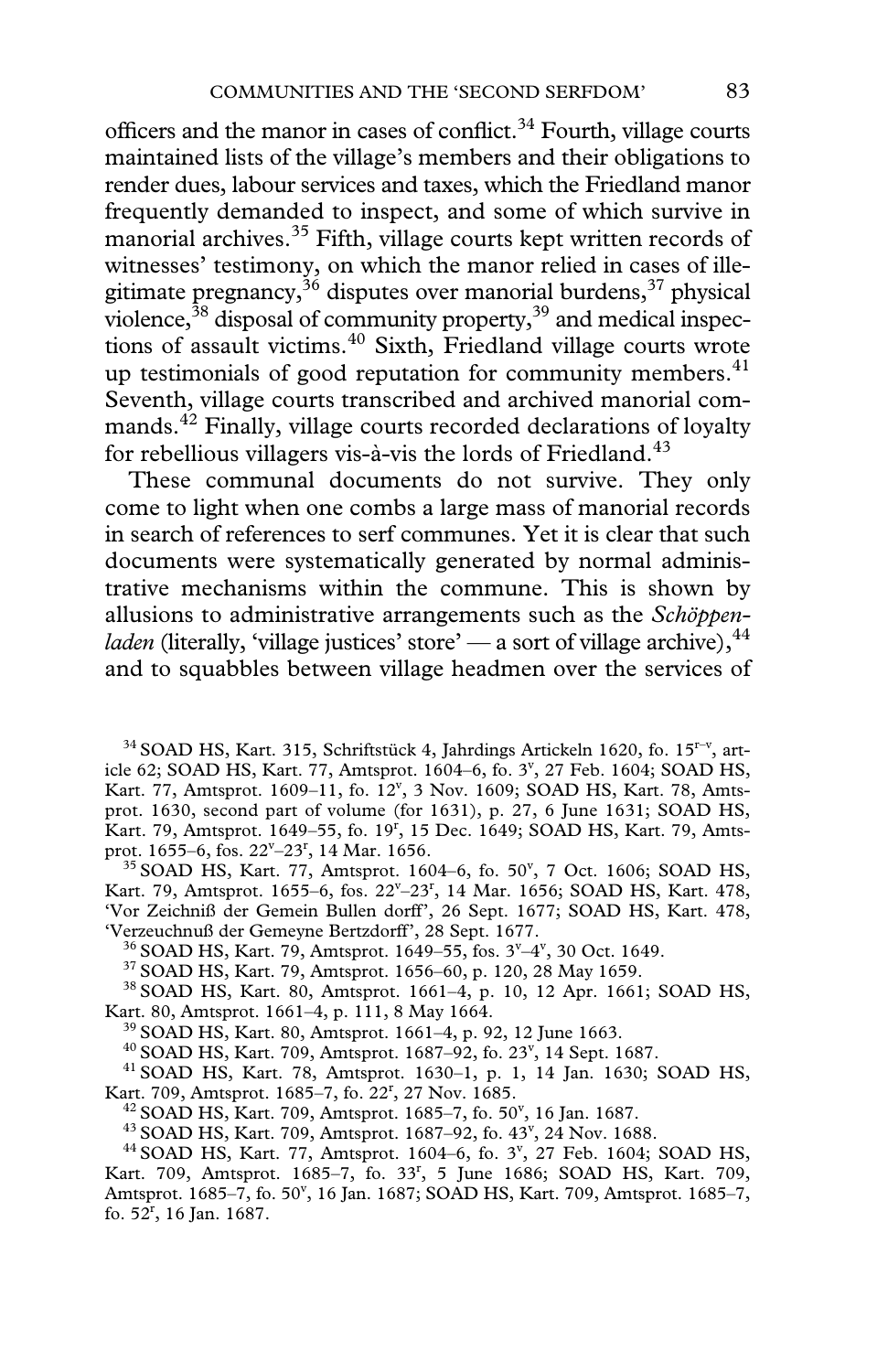officers and the manor in cases of conflict.[34] Fourth, village courts maintained lists of the village's members and their obligations to render dues, labour services and taxes, which the Friedland manor frequently demanded to inspect, and some of which survive in manorial archives.[35] Fifth, village courts kept written records of witnesses' testimony, on which the manor relied in cases of illegitimate pregnancy,[36] disputes over manorial burdens,[37] physical violence,[38] disposal of community property,[39] and medical inspections of assault victims.[40] Sixth, Friedland village courts wrote up testimonials of good reputation for community members.[41] Seventh, village courts transcribed and archived manorial commands.[42] Finally, village courts recorded declarations of loyalty for rebellious villagers vis-à-vis the lords of Friedland.[43]

These communal documents do not survive. They only come to light when one combs a large mass of manorial records in search of references to serf communes. Yet it is clear that such documents were systematically generated by normal administrative mechanisms within the commune. This is shown by allusions to administrative arrangements such as the *Schöppenladen* (literally, 'village justices' store' — a sort of village archive),[44] and to squabbles between village headmen over the services of

[34] SOAD HS, Kart. 315, Schriftstück 4, Jahrdings Artickeln 1620, fo. 15$^{r-v}$, article 62; SOAD HS, Kart. 77, Amtsprot. 1604–6, fo. 3$^{v}$, 27 Feb. 1604; SOAD HS, Kart. 77, Amtsprot. 1609–11, fo. 12$^{v}$, 3 Nov. 1609; SOAD HS, Kart. 78, Amtsprot. 1630, second part of volume (for 1631), p. 27, 6 June 1631; SOAD HS, Kart. 79, Amtsprot. 1649–55, fo. 19$^{r}$, 15 Dec. 1649; SOAD HS, Kart. 79, Amtsprot. 1655–6, fos. 22$^{v}$–23$^{r}$, 14 Mar. 1656.

[35] SOAD HS, Kart. 77, Amtsprot. 1604–6, fo. 50$^{v}$, 7 Oct. 1606; SOAD HS, Kart. 79, Amtsprot. 1655–6, fos. 22$^{v}$–23$^{r}$, 14 Mar. 1656; SOAD HS, Kart. 478, 'Vor Zeichniß der Gemein Bullen dorff', 26 Sept. 1677; SOAD HS, Kart. 478, 'Verzeuchnuß der Gemeyne Bertzdorff', 28 Sept. 1677.

[36] SOAD HS, Kart. 79, Amtsprot. 1649–55, fos. 3$^{v}$–4$^{v}$, 30 Oct. 1649.

[37] SOAD HS, Kart. 79, Amtsprot. 1656–60, p. 120, 28 May 1659.

[38] SOAD HS, Kart. 80, Amtsprot. 1661–4, p. 10, 12 Apr. 1661; SOAD HS, Kart. 80, Amtsprot. 1661–4, p. 111, 8 May 1664.

[39] SOAD HS, Kart. 80, Amtsprot. 1661–4, p. 92, 12 June 1663.

[40] SOAD HS, Kart. 709, Amtsprot. 1687–92, fo. 23$^{v}$, 14 Sept. 1687.

[41] SOAD HS, Kart. 78, Amtsprot. 1630–1, p. 1, 14 Jan. 1630; SOAD HS, Kart. 709, Amtsprot. 1685–7, fo. 22$^{r}$, 27 Nov. 1685.

[42] SOAD HS, Kart. 709, Amtsprot. 1685–7, fo. 50$^{v}$, 16 Jan. 1687.

[43] SOAD HS, Kart. 709, Amtsprot. 1687–92, fo. 43$^{v}$, 24 Nov. 1688.

[44] SOAD HS, Kart. 77, Amtsprot. 1604–6, fo. 3$^{v}$, 27 Feb. 1604; SOAD HS, Kart. 709, Amtsprot. 1685–7, fo. 33$^{r}$, 5 June 1686; SOAD HS, Kart. 709, Amtsprot. 1685–7, fo. 50$^{v}$, 16 Jan. 1687; SOAD HS, Kart. 709, Amtsprot. 1685–7, fo. 52$^{r}$, 16 Jan. 1687.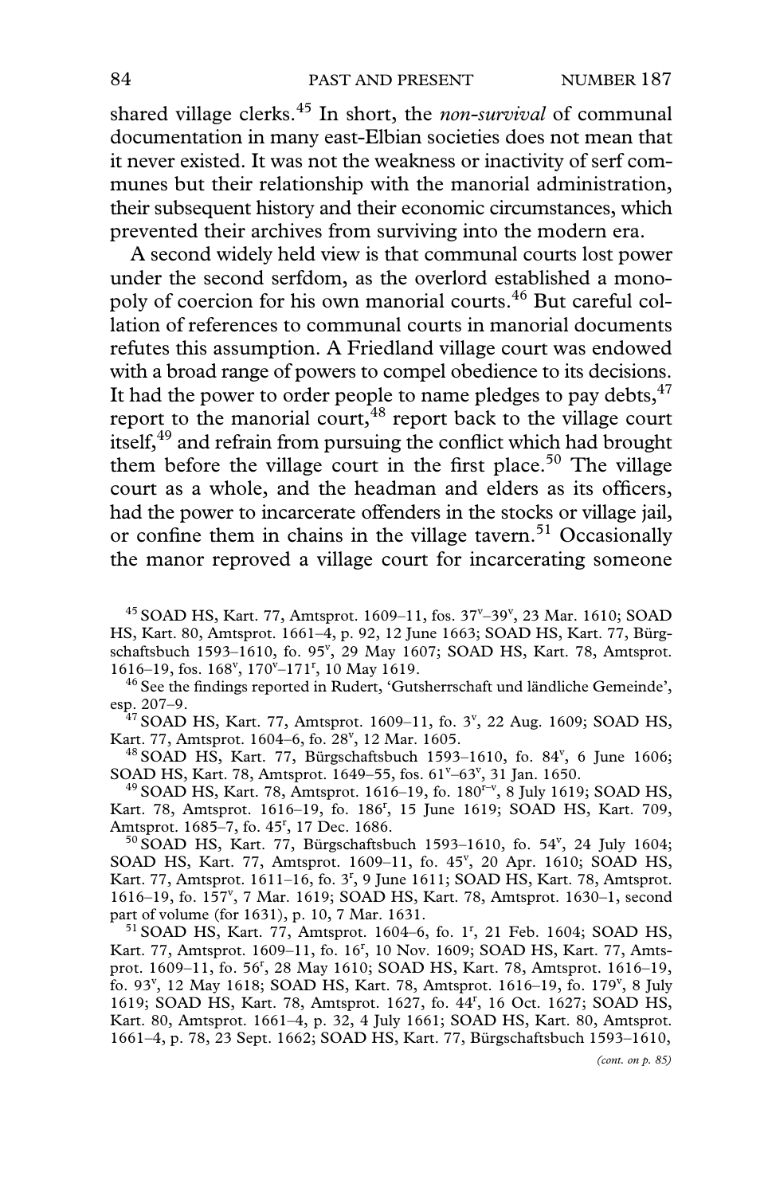shared village clerks.[45] In short, the *non-survival* of communal documentation in many east-Elbian societies does not mean that it never existed. It was not the weakness or inactivity of serf communes but their relationship with the manorial administration, their subsequent history and their economic circumstances, which prevented their archives from surviving into the modern era.

A second widely held view is that communal courts lost power under the second serfdom, as the overlord established a monopoly of coercion for his own manorial courts.[46] But careful collation of references to communal courts in manorial documents refutes this assumption. A Friedland village court was endowed with a broad range of powers to compel obedience to its decisions. It had the power to order people to name pledges to pay debts,[47] report to the manorial court,[48] report back to the village court itself,[49] and refrain from pursuing the conflict which had brought them before the village court in the first place.[50] The village court as a whole, and the headman and elders as its officers, had the power to incarcerate offenders in the stocks or village jail, or confine them in chains in the village tavern.[51] Occasionally the manor reproved a village court for incarcerating someone

[45] SOAD HS, Kart. 77, Amtsprot. 1609–11, fos. 37v–39v, 23 Mar. 1610; SOAD HS, Kart. 80, Amtsprot. 1661–4, p. 92, 12 June 1663; SOAD HS, Kart. 77, Bürgschaftsbuch 1593–1610, fo. 95v, 29 May 1607; SOAD HS, Kart. 78, Amtsprot. 1616–19, fos. 168v, 170v–171r, 10 May 1619.

[46] See the findings reported in Rudert, 'Gutsherrschaft und ländliche Gemeinde', esp. 207–9.

[47] SOAD HS, Kart. 77, Amtsprot. 1609–11, fo. 3v, 22 Aug. 1609; SOAD HS, Kart. 77, Amtsprot. 1604–6, fo. 28v, 12 Mar. 1605.

[48] SOAD HS, Kart. 77, Bürgschaftsbuch 1593–1610, fo. 84v, 6 June 1606; SOAD HS, Kart. 78, Amtsprot. 1649–55, fos. 61v–63v, 31 Jan. 1650.

[49] SOAD HS, Kart. 78, Amtsprot. 1616–19, fo. 180r–v, 8 July 1619; SOAD HS, Kart. 78, Amtsprot. 1616–19, fo. 186r, 15 June 1619; SOAD HS, Kart. 709, Amtsprot. 1685–7, fo. 45r, 17 Dec. 1686.

[50] SOAD HS, Kart. 77, Bürgschaftsbuch 1593–1610, fo. 54v, 24 July 1604; SOAD HS, Kart. 77, Amtsprot. 1609–11, fo. 45v, 20 Apr. 1610; SOAD HS, Kart. 77, Amtsprot. 1611–16, fo. 3r, 9 June 1611; SOAD HS, Kart. 78, Amtsprot. 1616–19, fo. 157v, 7 Mar. 1619; SOAD HS, Kart. 78, Amtsprot. 1630–1, second part of volume (for 1631), p. 10, 7 Mar. 1631.

[51] SOAD HS, Kart. 77, Amtsprot. 1604–6, fo. 1r, 21 Feb. 1604; SOAD HS, Kart. 77, Amtsprot. 1609–11, fo. 16r, 10 Nov. 1609; SOAD HS, Kart. 77, Amtsprot. 1609–11, fo. 56r, 28 May 1610; SOAD HS, Kart. 78, Amtsprot. 1616–19, fo. 93v, 12 May 1618; SOAD HS, Kart. 78, Amtsprot. 1616–19, fo. 179v, 8 July 1619; SOAD HS, Kart. 78, Amtsprot. 1627, fo. 44r, 16 Oct. 1627; SOAD HS, Kart. 80, Amtsprot. 1661–4, p. 32, 4 July 1661; SOAD HS, Kart. 80, Amtsprot. 1661–4, p. 78, 23 Sept. 1662; SOAD HS, Kart. 77, Bürgschaftsbuch 1593–1610,

*(cont. on p. 85)*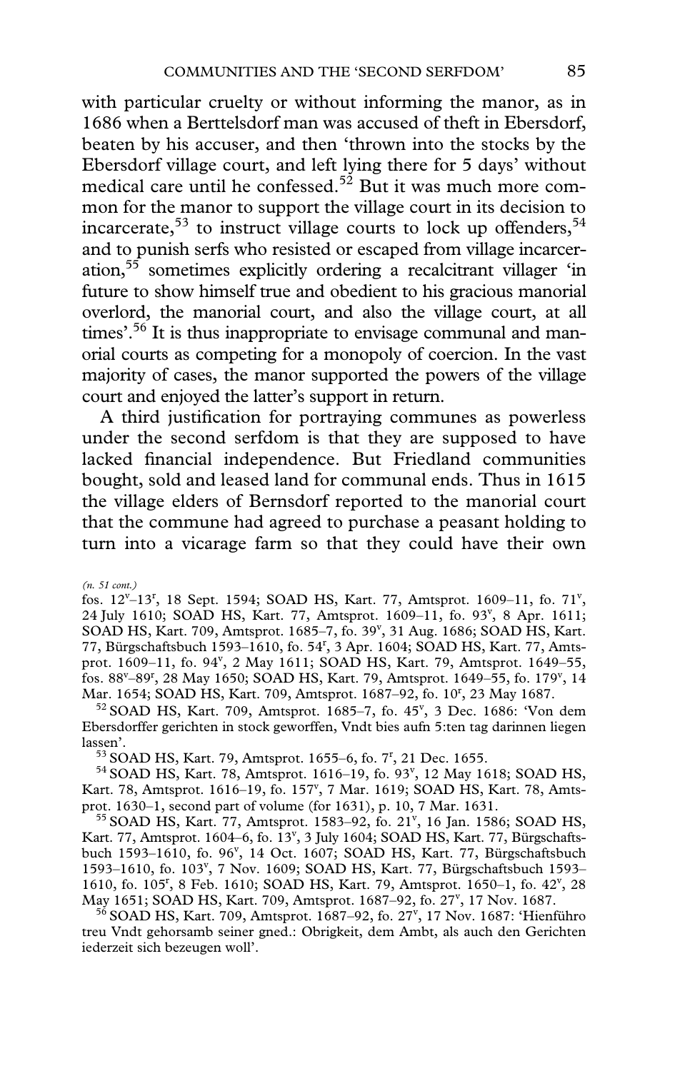with particular cruelty or without informing the manor, as in 1686 when a Berttelsdorf man was accused of theft in Ebersdorf, beaten by his accuser, and then 'thrown into the stocks by the Ebersdorf village court, and left lying there for 5 days' without medical care until he confessed.[52] But it was much more common for the manor to support the village court in its decision to incarcerate,[53] to instruct village courts to lock up offenders,[54] and to punish serfs who resisted or escaped from village incarceration,[55] sometimes explicitly ordering a recalcitrant villager 'in future to show himself true and obedient to his gracious manorial overlord, the manorial court, and also the village court, at all times'.[56] It is thus inappropriate to envisage communal and manorial courts as competing for a monopoly of coercion. In the vast majority of cases, the manor supported the powers of the village court and enjoyed the latter's support in return.

A third justification for portraying communes as powerless under the second serfdom is that they are supposed to have lacked financial independence. But Friedland communities bought, sold and leased land for communal ends. Thus in 1615 the village elders of Bernsdorf reported to the manorial court that the commune had agreed to purchase a peasant holding to turn into a vicarage farm so that they could have their own

---

*(n. 51 cont.)*
fos. 12v–13r, 18 Sept. 1594; SOAD HS, Kart. 77, Amtsprot. 1609–11, fo. 71v, 24 July 1610; SOAD HS, Kart. 77, Amtsprot. 1609–11, fo. 93v, 8 Apr. 1611; SOAD HS, Kart. 709, Amtsprot. 1685–7, fo. 39v, 31 Aug. 1686; SOAD HS, Kart. 77, Bürgschaftsbuch 1593–1610, fo. 54r, 3 Apr. 1604; SOAD HS, Kart. 77, Amtsprot. 1609–11, fo. 94v, 2 May 1611; SOAD HS, Kart. 79, Amtsprot. 1649–55, fos. 88v–89r, 28 May 1650; SOAD HS, Kart. 79, Amtsprot. 1649–55, fo. 179v, 14 Mar. 1654; SOAD HS, Kart. 709, Amtsprot. 1687–92, fo. 10r, 23 May 1687.

[52] SOAD HS, Kart. 709, Amtsprot. 1685–7, fo. 45v, 3 Dec. 1686: 'Von dem Ebersdorffer gerichten in stock geworffen, Vndt bies aufn 5:ten tag darinnen liegen lassen'.

[53] SOAD HS, Kart. 79, Amtsprot. 1655–6, fo. 7r, 21 Dec. 1655.

[54] SOAD HS, Kart. 78, Amtsprot. 1616–19, fo. 93v, 12 May 1618; SOAD HS, Kart. 78, Amtsprot. 1616–19, fo. 157v, 7 Mar. 1619; SOAD HS, Kart. 78, Amtsprot. 1630–1, second part of volume (for 1631), p. 10, 7 Mar. 1631.

[55] SOAD HS, Kart. 77, Amtsprot. 1583–92, fo. 21v, 16 Jan. 1586; SOAD HS, Kart. 77, Amtsprot. 1604–6, fo. 13v, 3 July 1604; SOAD HS, Kart. 77, Bürgschaftsbuch 1593–1610, fo. 96v, 14 Oct. 1607; SOAD HS, Kart. 77, Bürgschaftsbuch 1593–1610, fo. 103v, 7 Nov. 1609; SOAD HS, Kart. 77, Bürgschaftsbuch 1593–1610, fo. 105r, 8 Feb. 1610; SOAD HS, Kart. 79, Amtsprot. 1650–1, fo. 42v, 28 May 1651; SOAD HS, Kart. 709, Amtsprot. 1687–92, fo. 27v, 17 Nov. 1687.

[56] SOAD HS, Kart. 709, Amtsprot. 1687–92, fo. 27v, 17 Nov. 1687: 'Hienführo treu Vndt gehorsamb seiner gned.: Obrigkeit, dem Ambt, als auch den Gerichten iederzeit sich bezeugen woll'.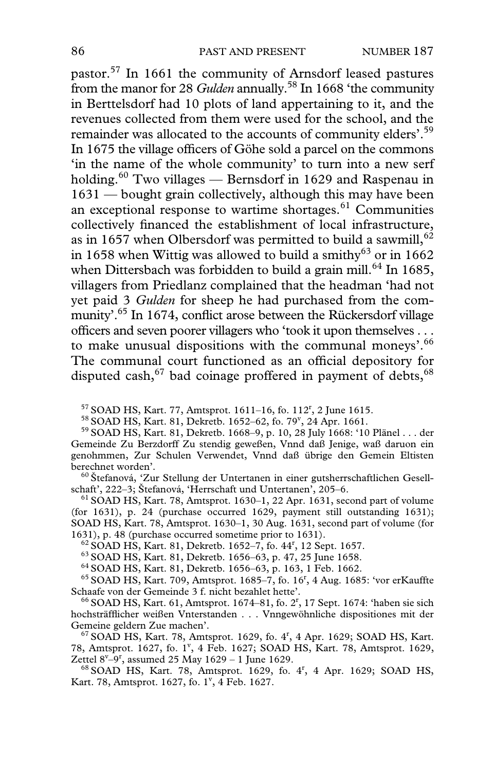pastor.[57] In 1661 the community of Arnsdorf leased pastures from the manor for 28 *Gulden* annually.[58] In 1668 'the community in Berttelsdorf had 10 plots of land appertaining to it, and the revenues collected from them were used for the school, and the remainder was allocated to the accounts of community elders'.[59] In 1675 the village officers of Göhe sold a parcel on the commons 'in the name of the whole community' to turn into a new serf holding.[60] Two villages — Bernsdorf in 1629 and Raspenau in 1631 — bought grain collectively, although this may have been an exceptional response to wartime shortages.[61] Communities collectively financed the establishment of local infrastructure, as in 1657 when Olbersdorf was permitted to build a sawmill,[62] in 1658 when Wittig was allowed to build a smithy[63] or in 1662 when Dittersbach was forbidden to build a grain mill.[64] In 1685, villagers from Priedlanz complained that the headman 'had not yet paid 3 *Gulden* for sheep he had purchased from the community'.[65] In 1674, conflict arose between the Rückersdorf village officers and seven poorer villagers who 'took it upon themselves . . . to make unusual dispositions with the communal moneys'.[66] The communal court functioned as an official depository for disputed cash,[67] bad coinage proffered in payment of debts,[68]

[57] SOAD HS, Kart. 77, Amtsprot. 1611–16, fo. 112r, 2 June 1615.

[58] SOAD HS, Kart. 81, Dekretb. 1652–62, fo. 79v, 24 Apr. 1661.

[59] SOAD HS, Kart. 81, Dekretb. 1668–9, p. 10, 28 July 1668: '10 Plänel . . . der Gemeinde Zu Berzdorff Zu stendig geweßen, Vnnd daß Jenige, waß daruon ein genohmmen, Zur Schulen Verwendet, Vnnd daß übrige den Gemein Eltisten berechnet worden'.

[60] Štefanová, 'Zur Stellung der Untertanen in einer gutsherrschaftlichen Gesellschaft', 222–3; Štefanová, 'Herrschaft und Untertanen', 205–6.

[61] SOAD HS, Kart. 78, Amtsprot. 1630–1, 22 Apr. 1631, second part of volume (for 1631), p. 24 (purchase occurred 1629, payment still outstanding 1631); SOAD HS, Kart. 78, Amtsprot. 1630–1, 30 Aug. 1631, second part of volume (for 1631), p. 48 (purchase occurred sometime prior to 1631).

[62] SOAD HS, Kart. 81, Dekretb. 1652–7, fo. 44r, 12 Sept. 1657.

[63] SOAD HS, Kart. 81, Dekretb. 1656–63, p. 47, 25 June 1658.

[64] SOAD HS, Kart. 81, Dekretb. 1656–63, p. 163, 1 Feb. 1662.

[65] SOAD HS, Kart. 709, Amtsprot. 1685–7, fo. 16r, 4 Aug. 1685: 'vor erKauffte Schaafe von der Gemeinde 3 f. nicht bezahlet hette'.

[66] SOAD HS, Kart. 61, Amtsprot. 1674–81, fo. 2r, 17 Sept. 1674: 'haben sie sich hochsträfflicher weißen Vnterstanden . . . Vnngewöhnliche dispositiones mit der Gemeine geldern Zue machen'.

[67] SOAD HS, Kart. 78, Amtsprot. 1629, fo. 4r, 4 Apr. 1629; SOAD HS, Kart. 78, Amtsprot. 1627, fo. 1v, 4 Feb. 1627; SOAD HS, Kart. 78, Amtsprot. 1629, Zettel 8v–9r, assumed 25 May 1629 – 1 June 1629.

[68] SOAD HS, Kart. 78, Amtsprot. 1629, fo. 4r, 4 Apr. 1629; SOAD HS, Kart. 78, Amtsprot. 1627, fo. 1v, 4 Feb. 1627.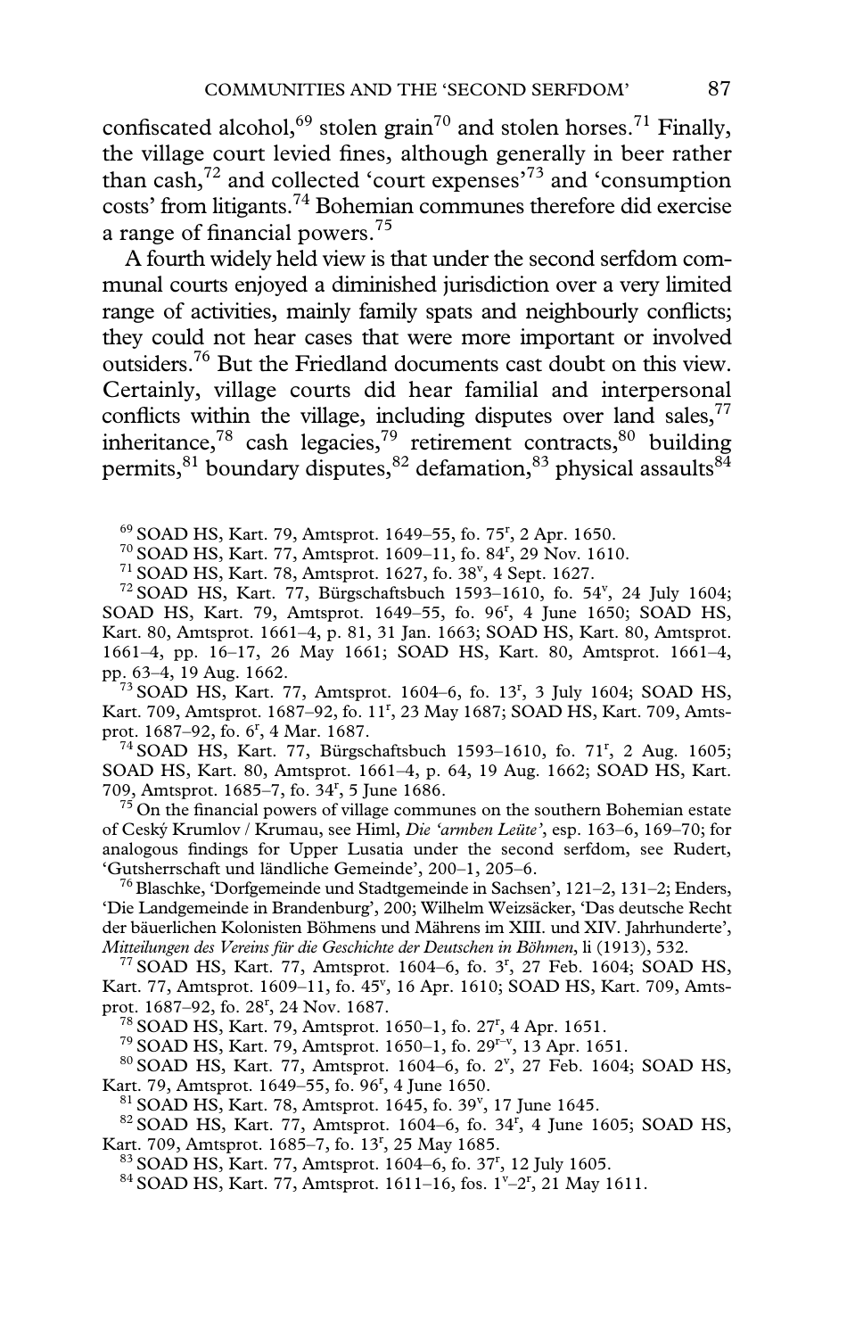confiscated alcohol,[69] stolen grain[70] and stolen horses.[71] Finally, the village court levied fines, although generally in beer rather than cash,[72] and collected 'court expenses'[73] and 'consumption costs' from litigants.[74] Bohemian communes therefore did exercise a range of financial powers.[75]

A fourth widely held view is that under the second serfdom communal courts enjoyed a diminished jurisdiction over a very limited range of activities, mainly family spats and neighbourly conflicts; they could not hear cases that were more important or involved outsiders.[76] But the Friedland documents cast doubt on this view. Certainly, village courts did hear familial and interpersonal conflicts within the village, including disputes over land sales,[77] inheritance,[78] cash legacies,[79] retirement contracts,[80] building permits,[81] boundary disputes,[82] defamation,[83] physical assaults[84]

[69] SOAD HS, Kart. 79, Amtsprot. 1649–55, fo. 75r, 2 Apr. 1650.

[70] SOAD HS, Kart. 77, Amtsprot. 1609–11, fo. 84r, 29 Nov. 1610.

[71] SOAD HS, Kart. 78, Amtsprot. 1627, fo. 38v, 4 Sept. 1627.

[72] SOAD HS, Kart. 77, Bürgschaftsbuch 1593–1610, fo. 54v, 24 July 1604; SOAD HS, Kart. 79, Amtsprot. 1649–55, fo. 96r, 4 June 1650; SOAD HS, Kart. 80, Amtsprot. 1661–4, p. 81, 31 Jan. 1663; SOAD HS, Kart. 80, Amtsprot. 1661–4, pp. 16–17, 26 May 1661; SOAD HS, Kart. 80, Amtsprot. 1661–4, pp. 63–4, 19 Aug. 1662.

[73] SOAD HS, Kart. 77, Amtsprot. 1604–6, fo. 13r, 3 July 1604; SOAD HS, Kart. 709, Amtsprot. 1687–92, fo. 11r, 23 May 1687; SOAD HS, Kart. 709, Amtsprot. 1687–92, fo. 6r, 4 Mar. 1687.

[74] SOAD HS, Kart. 77, Bürgschaftsbuch 1593–1610, fo. 71r, 2 Aug. 1605; SOAD HS, Kart. 80, Amtsprot. 1661–4, p. 64, 19 Aug. 1662; SOAD HS, Kart. 709, Amtsprot. 1685–7, fo. 34r, 5 June 1686.

[75] On the financial powers of village communes on the southern Bohemian estate of Ceský Krumlov / Krumau, see Himl, *Die 'armben Leüte'*, esp. 163–6, 169–70; for analogous findings for Upper Lusatia under the second serfdom, see Rudert, 'Gutsherrschaft und ländliche Gemeinde', 200–1, 205–6.

[76] Blaschke, 'Dorfgemeinde und Stadtgemeinde in Sachsen', 121–2, 131–2; Enders, 'Die Landgemeinde in Brandenburg', 200; Wilhelm Weizsäcker, 'Das deutsche Recht der bäuerlichen Kolonisten Böhmens und Mährens im XIII. und XIV. Jahrhunderte', *Mitteilungen des Vereins für die Geschichte der Deutschen in Böhmen*, li (1913), 532.

[77] SOAD HS, Kart. 77, Amtsprot. 1604–6, fo. 3r, 27 Feb. 1604; SOAD HS, Kart. 77, Amtsprot. 1609–11, fo. 45v, 16 Apr. 1610; SOAD HS, Kart. 709, Amtsprot. 1687–92, fo. 28r, 24 Nov. 1687.

[78] SOAD HS, Kart. 79, Amtsprot. 1650–1, fo. 27r, 4 Apr. 1651.

[79] SOAD HS, Kart. 79, Amtsprot. 1650–1, fo. 29r–v, 13 Apr. 1651.

[80] SOAD HS, Kart. 77, Amtsprot. 1604–6, fo. 2v, 27 Feb. 1604; SOAD HS, Kart. 79, Amtsprot. 1649–55, fo. 96r, 4 June 1650.

[81] SOAD HS, Kart. 78, Amtsprot. 1645, fo. 39v, 17 June 1645.

[82] SOAD HS, Kart. 77, Amtsprot. 1604–6, fo. 34r, 4 June 1605; SOAD HS, Kart. 709, Amtsprot. 1685–7, fo. 13r, 25 May 1685.

[83] SOAD HS, Kart. 77, Amtsprot. 1604–6, fo. 37r, 12 July 1605.

[84] SOAD HS, Kart. 77, Amtsprot. 1611–16, fos. 1v–2r, 21 May 1611.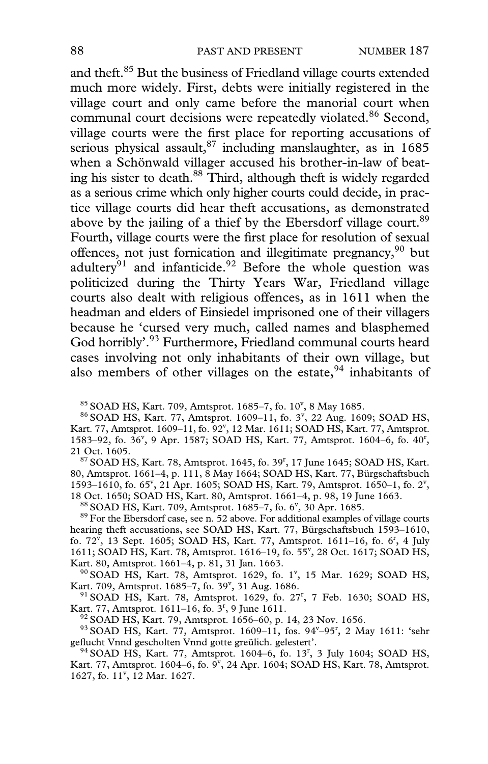and theft.[85] But the business of Friedland village courts extended much more widely. First, debts were initially registered in the village court and only came before the manorial court when communal court decisions were repeatedly violated.[86] Second, village courts were the first place for reporting accusations of serious physical assault,[87] including manslaughter, as in 1685 when a Schönwald villager accused his brother-in-law of beating his sister to death.[88] Third, although theft is widely regarded as a serious crime which only higher courts could decide, in practice village courts did hear theft accusations, as demonstrated above by the jailing of a thief by the Ebersdorf village court.[89] Fourth, village courts were the first place for resolution of sexual offences, not just fornication and illegitimate pregnancy,[90] but adultery[91] and infanticide.[92] Before the whole question was politicized during the Thirty Years War, Friedland village courts also dealt with religious offences, as in 1611 when the headman and elders of Einsiedel imprisoned one of their villagers because he 'cursed very much, called names and blasphemed God horribly'.[93] Furthermore, Friedland communal courts heard cases involving not only inhabitants of their own village, but also members of other villages on the estate,[94] inhabitants of

[85] SOAD HS, Kart. 709, Amtsprot. 1685–7, fo. 10v, 8 May 1685.

[86] SOAD HS, Kart. 77, Amtsprot. 1609–11, fo. 3v, 22 Aug. 1609; SOAD HS, Kart. 77, Amtsprot. 1609–11, fo. 92v, 12 Mar. 1611; SOAD HS, Kart. 77, Amtsprot. 1583–92, fo. 36v, 9 Apr. 1587; SOAD HS, Kart. 77, Amtsprot. 1604–6, fo. 40r, 21 Oct. 1605.

[87] SOAD HS, Kart. 78, Amtsprot. 1645, fo. 39r, 17 June 1645; SOAD HS, Kart. 80, Amtsprot. 1661–4, p. 111, 8 May 1664; SOAD HS, Kart. 77, Bürgschaftsbuch 1593–1610, fo. 65v, 21 Apr. 1605; SOAD HS, Kart. 79, Amtsprot. 1650–1, fo. 2v, 18 Oct. 1650; SOAD HS, Kart. 80, Amtsprot. 1661–4, p. 98, 19 June 1663.

[88] SOAD HS, Kart. 709, Amtsprot. 1685–7, fo. 6v, 30 Apr. 1685.

[89] For the Ebersdorf case, see n. 52 above. For additional examples of village courts hearing theft accusations, see SOAD HS, Kart. 77, Bürgschaftsbuch 1593–1610, fo. 72v, 13 Sept. 1605; SOAD HS, Kart. 77, Amtsprot. 1611–16, fo. 6r, 4 July 1611; SOAD HS, Kart. 78, Amtsprot. 1616–19, fo. 55v, 28 Oct. 1617; SOAD HS, Kart. 80, Amtsprot. 1661–4, p. 81, 31 Jan. 1663.

[90] SOAD HS, Kart. 78, Amtsprot. 1629, fo. 1v, 15 Mar. 1629; SOAD HS, Kart. 709, Amtsprot. 1685–7, fo. 39v, 31 Aug. 1686.

[91] SOAD HS, Kart. 78, Amtsprot. 1629, fo. 27r, 7 Feb. 1630; SOAD HS, Kart. 77, Amtsprot. 1611–16, fo. 3r, 9 June 1611.

[92] SOAD HS, Kart. 79, Amtsprot. 1656–60, p. 14, 23 Nov. 1656.

[93] SOAD HS, Kart. 77, Amtsprot. 1609–11, fos. 94v–95r, 2 May 1611: 'sehr geflucht Vnnd gescholten Vnnd gotte greülich. gelestert'.

[94] SOAD HS, Kart. 77, Amtsprot. 1604–6, fo. 13r, 3 July 1604; SOAD HS, Kart. 77, Amtsprot. 1604–6, fo. 9v, 24 Apr. 1604; SOAD HS, Kart. 78, Amtsprot. 1627, fo. 11v, 12 Mar. 1627.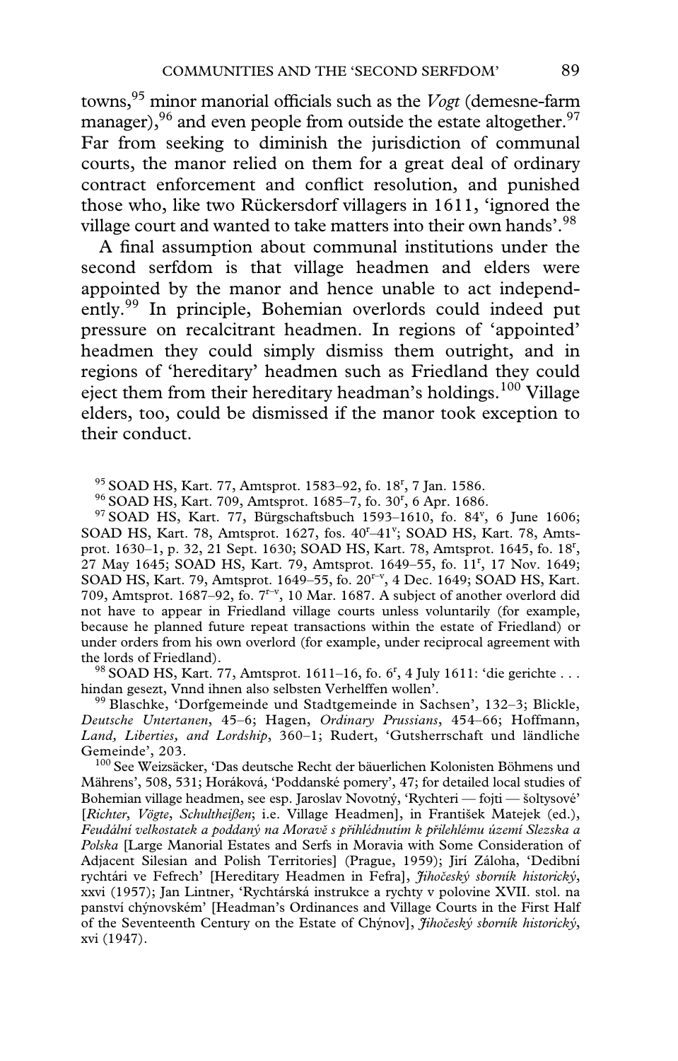towns,[95] minor manorial officials such as the *Vogt* (demesne-farm manager),[96] and even people from outside the estate altogether.[97] Far from seeking to diminish the jurisdiction of communal courts, the manor relied on them for a great deal of ordinary contract enforcement and conflict resolution, and punished those who, like two Rückersdorf villagers in 1611, 'ignored the village court and wanted to take matters into their own hands'.[98]

A final assumption about communal institutions under the second serfdom is that village headmen and elders were appointed by the manor and hence unable to act independently.[99] In principle, Bohemian overlords could indeed put pressure on recalcitrant headmen. In regions of 'appointed' headmen they could simply dismiss them outright, and in regions of 'hereditary' headmen such as Friedland they could eject them from their hereditary headman's holdings.[100] Village elders, too, could be dismissed if the manor took exception to their conduct.

[95] SOAD HS, Kart. 77, Amtsprot. 1583–92, fo. 18r, 7 Jan. 1586.

[96] SOAD HS, Kart. 709, Amtsprot. 1685–7, fo. 30r, 6 Apr. 1686.

[97] SOAD HS, Kart. 77, Bürgschaftsbuch 1593–1610, fo. 84v, 6 June 1606; SOAD HS, Kart. 78, Amtsprot. 1627, fos. 40r–41v; SOAD HS, Kart. 78, Amtsprot. 1630–1, p. 32, 21 Sept. 1630; SOAD HS, Kart. 78, Amtsprot. 1645, fo. 18r, 27 May 1645; SOAD HS, Kart. 79, Amtsprot. 1649–55, fo. 11r, 17 Nov. 1649; SOAD HS, Kart. 79, Amtsprot. 1649–55, fo. 20r–v, 4 Dec. 1649; SOAD HS, Kart. 709, Amtsprot. 1687–92, fo. 7r–v, 10 Mar. 1687. A subject of another overlord did not have to appear in Friedland village courts unless voluntarily (for example, because he planned future repeat transactions within the estate of Friedland) or under orders from his own overlord (for example, under reciprocal agreement with the lords of Friedland).

[98] SOAD HS, Kart. 77, Amtsprot. 1611–16, fo. 6r, 4 July 1611: 'die gerichte . . . hindan gesezt, Vnnd ihnen also selbsten Verhelffen wollen'.

[99] Blaschke, 'Dorfgemeinde und Stadtgemeinde in Sachsen', 132–3; Blickle, *Deutsche Untertanen*, 45–6; Hagen, *Ordinary Prussians*, 454–66; Hoffmann, *Land, Liberties, and Lordship*, 360–1; Rudert, 'Gutsherrschaft und ländliche Gemeinde', 203.

[100] See Weizsäcker, 'Das deutsche Recht der bäuerlichen Kolonisten Böhmens und Mährens', 508, 531; Horáková, 'Poddanské pomery', 47; for detailed local studies of Bohemian village headmen, see esp. Jaroslav Novotný, 'Rychteri — fojti — šoltysové' [*Richter*, *Vögte*, *Schultheißen*; i.e. Village Headmen], in František Matejek (ed.), *Feudální velkostatek a poddaný na Moravě s přihlédnutím k přilehlému území Slezska a Polska* [Large Manorial Estates and Serfs in Moravia with Some Consideration of Adjacent Silesian and Polish Territories] (Prague, 1959); Jirí Záloha, 'Dedibní rychtári ve Fefrech' [Hereditary Headmen in Fefra], *Jihočeský sborník historický*, xxvi (1957); Jan Lintner, 'Rychtárská instrukce a rychty v polovine XVII. stol. na panství chýnovském' [Headman's Ordinances and Village Courts in the First Half of the Seventeenth Century on the Estate of Chýnov], *Jihočeský sborník historický*, xvi (1947).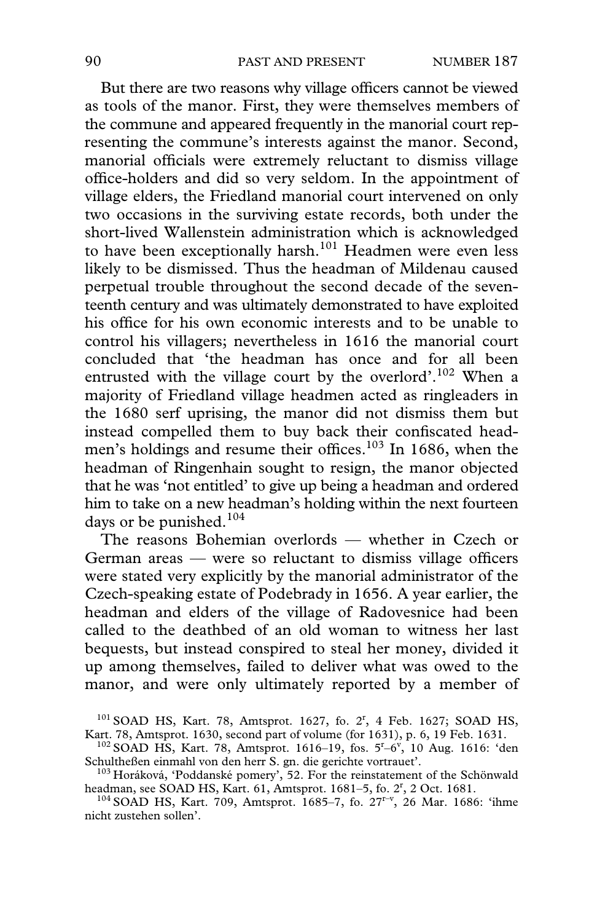But there are two reasons why village officers cannot be viewed as tools of the manor. First, they were themselves members of the commune and appeared frequently in the manorial court representing the commune's interests against the manor. Second, manorial officials were extremely reluctant to dismiss village office-holders and did so very seldom. In the appointment of village elders, the Friedland manorial court intervened on only two occasions in the surviving estate records, both under the short-lived Wallenstein administration which is acknowledged to have been exceptionally harsh.[101] Headmen were even less likely to be dismissed. Thus the headman of Mildenau caused perpetual trouble throughout the second decade of the seventeenth century and was ultimately demonstrated to have exploited his office for his own economic interests and to be unable to control his villagers; nevertheless in 1616 the manorial court concluded that 'the headman has once and for all been entrusted with the village court by the overlord'.[102] When a majority of Friedland village headmen acted as ringleaders in the 1680 serf uprising, the manor did not dismiss them but instead compelled them to buy back their confiscated headmen's holdings and resume their offices.[103] In 1686, when the headman of Ringenhain sought to resign, the manor objected that he was 'not entitled' to give up being a headman and ordered him to take on a new headman's holding within the next fourteen days or be punished.[104]

The reasons Bohemian overlords — whether in Czech or German areas — were so reluctant to dismiss village officers were stated very explicitly by the manorial administrator of the Czech-speaking estate of Podebrady in 1656. A year earlier, the headman and elders of the village of Radovesnice had been called to the deathbed of an old woman to witness her last bequests, but instead conspired to steal her money, divided it up among themselves, failed to deliver what was owed to the manor, and were only ultimately reported by a member of

[101] SOAD HS, Kart. 78, Amtsprot. 1627, fo. 2r, 4 Feb. 1627; SOAD HS, Kart. 78, Amtsprot. 1630, second part of volume (for 1631), p. 6, 19 Feb. 1631.

[102] SOAD HS, Kart. 78, Amtsprot. 1616–19, fos. 5r–6v, 10 Aug. 1616: 'den Schultheßen einmahl von den herr S. gn. die gerichte vortrauet'.

[103] Horáková, 'Poddanské pomery', 52. For the reinstatement of the Schönwald headman, see SOAD HS, Kart. 61, Amtsprot. 1681–5, fo. 2r, 2 Oct. 1681.

[104] SOAD HS, Kart. 709, Amtsprot. 1685–7, fo. 27r–v, 26 Mar. 1686: 'ihme nicht zustehen sollen'.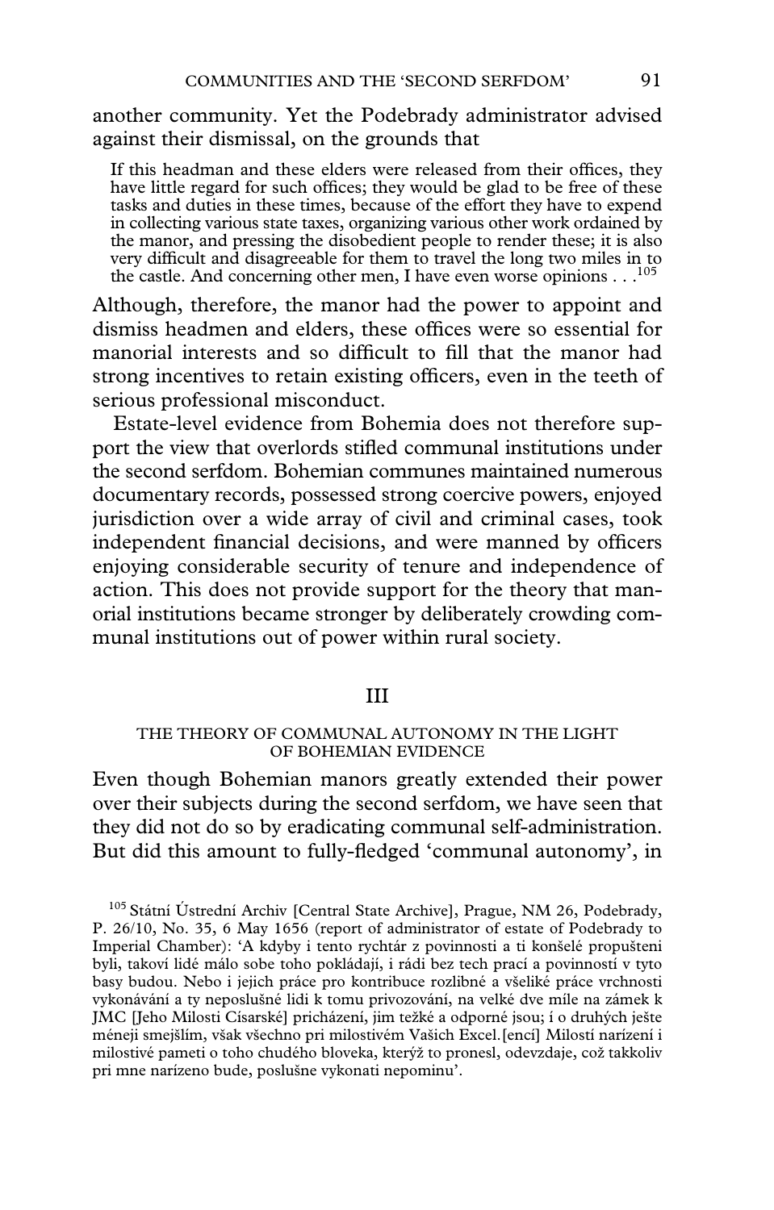another community. Yet the Podebrady administrator advised against their dismissal, on the grounds that

> If this headman and these elders were released from their offices, they have little regard for such offices; they would be glad to be free of these tasks and duties in these times, because of the effort they have to expend in collecting various state taxes, organizing various other work ordained by the manor, and pressing the disobedient people to render these; it is also very difficult and disagreeable for them to travel the long two miles in to the castle. And concerning other men, I have even worse opinions . . .[105]

Although, therefore, the manor had the power to appoint and dismiss headmen and elders, these offices were so essential for manorial interests and so difficult to fill that the manor had strong incentives to retain existing officers, even in the teeth of serious professional misconduct.

Estate-level evidence from Bohemia does not therefore support the view that overlords stifled communal institutions under the second serfdom. Bohemian communes maintained numerous documentary records, possessed strong coercive powers, enjoyed jurisdiction over a wide array of civil and criminal cases, took independent financial decisions, and were manned by officers enjoying considerable security of tenure and independence of action. This does not provide support for the theory that manorial institutions became stronger by deliberately crowding communal institutions out of power within rural society.

## III

### THE THEORY OF COMMUNAL AUTONOMY IN THE LIGHT OF BOHEMIAN EVIDENCE

Even though Bohemian manors greatly extended their power over their subjects during the second serfdom, we have seen that they did not do so by eradicating communal self-administration. But did this amount to fully-fledged 'communal autonomy', in

---

[105] Státní Ústrední Archiv [Central State Archive], Prague, NM 26, Podebrady, P. 26/10, No. 35, 6 May 1656 (report of administrator of estate of Podebrady to Imperial Chamber): 'A kdyby i tento rychtár z povinnosti a ti konšelé propušteni byli, takoví lidé málo sobe toho pokládají, i rádi bez tech prací a povinností v tyto basy budou. Nebo i jejich práce pro kontribuce rozlibné a všeliké práce vrchnosti vykonávání a ty neposlušné lidi k tomu privozování, na velké dve míle na zámek k JMC [Jeho Milosti Císarské] pricházení, jim težké a odporné jsou; í o druhých ješte méneji smejšlím, však všechno pri milostivém Vašich Excel.[encí] Milostí narízení i milostivé pameti o toho chudého bloveka, kterýž to pronesl, odevzdaje, což takkoliv pri mne narízeno bude, poslušne vykonati nepominu'.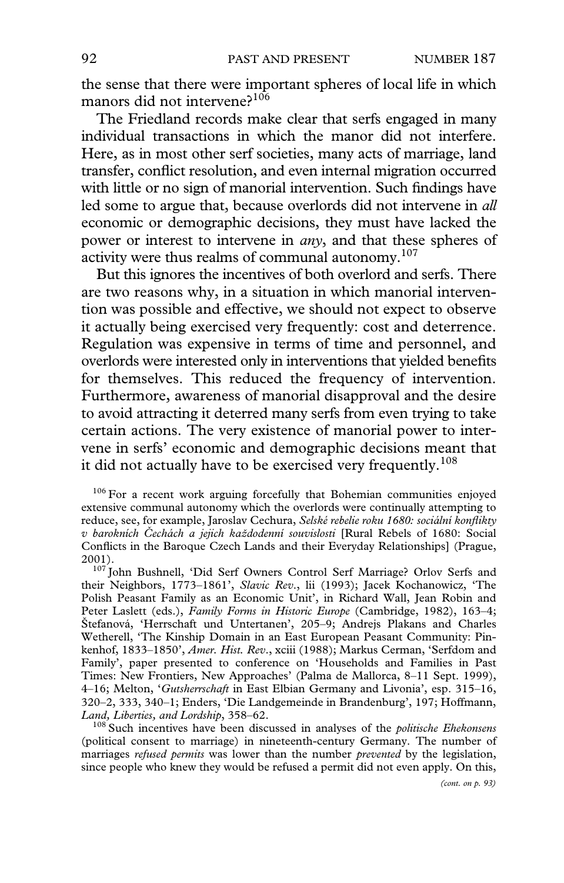the sense that there were important spheres of local life in which manors did not intervene?[106]

The Friedland records make clear that serfs engaged in many individual transactions in which the manor did not interfere. Here, as in most other serf societies, many acts of marriage, land transfer, conflict resolution, and even internal migration occurred with little or no sign of manorial intervention. Such findings have led some to argue that, because overlords did not intervene in *all* economic or demographic decisions, they must have lacked the power or interest to intervene in *any*, and that these spheres of activity were thus realms of communal autonomy.[107]

But this ignores the incentives of both overlord and serfs. There are two reasons why, in a situation in which manorial intervention was possible and effective, we should not expect to observe it actually being exercised very frequently: cost and deterrence. Regulation was expensive in terms of time and personnel, and overlords were interested only in interventions that yielded benefits for themselves. This reduced the frequency of intervention. Furthermore, awareness of manorial disapproval and the desire to avoid attracting it deterred many serfs from even trying to take certain actions. The very existence of manorial power to intervene in serfs' economic and demographic decisions meant that it did not actually have to be exercised very frequently.[108]

[106] For a recent work arguing forcefully that Bohemian communities enjoyed extensive communal autonomy which the overlords were continually attempting to reduce, see, for example, Jaroslav Cechura, *Selské rebelie roku 1680: sociální konflikty v barokních Čechách a jejich každodenní souvislosti* [Rural Rebels of 1680: Social Conflicts in the Baroque Czech Lands and their Everyday Relationships] (Prague, 2001).

[107] John Bushnell, 'Did Serf Owners Control Serf Marriage? Orlov Serfs and their Neighbors, 1773–1861', *Slavic Rev.*, lii (1993); Jacek Kochanowicz, 'The Polish Peasant Family as an Economic Unit', in Richard Wall, Jean Robin and Peter Laslett (eds.), *Family Forms in Historic Europe* (Cambridge, 1982), 163–4; Štefanová, 'Herrschaft und Untertanen', 205–9; Andrejs Plakans and Charles Wetherell, 'The Kinship Domain in an East European Peasant Community: Pinkenhof, 1833–1850', *Amer. Hist. Rev.*, xciii (1988); Markus Cerman, 'Serfdom and Family', paper presented to conference on 'Households and Families in Past Times: New Frontiers, New Approaches' (Palma de Mallorca, 8–11 Sept. 1999), 4–16; Melton, '*Gutsherrschaft* in East Elbian Germany and Livonia', esp. 315–16, 320–2, 333, 340–1; Enders, 'Die Landgemeinde in Brandenburg', 197; Hoffmann, *Land, Liberties, and Lordship*, 358–62.

[108] Such incentives have been discussed in analyses of the *politische Ehekonsens* (political consent to marriage) in nineteenth-century Germany. The number of marriages *refused permits* was lower than the number *prevented* by the legislation, since people who knew they would be refused a permit did not even apply. On this,

*(cont. on p. 93)*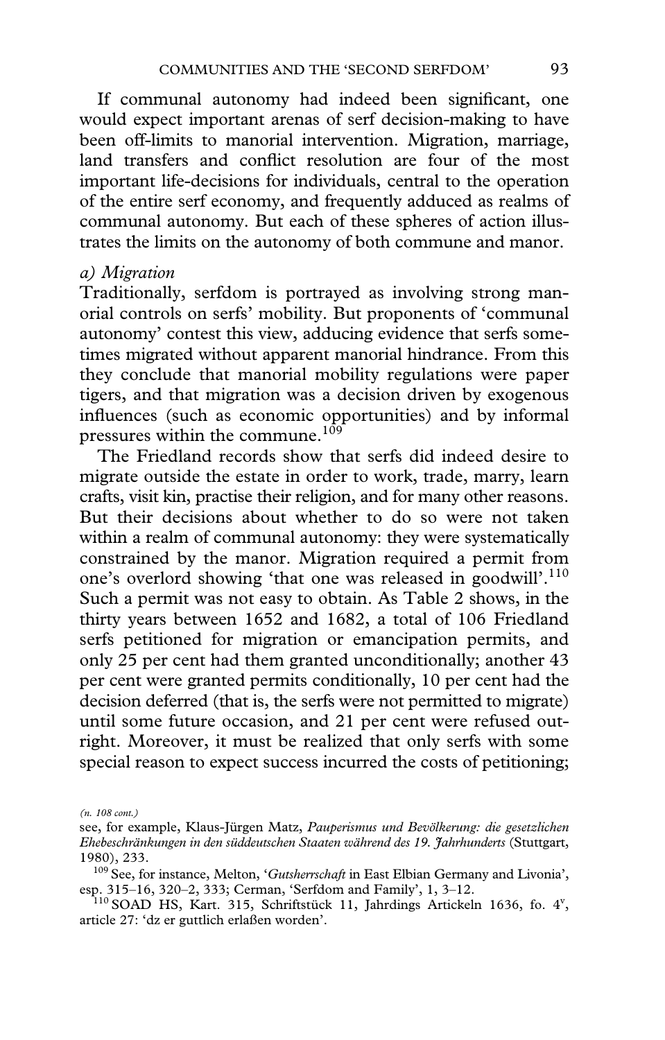If communal autonomy had indeed been significant, one would expect important arenas of serf decision-making to have been off-limits to manorial intervention. Migration, marriage, land transfers and conflict resolution are four of the most important life-decisions for individuals, central to the operation of the entire serf economy, and frequently adduced as realms of communal autonomy. But each of these spheres of action illustrates the limits on the autonomy of both commune and manor.

*a) Migration*

Traditionally, serfdom is portrayed as involving strong manorial controls on serfs' mobility. But proponents of 'communal autonomy' contest this view, adducing evidence that serfs sometimes migrated without apparent manorial hindrance. From this they conclude that manorial mobility regulations were paper tigers, and that migration was a decision driven by exogenous influences (such as economic opportunities) and by informal pressures within the commune.[109]

The Friedland records show that serfs did indeed desire to migrate outside the estate in order to work, trade, marry, learn crafts, visit kin, practise their religion, and for many other reasons. But their decisions about whether to do so were not taken within a realm of communal autonomy: they were systematically constrained by the manor. Migration required a permit from one's overlord showing 'that one was released in goodwill'.[110] Such a permit was not easy to obtain. As Table 2 shows, in the thirty years between 1652 and 1682, a total of 106 Friedland serfs petitioned for migration or emancipation permits, and only 25 per cent had them granted unconditionally; another 43 per cent were granted permits conditionally, 10 per cent had the decision deferred (that is, the serfs were not permitted to migrate) until some future occasion, and 21 per cent were refused outright. Moreover, it must be realized that only serfs with some special reason to expect success incurred the costs of petitioning;

(n. 108 cont.)
see, for example, Klaus-Jürgen Matz, *Pauperismus und Bevölkerung: die gesetzlichen Ehebeschränkungen in den süddeutschen Staaten während des 19. Jahrhunderts* (Stuttgart, 1980), 233.

[109] See, for instance, Melton, '*Gutsherrschaft* in East Elbian Germany and Livonia', esp. 315–16, 320–2, 333; Cerman, 'Serfdom and Family', 1, 3–12.

[110] SOAD HS, Kart. 315, Schriftstück 11, Jahrdings Artickeln 1636, fo. 4v, article 27: 'dz er guttlich erlaßen worden'.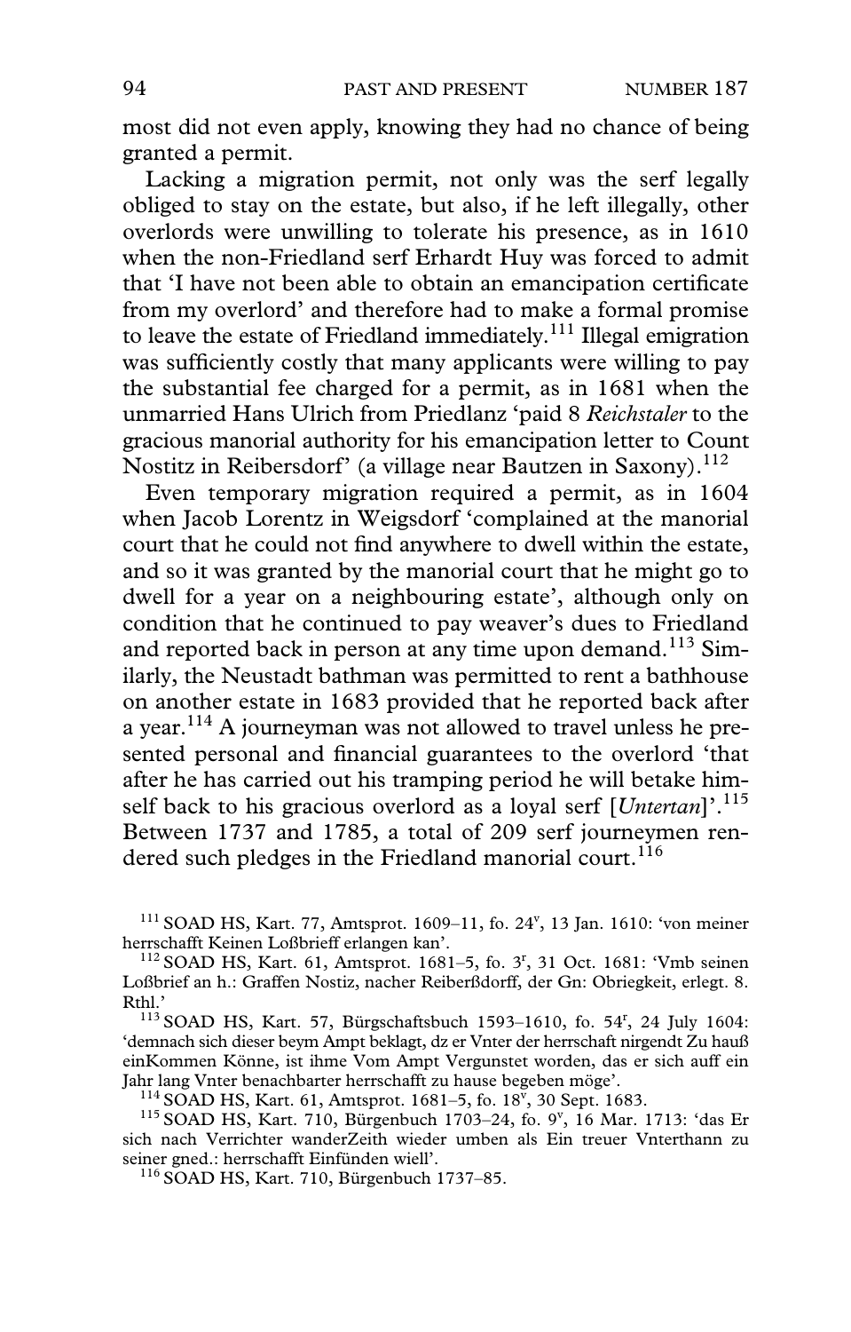most did not even apply, knowing they had no chance of being granted a permit.

Lacking a migration permit, not only was the serf legally obliged to stay on the estate, but also, if he left illegally, other overlords were unwilling to tolerate his presence, as in 1610 when the non-Friedland serf Erhardt Huy was forced to admit that 'I have not been able to obtain an emancipation certificate from my overlord' and therefore had to make a formal promise to leave the estate of Friedland immediately.[111] Illegal emigration was sufficiently costly that many applicants were willing to pay the substantial fee charged for a permit, as in 1681 when the unmarried Hans Ulrich from Priedlanz 'paid 8 *Reichstaler* to the gracious manorial authority for his emancipation letter to Count Nostitz in Reibersdorf' (a village near Bautzen in Saxony).[112]

Even temporary migration required a permit, as in 1604 when Jacob Lorentz in Weigsdorf 'complained at the manorial court that he could not find anywhere to dwell within the estate, and so it was granted by the manorial court that he might go to dwell for a year on a neighbouring estate', although only on condition that he continued to pay weaver's dues to Friedland and reported back in person at any time upon demand.[113] Similarly, the Neustadt bathman was permitted to rent a bathhouse on another estate in 1683 provided that he reported back after a year.[114] A journeyman was not allowed to travel unless he presented personal and financial guarantees to the overlord 'that after he has carried out his tramping period he will betake himself back to his gracious overlord as a loyal serf [*Untertan*]'.[115] Between 1737 and 1785, a total of 209 serf journeymen rendered such pledges in the Friedland manorial court.[116]

[111] SOAD HS, Kart. 77, Amtsprot. 1609–11, fo. 24$^{v}$, 13 Jan. 1610: 'von meiner herrschafft Keinen Loßbrieff erlangen kan'.

[112] SOAD HS, Kart. 61, Amtsprot. 1681–5, fo. 3$^{r}$, 31 Oct. 1681: 'Vmb seinen Loßbrief an h.: Graffen Nostiz, nacher Reiberßdorff, der Gn: Obriegkeit, erlegt. 8. Rthl.'

[113] SOAD HS, Kart. 57, Bürgschaftsbuch 1593–1610, fo. 54$^{r}$, 24 July 1604: 'demnach sich dieser beym Ampt beklagt, dz er Vnter der herrschaft nirgendt Zu hauß einKommen Könne, ist ihme Vom Ampt Vergunstet worden, das er sich auff ein Jahr lang Vnter benachbarter herrschafft zu hause begeben möge'.

[114] SOAD HS, Kart. 61, Amtsprot. 1681–5, fo. 18$^{v}$, 30 Sept. 1683.

[115] SOAD HS, Kart. 710, Bürgenbuch 1703–24, fo. 9$^{v}$, 16 Mar. 1713: 'das Er sich nach Verrichter wanderZeith wieder umben als Ein treuer Vnterthann zu seiner gned.: herrschafft Einfünden wiell'.

[116] SOAD HS, Kart. 710, Bürgenbuch 1737–85.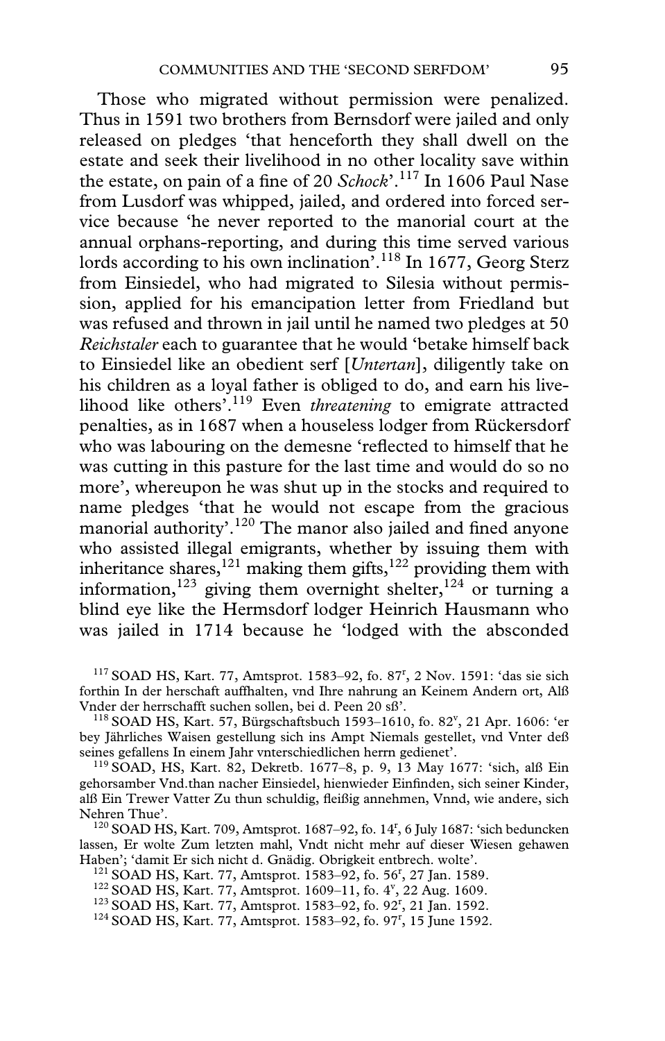Those who migrated without permission were penalized. Thus in 1591 two brothers from Bernsdorf were jailed and only released on pledges 'that henceforth they shall dwell on the estate and seek their livelihood in no other locality save within the estate, on pain of a fine of 20 *Schock*'.[117] In 1606 Paul Nase from Lusdorf was whipped, jailed, and ordered into forced service because 'he never reported to the manorial court at the annual orphans-reporting, and during this time served various lords according to his own inclination'.[118] In 1677, Georg Sterz from Einsiedel, who had migrated to Silesia without permission, applied for his emancipation letter from Friedland but was refused and thrown in jail until he named two pledges at 50 *Reichstaler* each to guarantee that he would 'betake himself back to Einsiedel like an obedient serf [*Untertan*], diligently take on his children as a loyal father is obliged to do, and earn his livelihood like others'.[119] Even *threatening* to emigrate attracted penalties, as in 1687 when a houseless lodger from Rückersdorf who was labouring on the demesne 'reflected to himself that he was cutting in this pasture for the last time and would do so no more', whereupon he was shut up in the stocks and required to name pledges 'that he would not escape from the gracious manorial authority'.[120] The manor also jailed and fined anyone who assisted illegal emigrants, whether by issuing them with inheritance shares,[121] making them gifts,[122] providing them with information,[123] giving them overnight shelter,[124] or turning a blind eye like the Hermsdorf lodger Heinrich Hausmann who was jailed in 1714 because he 'lodged with the absconded

[117] SOAD HS, Kart. 77, Amtsprot. 1583–92, fo. 87r, 2 Nov. 1591: 'das sie sich forthin In der herschaft auffhalten, vnd Ihre nahrung an Keinem Andern ort, Alß Vnder der herrschafft suchen sollen, bei d. Peen 20 sß'.

[118] SOAD HS, Kart. 57, Bürgschaftsbuch 1593–1610, fo. 82v, 21 Apr. 1606: 'er bey Jährliches Waisen gestellung sich ins Ampt Niemals gestellet, vnd Vnter deß seines gefallens In einem Jahr vnterschiedlichen herrn gedienet'.

[119] SOAD, HS, Kart. 82, Dekretb. 1677–8, p. 9, 13 May 1677: 'sich, alß Ein gehorsamber Vnd.than nacher Einsiedel, hienwieder Einfinden, sich seiner Kinder, alß Ein Trewer Vatter Zu thun schuldig, fleißig annehmen, Vnnd, wie andere, sich Nehren Thue'.

[120] SOAD HS, Kart. 709, Amtsprot. 1687–92, fo. 14r, 6 July 1687: 'sich beduncken lassen, Er wolte Zum letzten mahl, Vndt nicht mehr auf dieser Wiesen gehawen Haben'; 'damit Er sich nicht d. Gnädig. Obrigkeit entbrech. wolte'.

[121] SOAD HS, Kart. 77, Amtsprot. 1583–92, fo. 56r, 27 Jan. 1589.

[122] SOAD HS, Kart. 77, Amtsprot. 1609–11, fo. 4v, 22 Aug. 1609.

[123] SOAD HS, Kart. 77, Amtsprot. 1583–92, fo. 92r, 21 Jan. 1592.

[124] SOAD HS, Kart. 77, Amtsprot. 1583–92, fo. 97r, 15 June 1592.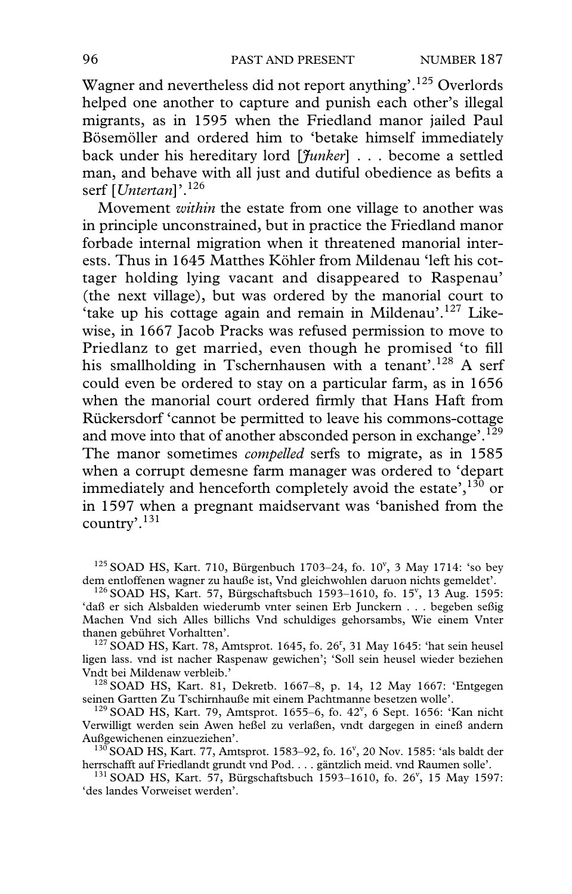Wagner and nevertheless did not report anything'.[125] Overlords helped one another to capture and punish each other's illegal migrants, as in 1595 when the Friedland manor jailed Paul Bösemöller and ordered him to 'betake himself immediately back under his hereditary lord [*Junker*] . . . become a settled man, and behave with all just and dutiful obedience as befits a serf [*Untertan*]'.[126]

Movement *within* the estate from one village to another was in principle unconstrained, but in practice the Friedland manor forbade internal migration when it threatened manorial interests. Thus in 1645 Matthes Köhler from Mildenau 'left his cottager holding lying vacant and disappeared to Raspenau' (the next village), but was ordered by the manorial court to 'take up his cottage again and remain in Mildenau'.[127] Likewise, in 1667 Jacob Pracks was refused permission to move to Priedlanz to get married, even though he promised 'to fill his smallholding in Tschernhausen with a tenant'.[128] A serf could even be ordered to stay on a particular farm, as in 1656 when the manorial court ordered firmly that Hans Haft from Rückersdorf 'cannot be permitted to leave his commons-cottage and move into that of another absconded person in exchange'.[129] The manor sometimes *compelled* serfs to migrate, as in 1585 when a corrupt demesne farm manager was ordered to 'depart immediately and henceforth completely avoid the estate',[130] or in 1597 when a pregnant maidservant was 'banished from the country'.[131]

---

[125] SOAD HS, Kart. 710, Bürgenbuch 1703–24, fo. 10$^v$, 3 May 1714: 'so bey dem entloffenen wagner zu hauße ist, Vnd gleichwohlen daruon nichts gemeldet'.

[126] SOAD HS, Kart. 57, Bürgschaftsbuch 1593–1610, fo. 15$^v$, 13 Aug. 1595: 'daß er sich Alsbalden wiederumb vnter seinen Erb Junckern . . . begeben seßig Machen Vnd sich Alles billichs Vnd schuldiges gehorsambs, Wie einem Vnter thanen gebühret Vorhaltten'.

[127] SOAD HS, Kart. 78, Amtsprot. 1645, fo. 26$^r$, 31 May 1645: 'hat sein heusel ligen lass. vnd ist nacher Raspenaw gewichen'; 'Soll sein heusel wieder beziehen Vndt bei Mildenaw verbleib.'

[128] SOAD HS, Kart. 81, Dekretb. 1667–8, p. 14, 12 May 1667: 'Entgegen seinen Gartten Zu Tschirnhauße mit einem Pachtmanne besetzen wolle'.

[129] SOAD HS, Kart. 79, Amtsprot. 1655–6, fo. 42$^v$, 6 Sept. 1656: 'Kan nicht Verwilligt werden sein Awen heßel zu verlaßen, vndt dargegen in eineß andern Außgewichenen einzueziehen'.

[130] SOAD HS, Kart. 77, Amtsprot. 1583–92, fo. 16$^v$, 20 Nov. 1585: 'als baldt der herrschafft auf Friedlandt grundt vnd Pod. . . . gäntzlich meid. vnd Raumen solle'.

[131] SOAD HS, Kart. 57, Bürgschaftsbuch 1593–1610, fo. 26$^v$, 15 May 1597: 'des landes Vorweiset werden'.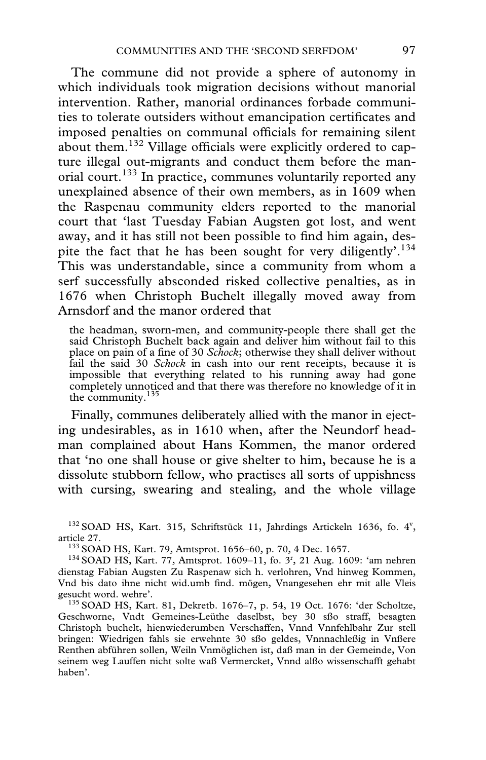The commune did not provide a sphere of autonomy in which individuals took migration decisions without manorial intervention. Rather, manorial ordinances forbade communities to tolerate outsiders without emancipation certificates and imposed penalties on communal officials for remaining silent about them.[132] Village officials were explicitly ordered to capture illegal out-migrants and conduct them before the manorial court.[133] In practice, communes voluntarily reported any unexplained absence of their own members, as in 1609 when the Raspenau community elders reported to the manorial court that 'last Tuesday Fabian Augsten got lost, and went away, and it has still not been possible to find him again, despite the fact that he has been sought for very diligently'.[134] This was understandable, since a community from whom a serf successfully absconded risked collective penalties, as in 1676 when Christoph Buchelt illegally moved away from Arnsdorf and the manor ordered that

> the headman, sworn-men, and community-people there shall get the said Christoph Buchelt back again and deliver him without fail to this place on pain of a fine of 30 *Schock*; otherwise they shall deliver without fail the said 30 *Schock* in cash into our rent receipts, because it is impossible that everything related to his running away had gone completely unnoticed and that there was therefore no knowledge of it in the community.[135]

Finally, communes deliberately allied with the manor in ejecting undesirables, as in 1610 when, after the Neundorf headman complained about Hans Kommen, the manor ordered that 'no one shall house or give shelter to him, because he is a dissolute stubborn fellow, who practises all sorts of uppishness with cursing, swearing and stealing, and the whole village

---

[132] SOAD HS, Kart. 315, Schriftstück 11, Jahrdings Artickeln 1636, fo. 4$^{v}$, article 27.

[133] SOAD HS, Kart. 79, Amtsprot. 1656–60, p. 70, 4 Dec. 1657.

[134] SOAD HS, Kart. 77, Amtsprot. 1609–11, fo. 3$^{r}$, 21 Aug. 1609: 'am nehren dienstag Fabian Augsten Zu Raspenaw sich h. verlohren, Vnd hinweg Kommen, Vnd bis dato ihne nicht wid.umb find. mögen, Vnangesehen ehr mit alle Vleis gesucht word. wehre'.

[135] SOAD HS, Kart. 81, Dekretb. 1676–7, p. 54, 19 Oct. 1676: 'der Scholtze, Geschworne, Vndt Gemeines-Leüthe daselbst, bey 30 sßo straff, besagten Christoph buchelt, hienwiederumben Verschaffen, Vnnd Vnnfehlbahr Zur stell bringen: Wiedrigen fahls sie erwehnte 30 sßo geldes, Vnnnachleßig in Vnßere Renthen abführen sollen, Weiln Vnmöglichen ist, daß man in der Gemeinde, Von seinem weg Lauffen nicht solte waß Vermercket, Vnnd alßo wissenschafft gehabt haben'.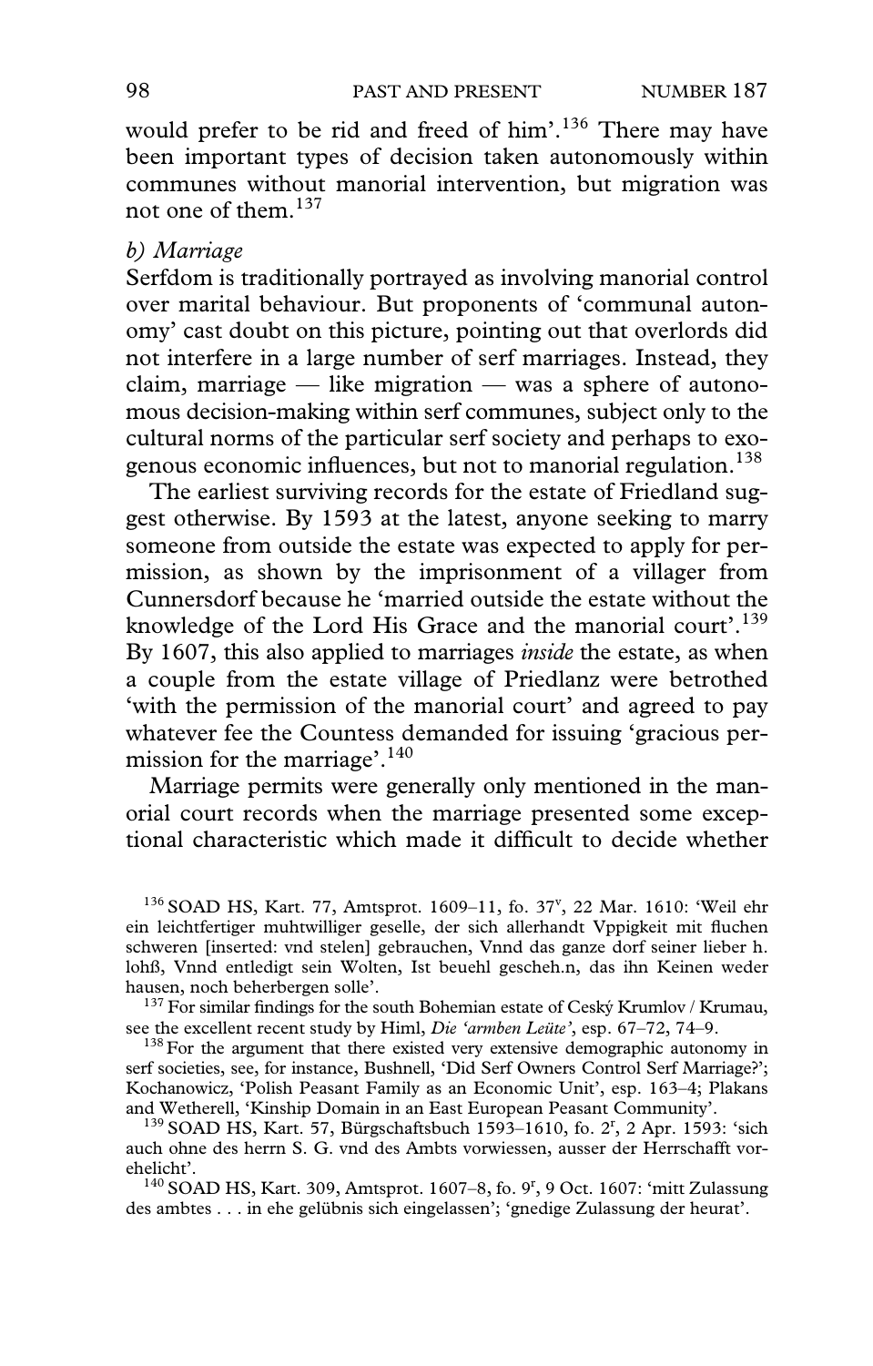would prefer to be rid and freed of him'.[136] There may have been important types of decision taken autonomously within communes without manorial intervention, but migration was not one of them.[137]

*b) Marriage*

Serfdom is traditionally portrayed as involving manorial control over marital behaviour. But proponents of 'communal autonomy' cast doubt on this picture, pointing out that overlords did not interfere in a large number of serf marriages. Instead, they claim, marriage — like migration — was a sphere of autonomous decision-making within serf communes, subject only to the cultural norms of the particular serf society and perhaps to exogenous economic influences, but not to manorial regulation.[138]

The earliest surviving records for the estate of Friedland suggest otherwise. By 1593 at the latest, anyone seeking to marry someone from outside the estate was expected to apply for permission, as shown by the imprisonment of a villager from Cunnersdorf because he 'married outside the estate without the knowledge of the Lord His Grace and the manorial court'.[139] By 1607, this also applied to marriages *inside* the estate, as when a couple from the estate village of Priedlanz were betrothed 'with the permission of the manorial court' and agreed to pay whatever fee the Countess demanded for issuing 'gracious permission for the marriage'.[140]

Marriage permits were generally only mentioned in the manorial court records when the marriage presented some exceptional characteristic which made it difficult to decide whether

[136] SOAD HS, Kart. 77, Amtsprot. 1609–11, fo. 37v, 22 Mar. 1610: 'Weil ehr ein leichtfertiger muhtwilliger geselle, der sich allerhandt Vppigkeit mit fluchen schweren [inserted: vnd stelen] gebrauchen, Vnnd das ganze dorf seiner lieber h. lohß, Vnnd entledigt sein Wolten, Ist beuehl gescheh.n, das ihn Keinen weder hausen, noch beherbergen solle'.

[137] For similar findings for the south Bohemian estate of Ceský Krumlov / Krumau, see the excellent recent study by Himl, *Die 'armben Leüte'*, esp. 67–72, 74–9.

[138] For the argument that there existed very extensive demographic autonomy in serf societies, see, for instance, Bushnell, 'Did Serf Owners Control Serf Marriage?'; Kochanowicz, 'Polish Peasant Family as an Economic Unit', esp. 163–4; Plakans and Wetherell, 'Kinship Domain in an East European Peasant Community'.

[139] SOAD HS, Kart. 57, Bürgschaftsbuch 1593–1610, fo. 2r, 2 Apr. 1593: 'sich auch ohne des herrn S. G. vnd des Ambts vorwiessen, ausser der Herrschafft vorehelicht'.

[140] SOAD HS, Kart. 309, Amtsprot. 1607–8, fo. 9r, 9 Oct. 1607: 'mitt Zulassung des ambtes . . . in ehe gelübnis sich eingelassen'; 'gnedige Zulassung der heurat'.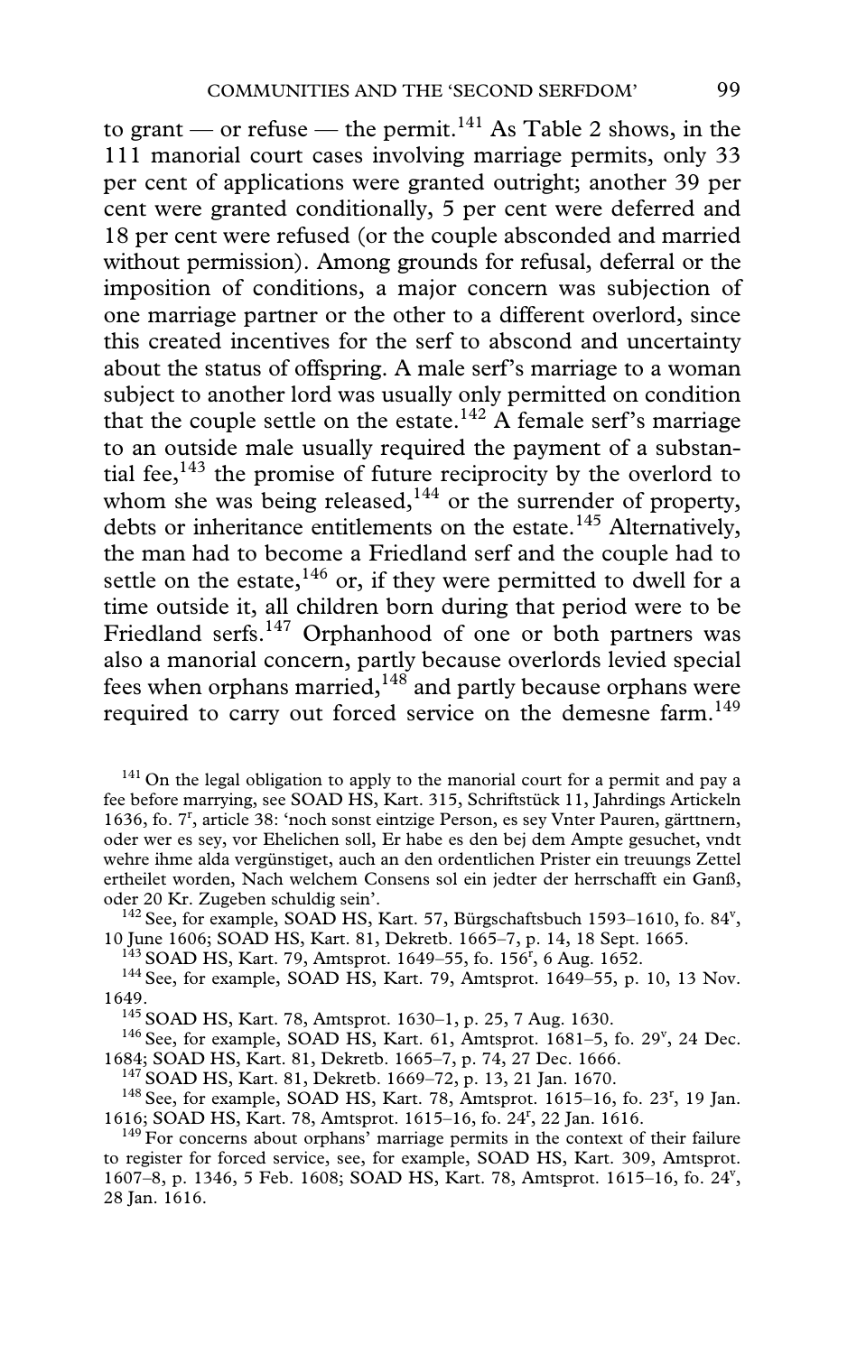to grant — or refuse — the permit.[141] As Table 2 shows, in the 111 manorial court cases involving marriage permits, only 33 per cent of applications were granted outright; another 39 per cent were granted conditionally, 5 per cent were deferred and 18 per cent were refused (or the couple absconded and married without permission). Among grounds for refusal, deferral or the imposition of conditions, a major concern was subjection of one marriage partner or the other to a different overlord, since this created incentives for the serf to abscond and uncertainty about the status of offspring. A male serf's marriage to a woman subject to another lord was usually only permitted on condition that the couple settle on the estate.[142] A female serf's marriage to an outside male usually required the payment of a substantial fee,[143] the promise of future reciprocity by the overlord to whom she was being released,[144] or the surrender of property, debts or inheritance entitlements on the estate.[145] Alternatively, the man had to become a Friedland serf and the couple had to settle on the estate,[146] or, if they were permitted to dwell for a time outside it, all children born during that period were to be Friedland serfs.[147] Orphanhood of one or both partners was also a manorial concern, partly because overlords levied special fees when orphans married,[148] and partly because orphans were required to carry out forced service on the demesne farm.[149]

[141] On the legal obligation to apply to the manorial court for a permit and pay a fee before marrying, see SOAD HS, Kart. 315, Schriftstück 11, Jahrdings Artickeln 1636, fo. 7r, article 38: 'noch sonst eintzige Person, es sey Vnter Pauren, gärttnern, oder wer es sey, vor Ehelichen soll, Er habe es den bej dem Ampte gesuchet, vndt wehre ihme alda vergünstiget, auch an den ordentlichen Prister ein treuungs Zettel ertheilet worden, Nach welchem Consens sol ein jedter der herrschafft ein Ganß, oder 20 Kr. Zugeben schuldig sein'.

[142] See, for example, SOAD HS, Kart. 57, Bürgschaftsbuch 1593–1610, fo. 84v, 10 June 1606; SOAD HS, Kart. 81, Dekretb. 1665–7, p. 14, 18 Sept. 1665.

[143] SOAD HS, Kart. 79, Amtsprot. 1649–55, fo. 156r, 6 Aug. 1652.

[144] See, for example, SOAD HS, Kart. 79, Amtsprot. 1649–55, p. 10, 13 Nov. 1649.

[145] SOAD HS, Kart. 78, Amtsprot. 1630–1, p. 25, 7 Aug. 1630.

[146] See, for example, SOAD HS, Kart. 61, Amtsprot. 1681–5, fo. 29v, 24 Dec. 1684; SOAD HS, Kart. 81, Dekretb. 1665–7, p. 74, 27 Dec. 1666.

[147] SOAD HS, Kart. 81, Dekretb. 1669–72, p. 13, 21 Jan. 1670.

[148] See, for example, SOAD HS, Kart. 78, Amtsprot. 1615–16, fo. 23r, 19 Jan. 1616; SOAD HS, Kart. 78, Amtsprot. 1615–16, fo. 24r, 22 Jan. 1616.

[149] For concerns about orphans' marriage permits in the context of their failure to register for forced service, see, for example, SOAD HS, Kart. 309, Amtsprot. 1607–8, p. 1346, 5 Feb. 1608; SOAD HS, Kart. 78, Amtsprot. 1615–16, fo. 24v, 28 Jan. 1616.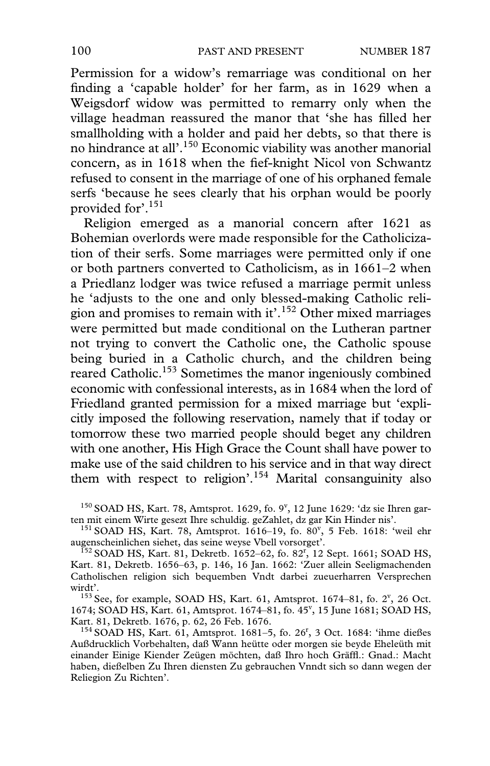Permission for a widow's remarriage was conditional on her finding a 'capable holder' for her farm, as in 1629 when a Weigsdorf widow was permitted to remarry only when the village headman reassured the manor that 'she has filled her smallholding with a holder and paid her debts, so that there is no hindrance at all'.[150] Economic viability was another manorial concern, as in 1618 when the fief-knight Nicol von Schwantz refused to consent in the marriage of one of his orphaned female serfs 'because he sees clearly that his orphan would be poorly provided for'.[151]

Religion emerged as a manorial concern after 1621 as Bohemian overlords were made responsible for the Catholicization of their serfs. Some marriages were permitted only if one or both partners converted to Catholicism, as in 1661–2 when a Priedlanz lodger was twice refused a marriage permit unless he 'adjusts to the one and only blessed-making Catholic religion and promises to remain with it'.[152] Other mixed marriages were permitted but made conditional on the Lutheran partner not trying to convert the Catholic one, the Catholic spouse being buried in a Catholic church, and the children being reared Catholic.[153] Sometimes the manor ingeniously combined economic with confessional interests, as in 1684 when the lord of Friedland granted permission for a mixed marriage but 'explicitly imposed the following reservation, namely that if today or tomorrow these two married people should beget any children with one another, His High Grace the Count shall have power to make use of the said children to his service and in that way direct them with respect to religion'.[154] Marital consanguinity also

[150] SOAD HS, Kart. 78, Amtsprot. 1629, fo. 9$^{v}$, 12 June 1629: 'dz sie Ihren garten mit einem Wirte gesezt Ihre schuldig. geZahlet, dz gar Kin Hinder nis'.

[151] SOAD HS, Kart. 78, Amtsprot. 1616–19, fo. 80$^{v}$, 5 Feb. 1618: 'weil ehr augenscheinlichen siehet, das seine weyse Vbell vorsorget'.

[152] SOAD HS, Kart. 81, Dekretb. 1652–62, fo. 82$^{r}$, 12 Sept. 1661; SOAD HS, Kart. 81, Dekretb. 1656–63, p. 146, 16 Jan. 1662: 'Zuer allein Seeligmachenden Catholischen religion sich bequemben Vndt darbei zueuerharren Versprechen wirdt'.

[153] See, for example, SOAD HS, Kart. 61, Amtsprot. 1674–81, fo. 2$^{v}$, 26 Oct. 1674; SOAD HS, Kart. 61, Amtsprot. 1674–81, fo. 45$^{v}$, 15 June 1681; SOAD HS, Kart. 81, Dekretb. 1676, p. 62, 26 Feb. 1676.

[154] SOAD HS, Kart. 61, Amtsprot. 1681–5, fo. 26$^{r}$, 3 Oct. 1684: 'ihme dießes Außdrucklich Vorbehalten, daß Wann heütte oder morgen sie beyde Eheleüth mit einander Einige Kiender Zeügen möchten, daß Ihro hoch Gräffl.: Gnad.: Macht haben, dießelben Zu Ihren diensten Zu gebrauchen Vnndt sich so dann wegen der Reliegion Zu Richten'.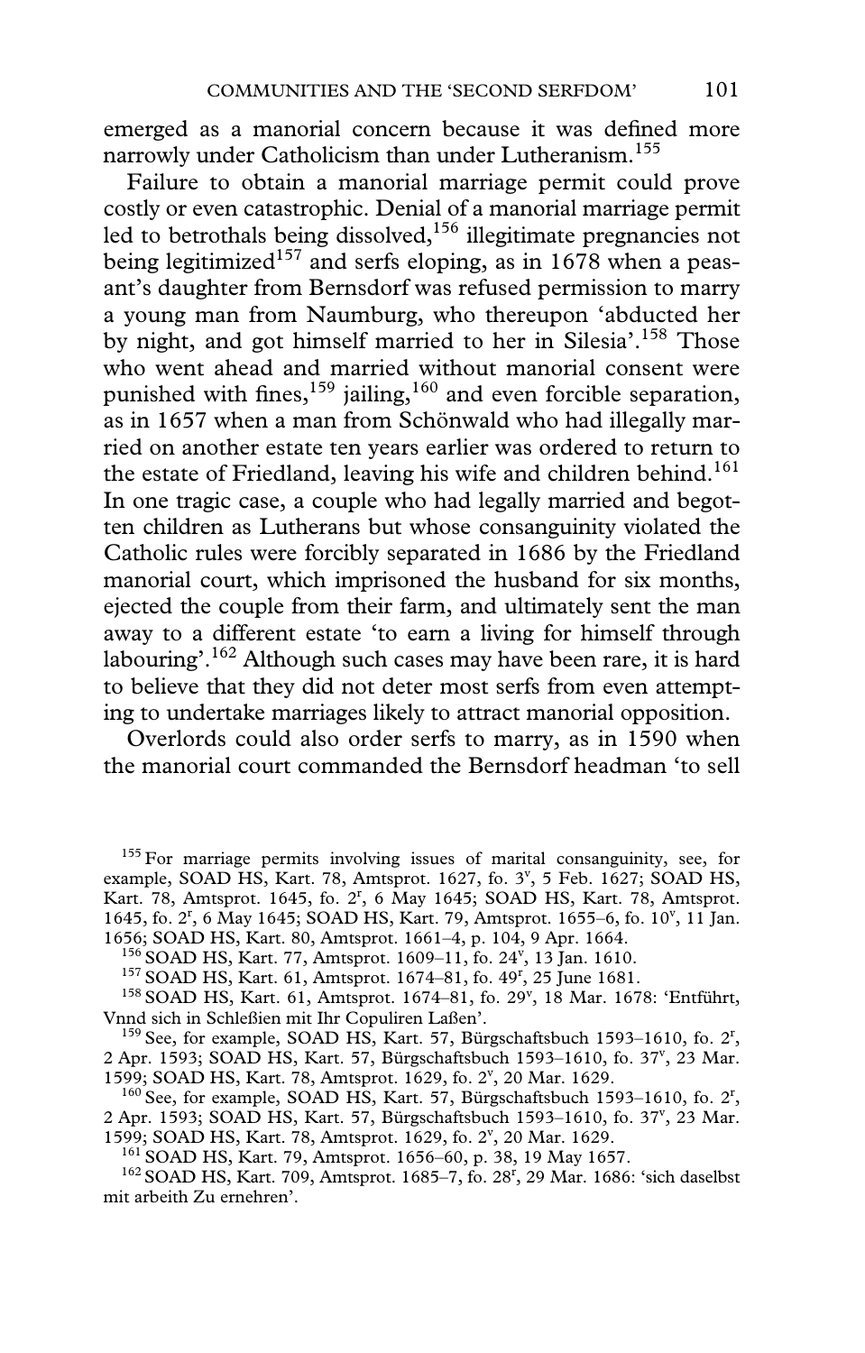emerged as a manorial concern because it was defined more narrowly under Catholicism than under Lutheranism.[155]

Failure to obtain a manorial marriage permit could prove costly or even catastrophic. Denial of a manorial marriage permit led to betrothals being dissolved,[156] illegitimate pregnancies not being legitimized[157] and serfs eloping, as in 1678 when a peasant's daughter from Bernsdorf was refused permission to marry a young man from Naumburg, who thereupon 'abducted her by night, and got himself married to her in Silesia'.[158] Those who went ahead and married without manorial consent were punished with fines,[159] jailing,[160] and even forcible separation, as in 1657 when a man from Schönwald who had illegally married on another estate ten years earlier was ordered to return to the estate of Friedland, leaving his wife and children behind.[161] In one tragic case, a couple who had legally married and begotten children as Lutherans but whose consanguinity violated the Catholic rules were forcibly separated in 1686 by the Friedland manorial court, which imprisoned the husband for six months, ejected the couple from their farm, and ultimately sent the man away to a different estate 'to earn a living for himself through labouring'.[162] Although such cases may have been rare, it is hard to believe that they did not deter most serfs from even attempting to undertake marriages likely to attract manorial opposition.

Overlords could also order serfs to marry, as in 1590 when the manorial court commanded the Bernsdorf headman 'to sell

[155] For marriage permits involving issues of marital consanguinity, see, for example, SOAD HS, Kart. 78, Amtsprot. 1627, fo. 3v, 5 Feb. 1627; SOAD HS, Kart. 78, Amtsprot. 1645, fo. 2r, 6 May 1645; SOAD HS, Kart. 78, Amtsprot. 1645, fo. 2r, 6 May 1645; SOAD HS, Kart. 79, Amtsprot. 1655–6, fo. 10v, 11 Jan. 1656; SOAD HS, Kart. 80, Amtsprot. 1661–4, p. 104, 9 Apr. 1664.

[156] SOAD HS, Kart. 77, Amtsprot. 1609–11, fo. 24v, 13 Jan. 1610.

[157] SOAD HS, Kart. 61, Amtsprot. 1674–81, fo. 49r, 25 June 1681.

[158] SOAD HS, Kart. 61, Amtsprot. 1674–81, fo. 29v, 18 Mar. 1678: 'Entführt, Vnnd sich in Schleßien mit Ihr Copuliren Laßen'.

[159] See, for example, SOAD HS, Kart. 57, Bürgschaftsbuch 1593–1610, fo. 2r, 2 Apr. 1593; SOAD HS, Kart. 57, Bürgschaftsbuch 1593–1610, fo. 37v, 23 Mar. 1599; SOAD HS, Kart. 78, Amtsprot. 1629, fo. 2v, 20 Mar. 1629.

[160] See, for example, SOAD HS, Kart. 57, Bürgschaftsbuch 1593–1610, fo. 2r, 2 Apr. 1593; SOAD HS, Kart. 57, Bürgschaftsbuch 1593–1610, fo. 37v, 23 Mar. 1599; SOAD HS, Kart. 78, Amtsprot. 1629, fo. 2v, 20 Mar. 1629.

[161] SOAD HS, Kart. 79, Amtsprot. 1656–60, p. 38, 19 May 1657.

[162] SOAD HS, Kart. 709, Amtsprot. 1685–7, fo. 28r, 29 Mar. 1686: 'sich daselbst mit arbeith Zu ernehren'.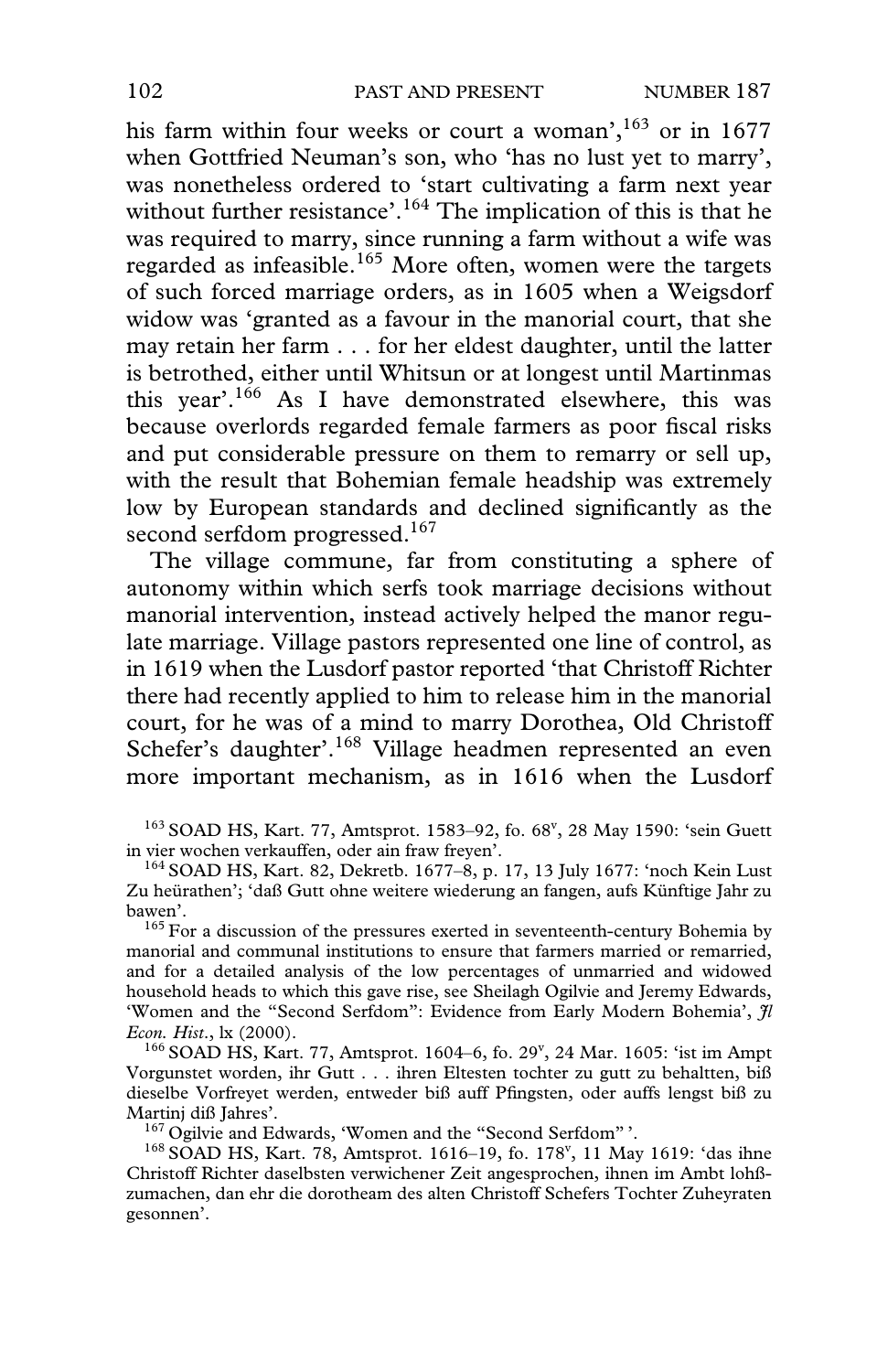his farm within four weeks or court a woman',[163] or in 1677 when Gottfried Neuman's son, who 'has no lust yet to marry', was nonetheless ordered to 'start cultivating a farm next year without further resistance'.[164] The implication of this is that he was required to marry, since running a farm without a wife was regarded as infeasible.[165] More often, women were the targets of such forced marriage orders, as in 1605 when a Weigsdorf widow was 'granted as a favour in the manorial court, that she may retain her farm . . . for her eldest daughter, until the latter is betrothed, either until Whitsun or at longest until Martinmas this year'.[166] As I have demonstrated elsewhere, this was because overlords regarded female farmers as poor fiscal risks and put considerable pressure on them to remarry or sell up, with the result that Bohemian female headship was extremely low by European standards and declined significantly as the second serfdom progressed.[167]

The village commune, far from constituting a sphere of autonomy within which serfs took marriage decisions without manorial intervention, instead actively helped the manor regulate marriage. Village pastors represented one line of control, as in 1619 when the Lusdorf pastor reported 'that Christoff Richter there had recently applied to him to release him in the manorial court, for he was of a mind to marry Dorothea, Old Christoff Schefer's daughter'.[168] Village headmen represented an even more important mechanism, as in 1616 when the Lusdorf

[163] SOAD HS, Kart. 77, Amtsprot. 1583–92, fo. 68v, 28 May 1590: 'sein Guett in vier wochen verkauffen, oder ain fraw freyen'.

[164] SOAD HS, Kart. 82, Dekretb. 1677–8, p. 17, 13 July 1677: 'noch Kein Lust Zu heürathen'; 'daß Gutt ohne weitere wiederung an fangen, aufs Künftige Jahr zu bawen'.

[165] For a discussion of the pressures exerted in seventeenth-century Bohemia by manorial and communal institutions to ensure that farmers married or remarried, and for a detailed analysis of the low percentages of unmarried and widowed household heads to which this gave rise, see Sheilagh Ogilvie and Jeremy Edwards, 'Women and the "Second Serfdom": Evidence from Early Modern Bohemia', *Jl Econ. Hist.*, lx (2000).

[166] SOAD HS, Kart. 77, Amtsprot. 1604–6, fo. 29v, 24 Mar. 1605: 'ist im Ampt Vorgunstet worden, ihr Gutt . . . ihren Eltesten tochter zu gutt zu behaltten, biß dieselbe Vorfreyet werden, entweder biß auff Pfingsten, oder auffs lengst biß zu Martinj diß Jahres'.

[167] Ogilvie and Edwards, 'Women and the "Second Serfdom"'.

[168] SOAD HS, Kart. 78, Amtsprot. 1616–19, fo. 178v, 11 May 1619: 'das ihne Christoff Richter daselbsten verwichener Zeit angesprochen, ihnen im Ambt lohßzumachen, dan ehr die dorotheam des alten Christoff Schefers Tochter Zuheyraten gesonnen'.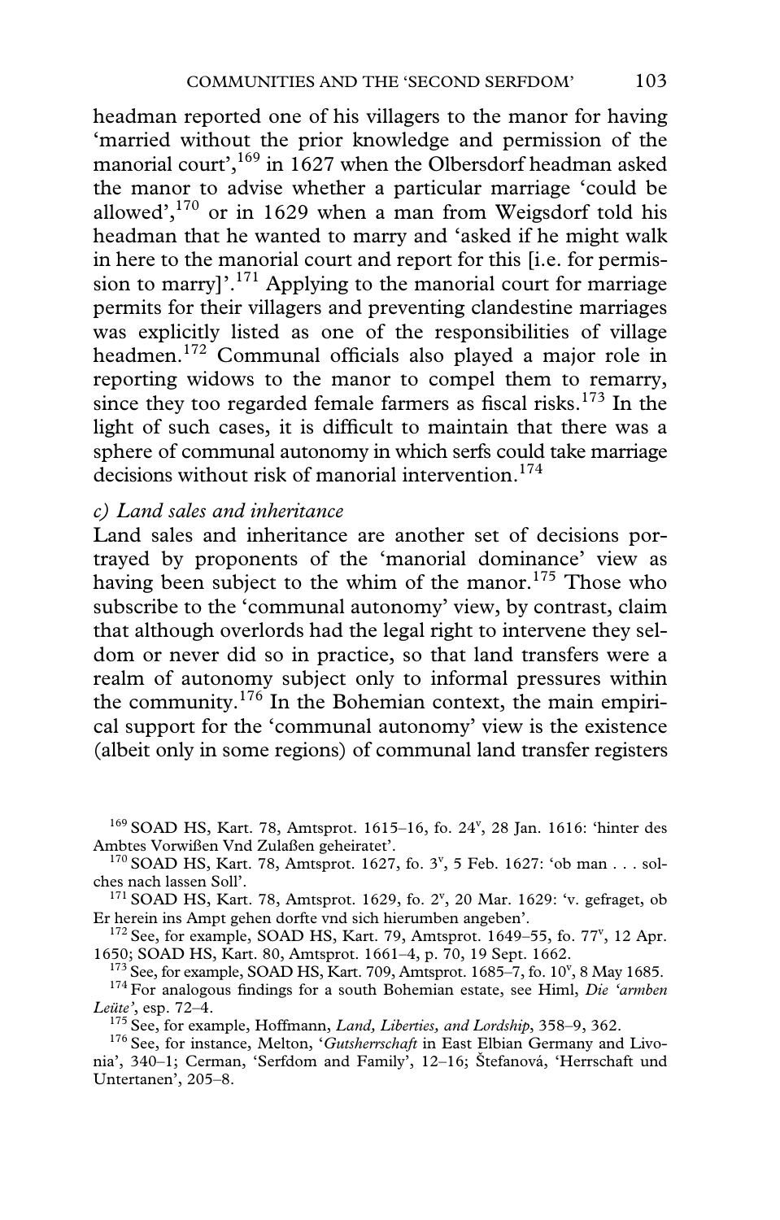headman reported one of his villagers to the manor for having 'married without the prior knowledge and permission of the manorial court',[169] in 1627 when the Olbersdorf headman asked the manor to advise whether a particular marriage 'could be allowed',[170] or in 1629 when a man from Weigsdorf told his headman that he wanted to marry and 'asked if he might walk in here to the manorial court and report for this [i.e. for permission to marry]'.[171] Applying to the manorial court for marriage permits for their villagers and preventing clandestine marriages was explicitly listed as one of the responsibilities of village headmen.[172] Communal officials also played a major role in reporting widows to the manor to compel them to remarry, since they too regarded female farmers as fiscal risks.[173] In the light of such cases, it is difficult to maintain that there was a sphere of communal autonomy in which serfs could take marriage decisions without risk of manorial intervention.[174]

*c) Land sales and inheritance*

Land sales and inheritance are another set of decisions portrayed by proponents of the 'manorial dominance' view as having been subject to the whim of the manor.[175] Those who subscribe to the 'communal autonomy' view, by contrast, claim that although overlords had the legal right to intervene they seldom or never did so in practice, so that land transfers were a realm of autonomy subject only to informal pressures within the community.[176] In the Bohemian context, the main empirical support for the 'communal autonomy' view is the existence (albeit only in some regions) of communal land transfer registers

[169] SOAD HS, Kart. 78, Amtsprot. 1615–16, fo. 24$^{v}$, 28 Jan. 1616: 'hinter des Ambtes Vorwißen Vnd Zulaßen geheiratet'.

[170] SOAD HS, Kart. 78, Amtsprot. 1627, fo. 3$^{v}$, 5 Feb. 1627: 'ob man . . . solches nach lassen Soll'.

[171] SOAD HS, Kart. 78, Amtsprot. 1629, fo. 2$^{v}$, 20 Mar. 1629: 'v. gefraget, ob Er herein ins Ampt gehen dorfte vnd sich hierumben angeben'.

[172] See, for example, SOAD HS, Kart. 79, Amtsprot. 1649–55, fo. 77$^{v}$, 12 Apr. 1650; SOAD HS, Kart. 80, Amtsprot. 1661–4, p. 70, 19 Sept. 1662.

[173] See, for example, SOAD HS, Kart. 709, Amtsprot. 1685–7, fo. 10$^{v}$, 8 May 1685.

[174] For analogous findings for a south Bohemian estate, see Himl, *Die 'armben Leüte'*, esp. 72–4.

[175] See, for example, Hoffmann, *Land, Liberties, and Lordship*, 358–9, 362.

[176] See, for instance, Melton, '*Gutsherrschaft* in East Elbian Germany and Livonia', 340–1; Cerman, 'Serfdom and Family', 12–16; Štefanová, 'Herrschaft und Untertanen', 205–8.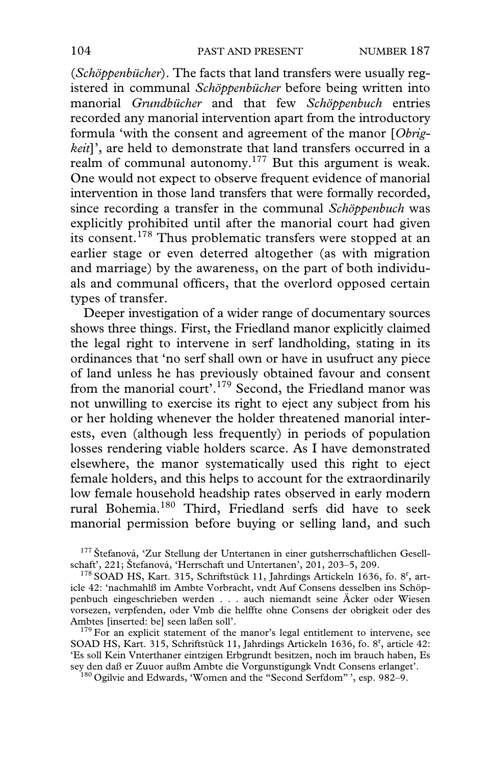(*Schöppenbücher*). The facts that land transfers were usually registered in communal *Schöppenbücher* before being written into manorial *Grundbücher* and that few *Schöppenbuch* entries recorded any manorial intervention apart from the introductory formula 'with the consent and agreement of the manor [*Obrigkeit*]', are held to demonstrate that land transfers occurred in a realm of communal autonomy.[177] But this argument is weak. One would not expect to observe frequent evidence of manorial intervention in those land transfers that were formally recorded, since recording a transfer in the communal *Schöppenbuch* was explicitly prohibited until after the manorial court had given its consent.[178] Thus problematic transfers were stopped at an earlier stage or even deterred altogether (as with migration and marriage) by the awareness, on the part of both individuals and communal officers, that the overlord opposed certain types of transfer.

Deeper investigation of a wider range of documentary sources shows three things. First, the Friedland manor explicitly claimed the legal right to intervene in serf landholding, stating in its ordinances that 'no serf shall own or have in usufruct any piece of land unless he has previously obtained favour and consent from the manorial court'.[179] Second, the Friedland manor was not unwilling to exercise its right to eject any subject from his or her holding whenever the holder threatened manorial interests, even (although less frequently) in periods of population losses rendering viable holders scarce. As I have demonstrated elsewhere, the manor systematically used this right to eject female holders, and this helps to account for the extraordinarily low female household headship rates observed in early modern rural Bohemia.[180] Third, Friedland serfs did have to seek manorial permission before buying or selling land, and such

[177] Štefanová, 'Zur Stellung der Untertanen in einer gutsherrschaftlichen Gesellschaft', 221; Štefanová, 'Herrschaft und Untertanen', 201, 203–5, 209.

[178] SOAD HS, Kart. 315, Schriftstück 11, Jahrdings Artickeln 1636, fo. 8$^r$, article 42: 'nachmahlß im Ambte Vorbracht, vndt Auf Consens desselben ins Schöppenbuch eingeschrieben werden . . . auch niemandt seine Äcker oder Wiesen vorsezen, verpfenden, oder Vmb die helffte ohne Consens der obrigkeit oder des Ambtes [inserted: be] seen laßen soll'.

[179] For an explicit statement of the manor's legal entitlement to intervene, see SOAD HS, Kart. 315, Schriftstück 11, Jahrdings Artickeln 1636, fo. 8$^r$, article 42: 'Es soll Kein Vnterthaner eintzigen Erbgrundt besitzen, noch im brauch haben, Es sey den daß er Zuuor außm Ambte die Vorgunstigungk Vndt Consens erlanget'.

[180] Ogilvie and Edwards, 'Women and the "Second Serfdom"', esp. 982–9.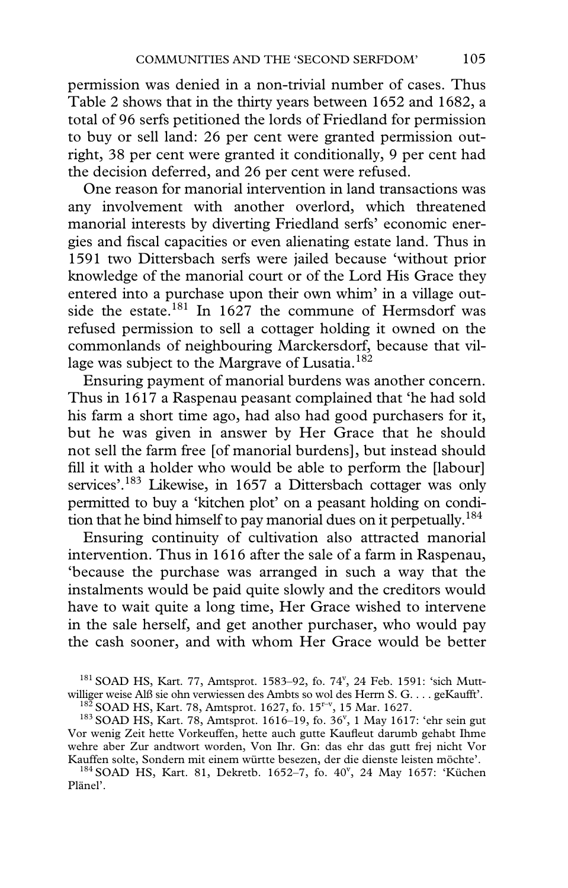permission was denied in a non-trivial number of cases. Thus Table 2 shows that in the thirty years between 1652 and 1682, a total of 96 serfs petitioned the lords of Friedland for permission to buy or sell land: 26 per cent were granted permission outright, 38 per cent were granted it conditionally, 9 per cent had the decision deferred, and 26 per cent were refused.

One reason for manorial intervention in land transactions was any involvement with another overlord, which threatened manorial interests by diverting Friedland serfs' economic energies and fiscal capacities or even alienating estate land. Thus in 1591 two Dittersbach serfs were jailed because 'without prior knowledge of the manorial court or of the Lord His Grace they entered into a purchase upon their own whim' in a village outside the estate.[181] In 1627 the commune of Hermsdorf was refused permission to sell a cottager holding it owned on the commonlands of neighbouring Marckersdorf, because that village was subject to the Margrave of Lusatia.[182]

Ensuring payment of manorial burdens was another concern. Thus in 1617 a Raspenau peasant complained that 'he had sold his farm a short time ago, had also had good purchasers for it, but he was given in answer by Her Grace that he should not sell the farm free [of manorial burdens], but instead should fill it with a holder who would be able to perform the [labour] services'.[183] Likewise, in 1657 a Dittersbach cottager was only permitted to buy a 'kitchen plot' on a peasant holding on condition that he bind himself to pay manorial dues on it perpetually.[184]

Ensuring continuity of cultivation also attracted manorial intervention. Thus in 1616 after the sale of a farm in Raspenau, 'because the purchase was arranged in such a way that the instalments would be paid quite slowly and the creditors would have to wait quite a long time, Her Grace wished to intervene in the sale herself, and get another purchaser, who would pay the cash sooner, and with whom Her Grace would be better

[181] SOAD HS, Kart. 77, Amtsprot. 1583–92, fo. 74$^{v}$, 24 Feb. 1591: 'sich Muttwilliger weise Alß sie ohn verwiessen des Ambts so wol des Herrn S. G. . . . geKaufft'.

[182] SOAD HS, Kart. 78, Amtsprot. 1627, fo. 15$^{r-v}$, 15 Mar. 1627.

[183] SOAD HS, Kart. 78, Amtsprot. 1616–19, fo. 36$^{v}$, 1 May 1617: 'ehr sein gut Vor wenig Zeit hette Vorkeuffen, hette auch gutte Kaufleut darumb gehabt Ihme wehre aber Zur andtwort worden, Von Ihr. Gn: das ehr das gutt frej nicht Vor Kauffen solte, Sondern mit einem württe besezen, der die dienste leisten möchte'.

[184] SOAD HS, Kart. 81, Dekretb. 1652–7, fo. 40$^{v}$, 24 May 1657: 'Küchen Plänel'.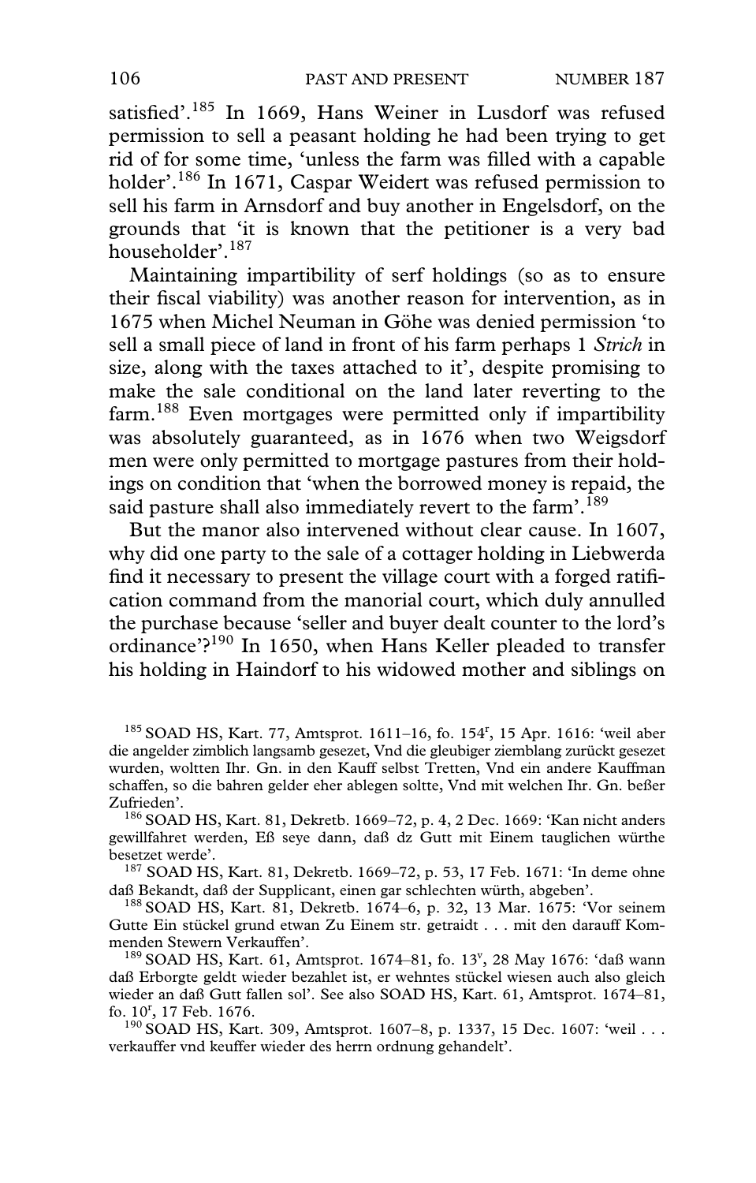satisfied'.[185] In 1669, Hans Weiner in Lusdorf was refused permission to sell a peasant holding he had been trying to get rid of for some time, 'unless the farm was filled with a capable holder'.[186] In 1671, Caspar Weidert was refused permission to sell his farm in Arnsdorf and buy another in Engelsdorf, on the grounds that 'it is known that the petitioner is a very bad householder'.[187]

Maintaining impartibility of serf holdings (so as to ensure their fiscal viability) was another reason for intervention, as in 1675 when Michel Neuman in Göhe was denied permission 'to sell a small piece of land in front of his farm perhaps 1 *Strich* in size, along with the taxes attached to it', despite promising to make the sale conditional on the land later reverting to the farm.[188] Even mortgages were permitted only if impartibility was absolutely guaranteed, as in 1676 when two Weigsdorf men were only permitted to mortgage pastures from their holdings on condition that 'when the borrowed money is repaid, the said pasture shall also immediately revert to the farm'.[189]

But the manor also intervened without clear cause. In 1607, why did one party to the sale of a cottager holding in Liebwerda find it necessary to present the village court with a forged ratification command from the manorial court, which duly annulled the purchase because 'seller and buyer dealt counter to the lord's ordinance'?[190] In 1650, when Hans Keller pleaded to transfer his holding in Haindorf to his widowed mother and siblings on

---

[185] SOAD HS, Kart. 77, Amtsprot. 1611–16, fo. 154$^r$, 15 Apr. 1616: 'weil aber die angelder zimblich langsamb gesezet, Vnd die gleubiger ziemblang zurückt gesezet wurden, woltten Ihr. Gn. in den Kauff selbst Tretten, Vnd ein andere Kauffman schaffen, so die bahren gelder eher ablegen soltte, Vnd mit welchen Ihr. Gn. beßer Zufrieden'.

[186] SOAD HS, Kart. 81, Dekretb. 1669–72, p. 4, 2 Dec. 1669: 'Kan nicht anders gewillfahret werden, Eß seye dann, daß dz Gutt mit Einem tauglichen würthe besetzet werde'.

[187] SOAD HS, Kart. 81, Dekretb. 1669–72, p. 53, 17 Feb. 1671: 'In deme ohne daß Bekandt, daß der Supplicant, einen gar schlechten würth, abgeben'.

[188] SOAD HS, Kart. 81, Dekretb. 1674–6, p. 32, 13 Mar. 1675: 'Vor seinem Gutte Ein stückel grund etwan Zu Einem str. getraidt . . . mit den darauff Kommenden Stewern Verkauffen'.

[189] SOAD HS, Kart. 61, Amtsprot. 1674–81, fo. 13$^v$, 28 May 1676: 'daß wann daß Erborgte geldt wieder bezahlet ist, er wehntes stückel wiesen auch also gleich wieder an daß Gutt fallen sol'. See also SOAD HS, Kart. 61, Amtsprot. 1674–81, fo. 10$^r$, 17 Feb. 1676.

[190] SOAD HS, Kart. 309, Amtsprot. 1607–8, p. 1337, 15 Dec. 1607: 'weil . . . verkauffer vnd keuffer wieder des herrn ordnung gehandelt'.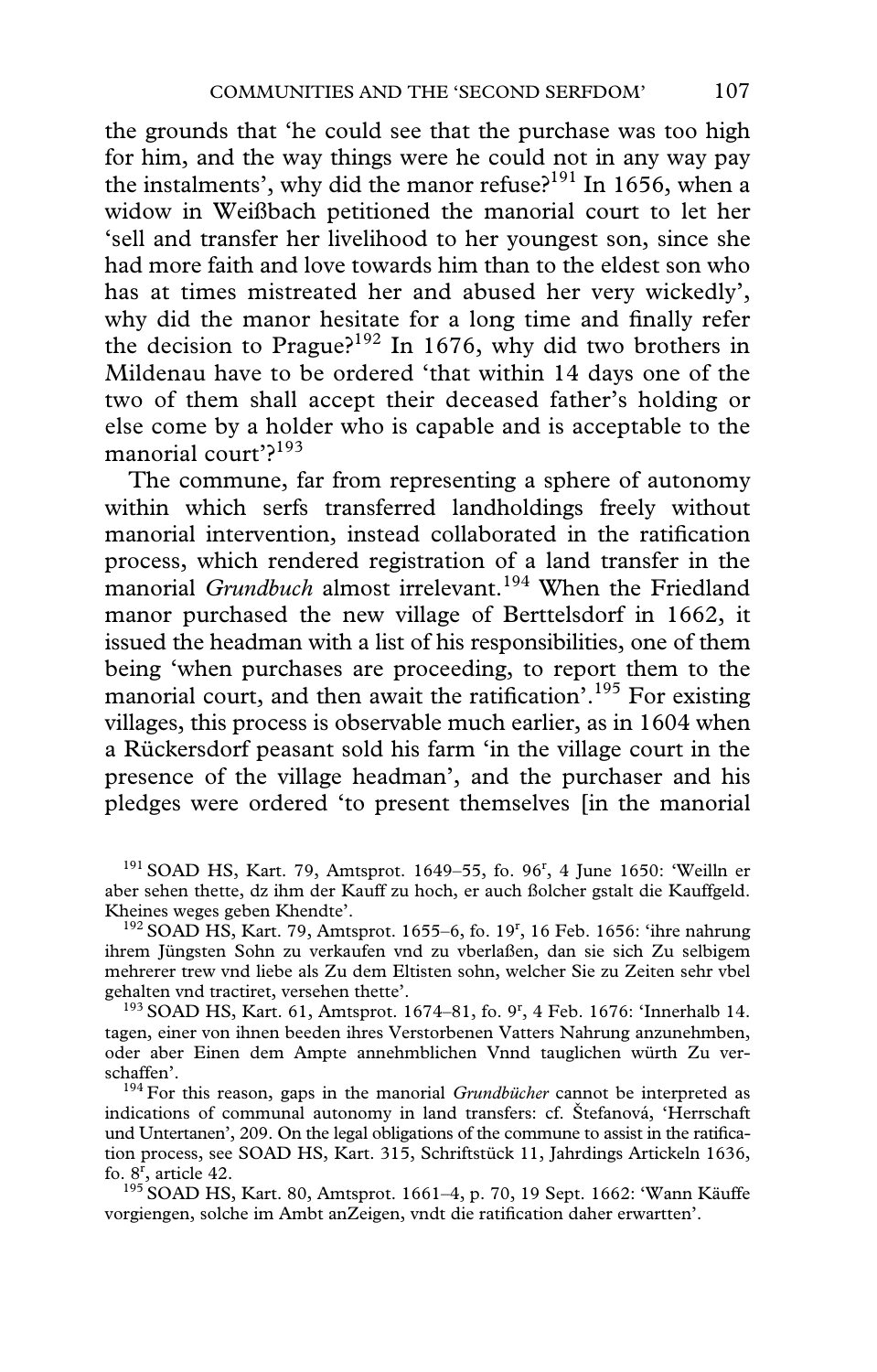the grounds that 'he could see that the purchase was too high for him, and the way things were he could not in any way pay the instalments', why did the manor refuse?[191] In 1656, when a widow in Weißbach petitioned the manorial court to let her 'sell and transfer her livelihood to her youngest son, since she had more faith and love towards him than to the eldest son who has at times mistreated her and abused her very wickedly', why did the manor hesitate for a long time and finally refer the decision to Prague?[192] In 1676, why did two brothers in Mildenau have to be ordered 'that within 14 days one of the two of them shall accept their deceased father's holding or else come by a holder who is capable and is acceptable to the manorial court'?[193]

The commune, far from representing a sphere of autonomy within which serfs transferred landholdings freely without manorial intervention, instead collaborated in the ratification process, which rendered registration of a land transfer in the manorial *Grundbuch* almost irrelevant.[194] When the Friedland manor purchased the new village of Berttelsdorf in 1662, it issued the headman with a list of his responsibilities, one of them being 'when purchases are proceeding, to report them to the manorial court, and then await the ratification'.[195] For existing villages, this process is observable much earlier, as in 1604 when a Rückersdorf peasant sold his farm 'in the village court in the presence of the village headman', and the purchaser and his pledges were ordered 'to present themselves [in the manorial

[191] SOAD HS, Kart. 79, Amtsprot. 1649–55, fo. 96r, 4 June 1650: 'Weilln er aber sehen thette, dz ihm der Kauff zu hoch, er auch ßolcher gstalt die Kauffgeld. Kheines weges geben Khendte'.

[192] SOAD HS, Kart. 79, Amtsprot. 1655–6, fo. 19r, 16 Feb. 1656: 'ihre nahrung ihrem Jüngsten Sohn zu verkaufen vnd zu vberlaßen, dan sie sich Zu selbigem mehrerer trew vnd liebe als Zu dem Eltisten sohn, welcher Sie zu Zeiten sehr vbel gehalten vnd tractiret, versehen thette'.

[193] SOAD HS, Kart. 61, Amtsprot. 1674–81, fo. 9r, 4 Feb. 1676: 'Innerhalb 14. tagen, einer von ihnen beeden ihres Verstorbenen Vatters Nahrung anzunehmben, oder aber Einen dem Ampte annehmblichen Vnnd tauglichen würth Zu verschaffen'.

[194] For this reason, gaps in the manorial *Grundbücher* cannot be interpreted as indications of communal autonomy in land transfers: cf. Štefanová, 'Herrschaft und Untertanen', 209. On the legal obligations of the commune to assist in the ratification process, see SOAD HS, Kart. 315, Schriftstück 11, Jahrdings Artickeln 1636, fo. 8r, article 42.

[195] SOAD HS, Kart. 80, Amtsprot. 1661–4, p. 70, 19 Sept. 1662: 'Wann Käuffe vorgiengen, solche im Ambt anZeigen, vndt die ratification daher erwartten'.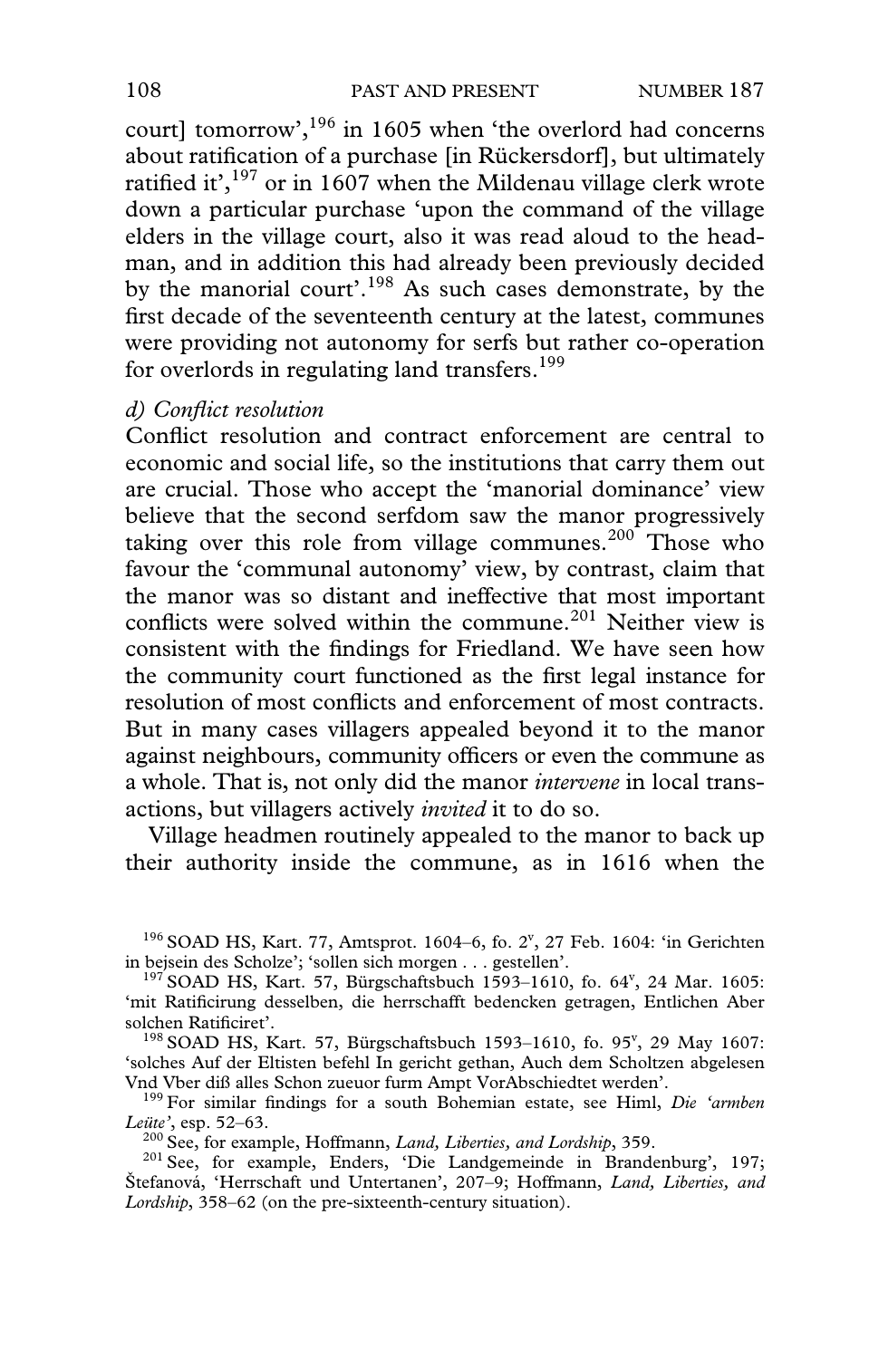court] tomorrow',[196] in 1605 when 'the overlord had concerns about ratification of a purchase [in Rückersdorf], but ultimately ratified it',[197] or in 1607 when the Mildenau village clerk wrote down a particular purchase 'upon the command of the village elders in the village court, also it was read aloud to the headman, and in addition this had already been previously decided by the manorial court'.[198] As such cases demonstrate, by the first decade of the seventeenth century at the latest, communes were providing not autonomy for serfs but rather co-operation for overlords in regulating land transfers.[199]

*d) Conflict resolution*

Conflict resolution and contract enforcement are central to economic and social life, so the institutions that carry them out are crucial. Those who accept the 'manorial dominance' view believe that the second serfdom saw the manor progressively taking over this role from village communes.[200] Those who favour the 'communal autonomy' view, by contrast, claim that the manor was so distant and ineffective that most important conflicts were solved within the commune.[201] Neither view is consistent with the findings for Friedland. We have seen how the community court functioned as the first legal instance for resolution of most conflicts and enforcement of most contracts. But in many cases villagers appealed beyond it to the manor against neighbours, community officers or even the commune as a whole. That is, not only did the manor *intervene* in local transactions, but villagers actively *invited* it to do so.

Village headmen routinely appealed to the manor to back up their authority inside the commune, as in 1616 when the

---

[196] SOAD HS, Kart. 77, Amtsprot. 1604–6, fo. 2$^{v}$, 27 Feb. 1604: 'in Gerichten in bejsein des Scholze'; 'sollen sich morgen . . . gestellen'.

[197] SOAD HS, Kart. 57, Bürgschaftsbuch 1593–1610, fo. 64$^{v}$, 24 Mar. 1605: 'mit Ratificirung desselben, die herrschafft bedencken getragen, Entlichen Aber solchen Ratificiret'.

[198] SOAD HS, Kart. 57, Bürgschaftsbuch 1593–1610, fo. 95$^{v}$, 29 May 1607: 'solches Auf der Eltisten befehl In gericht gethan, Auch dem Scholtzen abgelesen Vnd Vber diß alles Schon zueuor furm Ampt VorAbschiedtet werden'.

[199] For similar findings for a south Bohemian estate, see Himl, *Die 'armben Leüte'*, esp. 52–63.

[200] See, for example, Hoffmann, *Land, Liberties, and Lordship*, 359.

[201] See, for example, Enders, 'Die Landgemeinde in Brandenburg', 197; Štefanová, 'Herrschaft und Untertanen', 207–9; Hoffmann, *Land, Liberties, and Lordship*, 358–62 (on the pre-sixteenth-century situation).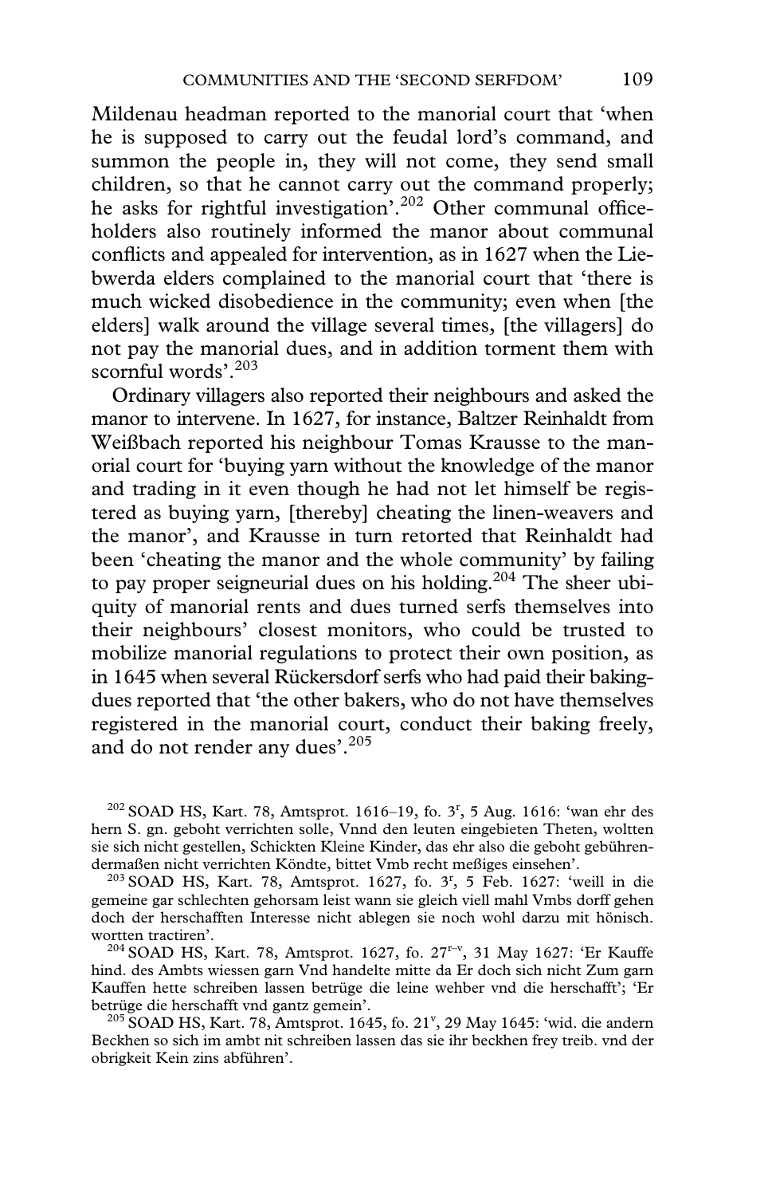Mildenau headman reported to the manorial court that 'when he is supposed to carry out the feudal lord's command, and summon the people in, they will not come, they send small children, so that he cannot carry out the command properly; he asks for rightful investigation'.[202] Other communal office-holders also routinely informed the manor about communal conflicts and appealed for intervention, as in 1627 when the Liebwerda elders complained to the manorial court that 'there is much wicked disobedience in the community; even when [the elders] walk around the village several times, [the villagers] do not pay the manorial dues, and in addition torment them with scornful words'.[203]

Ordinary villagers also reported their neighbours and asked the manor to intervene. In 1627, for instance, Baltzer Reinhaldt from Weißbach reported his neighbour Tomas Krausse to the manorial court for 'buying yarn without the knowledge of the manor and trading in it even though he had not let himself be registered as buying yarn, [thereby] cheating the linen-weavers and the manor', and Krausse in turn retorted that Reinhaldt had been 'cheating the manor and the whole community' by failing to pay proper seigneurial dues on his holding.[204] The sheer ubiquity of manorial rents and dues turned serfs themselves into their neighbours' closest monitors, who could be trusted to mobilize manorial regulations to protect their own position, as in 1645 when several Rückersdorf serfs who had paid their baking-dues reported that 'the other bakers, who do not have themselves registered in the manorial court, conduct their baking freely, and do not render any dues'.[205]

---

[202] SOAD HS, Kart. 78, Amtsprot. 1616–19, fo. 3$^{r}$, 5 Aug. 1616: 'wan ehr des hern S. gn. geboht verrichten solle, Vnnd den leuten eingebieten Theten, wollten sie sich nicht gestellen, Schickten Kleine Kinder, das ehr also die geboht gebührendermaßen nicht verrichten Köndte, bittet Vmb recht meßiges einsehen'.

[203] SOAD HS, Kart. 78, Amtsprot. 1627, fo. 3$^{r}$, 5 Feb. 1627: 'weill in die gemeine gar schlechten gehorsam leist wann sie gleich viell mahl Vmbs dorff gehen doch der herschafften Interesse nicht ablegen sie noch wohl darzu mit hönisch. wortten tractiren'.

[204] SOAD HS, Kart. 78, Amtsprot. 1627, fo. 27$^{r-v}$, 31 May 1627: 'Er Kauffe hind. des Ambts wiessen garn Vnd handelte mitte da Er doch sich nicht Zum garn Kauffen hette schreiben lassen betrüge die leine wehber vnd die herschafft'; 'Er betrüge die herschafft vnd gantz gemein'.

[205] SOAD HS, Kart. 78, Amtsprot. 1645, fo. 21$^{v}$, 29 May 1645: 'wid. die andern Beckhen so sich im ambt nit schreiben lassen das sie ihr beckhen frey treib. vnd der obrigkeit Kein zins abführen'.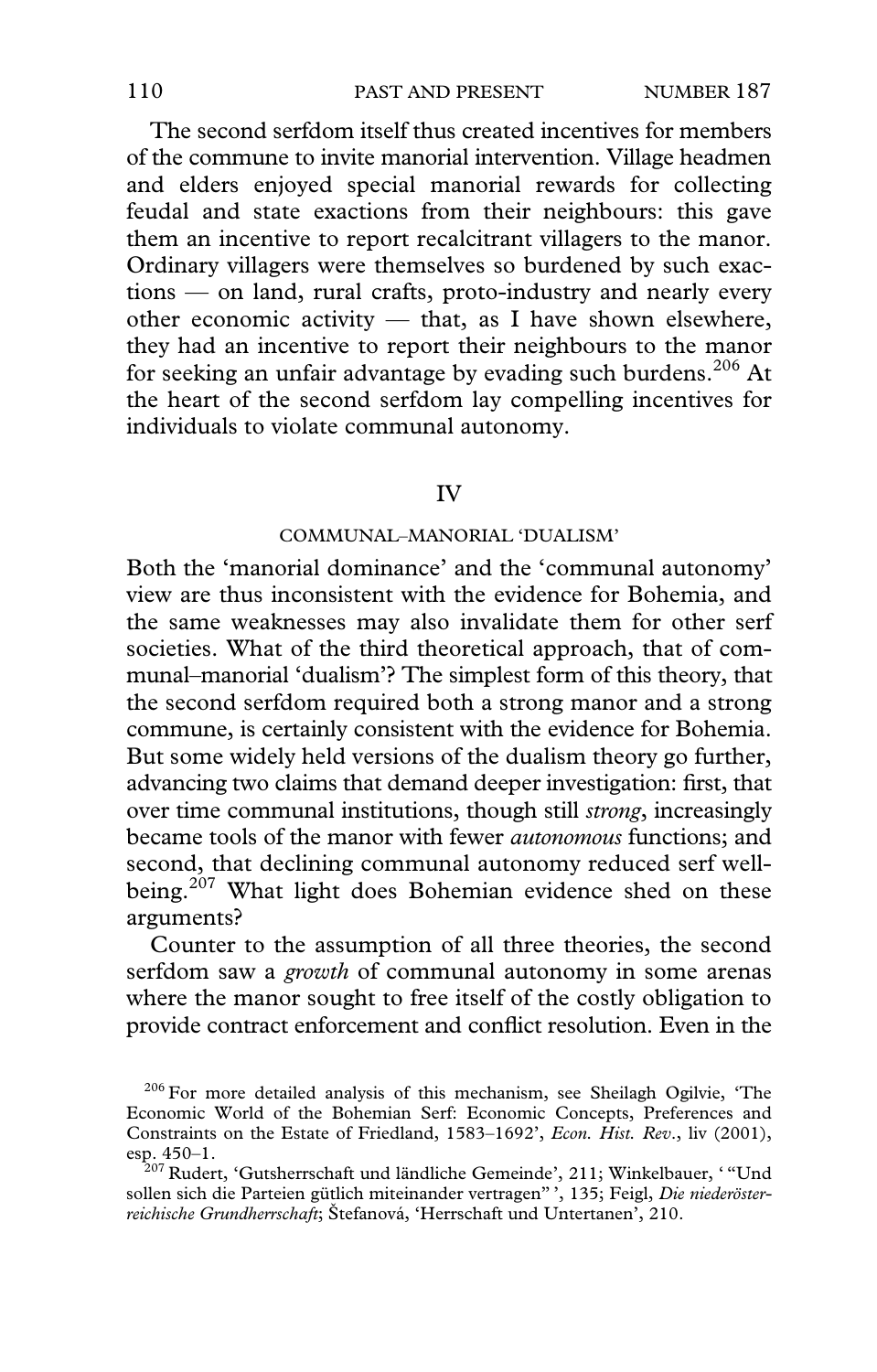The second serfdom itself thus created incentives for members of the commune to invite manorial intervention. Village headmen and elders enjoyed special manorial rewards for collecting feudal and state exactions from their neighbours: this gave them an incentive to report recalcitrant villagers to the manor. Ordinary villagers were themselves so burdened by such exactions — on land, rural crafts, proto-industry and nearly every other economic activity — that, as I have shown elsewhere, they had an incentive to report their neighbours to the manor for seeking an unfair advantage by evading such burdens.[206] At the heart of the second serfdom lay compelling incentives for individuals to violate communal autonomy.

## IV

### COMMUNAL–MANORIAL 'DUALISM'

Both the 'manorial dominance' and the 'communal autonomy' view are thus inconsistent with the evidence for Bohemia, and the same weaknesses may also invalidate them for other serf societies. What of the third theoretical approach, that of communal–manorial 'dualism'? The simplest form of this theory, that the second serfdom required both a strong manor and a strong commune, is certainly consistent with the evidence for Bohemia. But some widely held versions of the dualism theory go further, advancing two claims that demand deeper investigation: first, that over time communal institutions, though still *strong*, increasingly became tools of the manor with fewer *autonomous* functions; and second, that declining communal autonomy reduced serf well-being.[207] What light does Bohemian evidence shed on these arguments?

Counter to the assumption of all three theories, the second serfdom saw a *growth* of communal autonomy in some arenas where the manor sought to free itself of the costly obligation to provide contract enforcement and conflict resolution. Even in the

---

[206] For more detailed analysis of this mechanism, see Sheilagh Ogilvie, 'The Economic World of the Bohemian Serf: Economic Concepts, Preferences and Constraints on the Estate of Friedland, 1583–1692', *Econ. Hist. Rev.*, liv (2001), esp. 450–1.

[207] Rudert, 'Gutsherrschaft und ländliche Gemeinde', 211; Winkelbauer, '"Und sollen sich die Parteien gütlich miteinander vertragen"', 135; Feigl, *Die niederösterreichische Grundherrschaft*; Štefanová, 'Herrschaft und Untertanen', 210.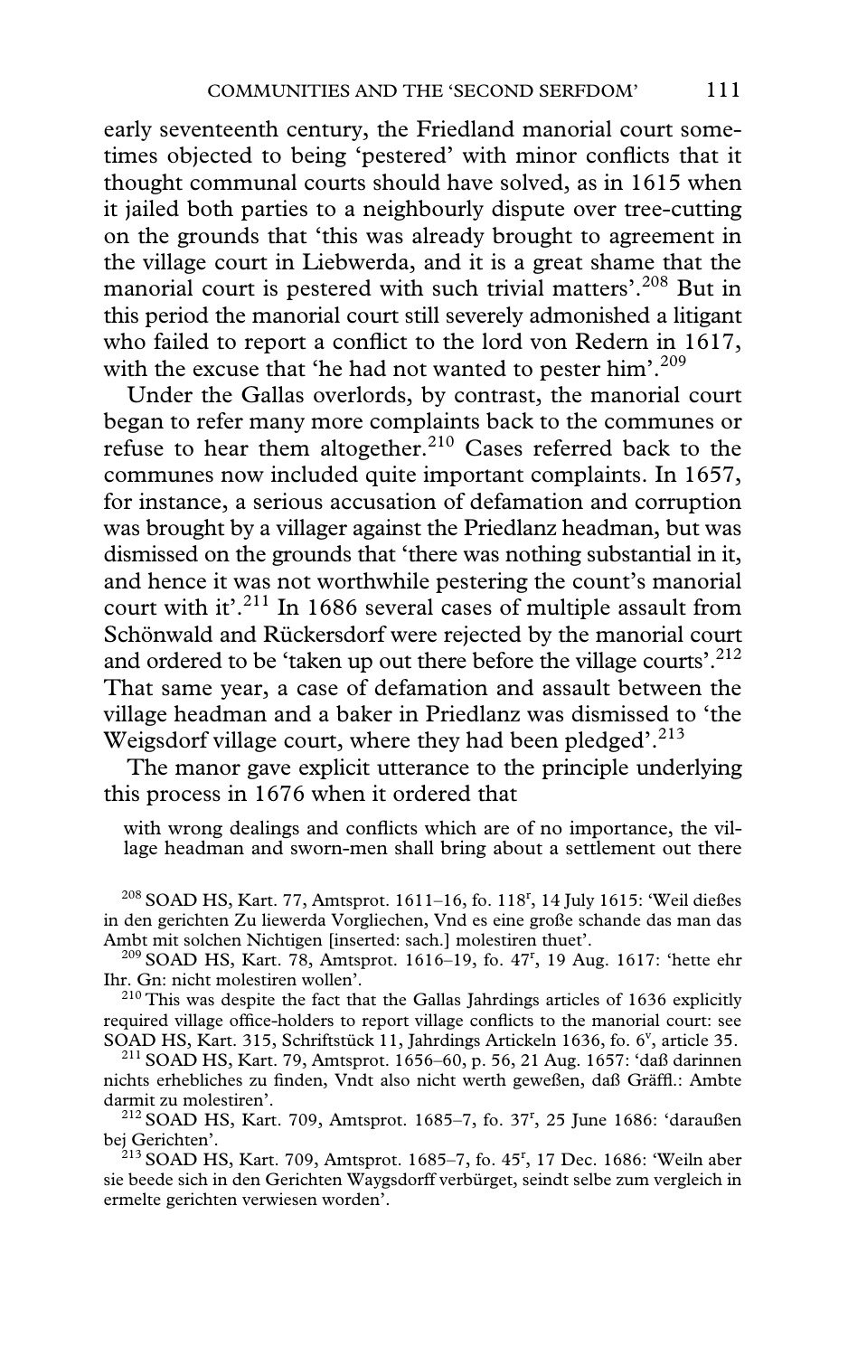early seventeenth century, the Friedland manorial court sometimes objected to being 'pestered' with minor conflicts that it thought communal courts should have solved, as in 1615 when it jailed both parties to a neighbourly dispute over tree-cutting on the grounds that 'this was already brought to agreement in the village court in Liebwerda, and it is a great shame that the manorial court is pestered with such trivial matters'.[208] But in this period the manorial court still severely admonished a litigant who failed to report a conflict to the lord von Redern in 1617, with the excuse that 'he had not wanted to pester him'.[209]

Under the Gallas overlords, by contrast, the manorial court began to refer many more complaints back to the communes or refuse to hear them altogether.[210] Cases referred back to the communes now included quite important complaints. In 1657, for instance, a serious accusation of defamation and corruption was brought by a villager against the Priedlanz headman, but was dismissed on the grounds that 'there was nothing substantial in it, and hence it was not worthwhile pestering the count's manorial court with it'.[211] In 1686 several cases of multiple assault from Schönwald and Rückersdorf were rejected by the manorial court and ordered to be 'taken up out there before the village courts'.[212] That same year, a case of defamation and assault between the village headman and a baker in Priedlanz was dismissed to 'the Weigsdorf village court, where they had been pledged'.[213]

The manor gave explicit utterance to the principle underlying this process in 1676 when it ordered that

> with wrong dealings and conflicts which are of no importance, the village headman and sworn-men shall bring about a settlement out there

[208] SOAD HS, Kart. 77, Amtsprot. 1611–16, fo. 118$^{r}$, 14 July 1615: 'Weil dießes in den gerichten Zu liewerda Vorgliechen, Vnd es eine große schande das man das Ambt mit solchen Nichtigen [inserted: sach.] molestiren thuet'.

[209] SOAD HS, Kart. 78, Amtsprot. 1616–19, fo. 47$^{r}$, 19 Aug. 1617: 'hette ehr Ihr. Gn: nicht molestiren wollen'.

[210] This was despite the fact that the Gallas Jahrdings articles of 1636 explicitly required village office-holders to report village conflicts to the manorial court: see SOAD HS, Kart. 315, Schriftstück 11, Jahrdings Artickeln 1636, fo. 6$^{v}$, article 35.

[211] SOAD HS, Kart. 79, Amtsprot. 1656–60, p. 56, 21 Aug. 1657: 'daß darinnen nichts erhebliches zu finden, Vndt also nicht werth geweßen, daß Gräffl.: Ambte darmit zu molestiren'.

[212] SOAD HS, Kart. 709, Amtsprot. 1685–7, fo. 37$^{r}$, 25 June 1686: 'daraußen bej Gerichten'.

[213] SOAD HS, Kart. 709, Amtsprot. 1685–7, fo. 45$^{r}$, 17 Dec. 1686: 'Weiln aber sie beede sich in den Gerichten Waygsdorff verbürget, seindt selbe zum vergleich in ermelte gerichten verwiesen worden'.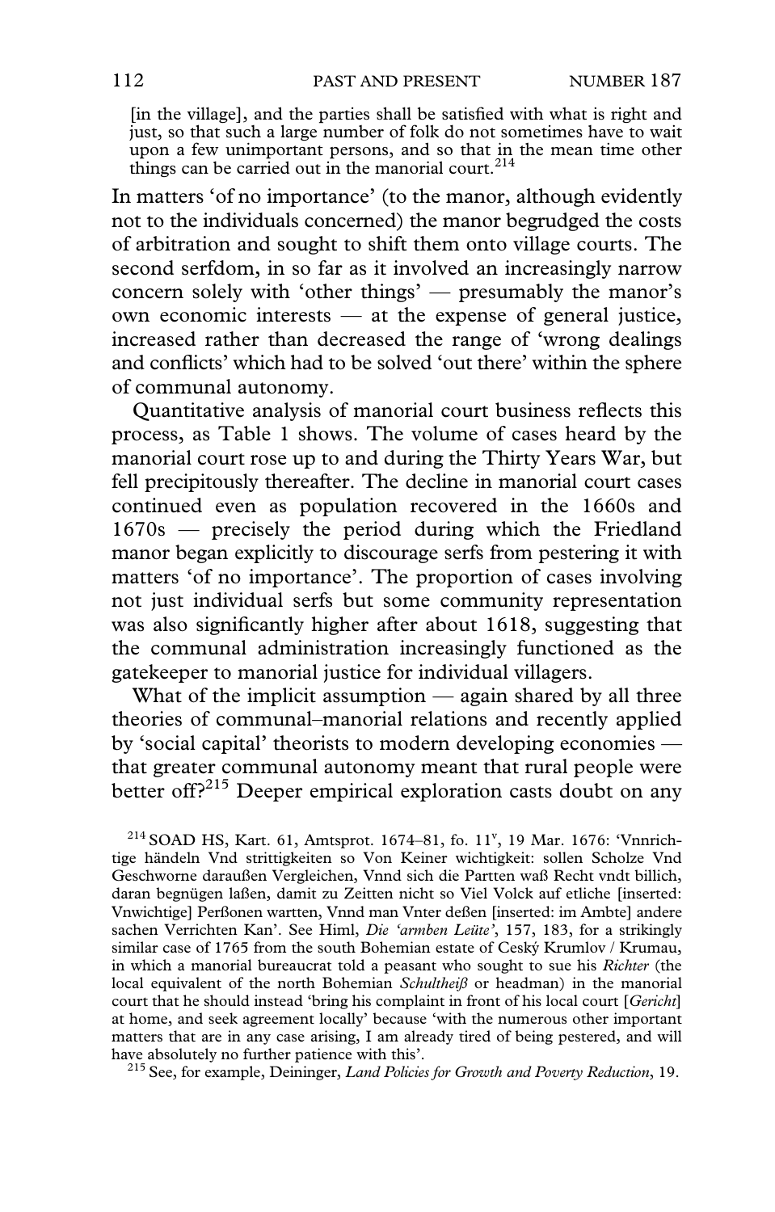> [in the village], and the parties shall be satisfied with what is right and just, so that such a large number of folk do not sometimes have to wait upon a few unimportant persons, and so that in the mean time other things can be carried out in the manorial court.[214]

In matters 'of no importance' (to the manor, although evidently not to the individuals concerned) the manor begrudged the costs of arbitration and sought to shift them onto village courts. The second serfdom, in so far as it involved an increasingly narrow concern solely with 'other things' — presumably the manor's own economic interests — at the expense of general justice, increased rather than decreased the range of 'wrong dealings and conflicts' which had to be solved 'out there' within the sphere of communal autonomy.

Quantitative analysis of manorial court business reflects this process, as Table 1 shows. The volume of cases heard by the manorial court rose up to and during the Thirty Years War, but fell precipitously thereafter. The decline in manorial court cases continued even as population recovered in the 1660s and 1670s — precisely the period during which the Friedland manor began explicitly to discourage serfs from pestering it with matters 'of no importance'. The proportion of cases involving not just individual serfs but some community representation was also significantly higher after about 1618, suggesting that the communal administration increasingly functioned as the gatekeeper to manorial justice for individual villagers.

What of the implicit assumption — again shared by all three theories of communal–manorial relations and recently applied by 'social capital' theorists to modern developing economies — that greater communal autonomy meant that rural people were better off?[215] Deeper empirical exploration casts doubt on any

---

[214] SOAD HS, Kart. 61, Amtsprot. 1674–81, fo. 11$^{v}$, 19 Mar. 1676: 'Vnnrichtige händeln Vnd strittigkeiten so Von Keiner wichtigkeit: sollen Scholze Vnd Geschworne daraußen Vergleichen, Vnnd sich die Partten waß Recht vndt billich, daran begnügen laßen, damit zu Zeitten nicht so Viel Volck auf etliche [inserted: Vnwichtige] Perßonen wartten, Vnnd man Vnter deßen [inserted: im Ambte] andere sachen Verrichten Kan'. See Himl, *Die 'armben Leüte'*, 157, 183, for a strikingly similar case of 1765 from the south Bohemian estate of Ceský Krumlov / Krumau, in which a manorial bureaucrat told a peasant who sought to sue his *Richter* (the local equivalent of the north Bohemian *Schultheiß* or headman) in the manorial court that he should instead 'bring his complaint in front of his local court [*Gericht*] at home, and seek agreement locally' because 'with the numerous other important matters that are in any case arising, I am already tired of being pestered, and will have absolutely no further patience with this'.

[215] See, for example, Deininger, *Land Policies for Growth and Poverty Reduction*, 19.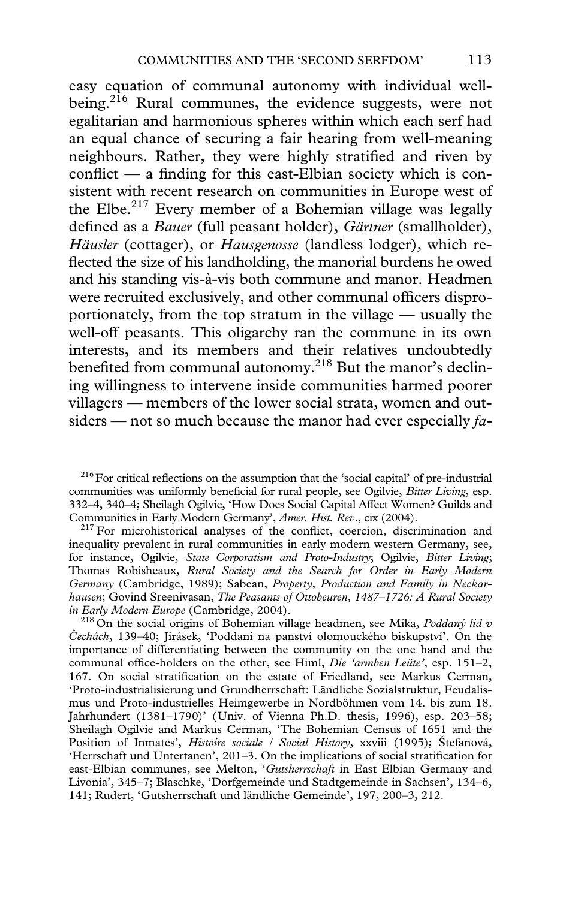easy equation of communal autonomy with individual well-being.[216] Rural communes, the evidence suggests, were not egalitarian and harmonious spheres within which each serf had an equal chance of securing a fair hearing from well-meaning neighbours. Rather, they were highly stratified and riven by conflict — a finding for this east-Elbian society which is consistent with recent research on communities in Europe west of the Elbe.[217] Every member of a Bohemian village was legally defined as a *Bauer* (full peasant holder), *Gärtner* (smallholder), *Häusler* (cottager), or *Hausgenosse* (landless lodger), which reflected the size of his landholding, the manorial burdens he owed and his standing vis-à-vis both commune and manor. Headmen were recruited exclusively, and other communal officers disproportionately, from the top stratum in the village — usually the well-off peasants. This oligarchy ran the commune in its own interests, and its members and their relatives undoubtedly benefited from communal autonomy.[218] But the manor's declining willingness to intervene inside communities harmed poorer villagers — members of the lower social strata, women and outsiders — not so much because the manor had ever especially *fa-*

---

[216] For critical reflections on the assumption that the 'social capital' of pre-industrial communities was uniformly beneficial for rural people, see Ogilvie, *Bitter Living*, esp. 332–4, 340–4; Sheilagh Ogilvie, 'How Does Social Capital Affect Women? Guilds and Communities in Early Modern Germany', *Amer. Hist. Rev.*, cix (2004).

[217] For microhistorical analyses of the conflict, coercion, discrimination and inequality prevalent in rural communities in early modern western Germany, see, for instance, Ogilvie, *State Corporatism and Proto-Industry*; Ogilvie, *Bitter Living*; Thomas Robisheaux, *Rural Society and the Search for Order in Early Modern Germany* (Cambridge, 1989); Sabean, *Property, Production and Family in Neckarhausen*; Govind Sreenivasan, *The Peasants of Ottobeuren, 1487–1726: A Rural Society in Early Modern Europe* (Cambridge, 2004).

[218] On the social origins of Bohemian village headmen, see Míka, *Poddaný lid v Čechách*, 139–40; Jirásek, 'Poddaní na panství olomouckého biskupství'. On the importance of differentiating between the community on the one hand and the communal office-holders on the other, see Himl, *Die 'armben Leüte'*, esp. 151–2, 167. On social stratification on the estate of Friedland, see Markus Cerman, 'Proto-industrialisierung und Grundherrschaft: Ländliche Sozialstruktur, Feudalismus und Proto-industrielles Heimgewerbe in Nordböhmen vom 14. bis zum 18. Jahrhundert (1381–1790)' (Univ. of Vienna Ph.D. thesis, 1996), esp. 203–58; Sheilagh Ogilvie and Markus Cerman, 'The Bohemian Census of 1651 and the Position of Inmates', *Histoire sociale / Social History*, xxviii (1995); Štefanová, 'Herrschaft und Untertanen', 201–3. On the implications of social stratification for east-Elbian communes, see Melton, '*Gutsherrschaft* in East Elbian Germany and Livonia', 345–7; Blaschke, 'Dorfgemeinde und Stadtgemeinde in Sachsen', 134–6, 141; Rudert, 'Gutsherrschaft und ländliche Gemeinde', 197, 200–3, 212.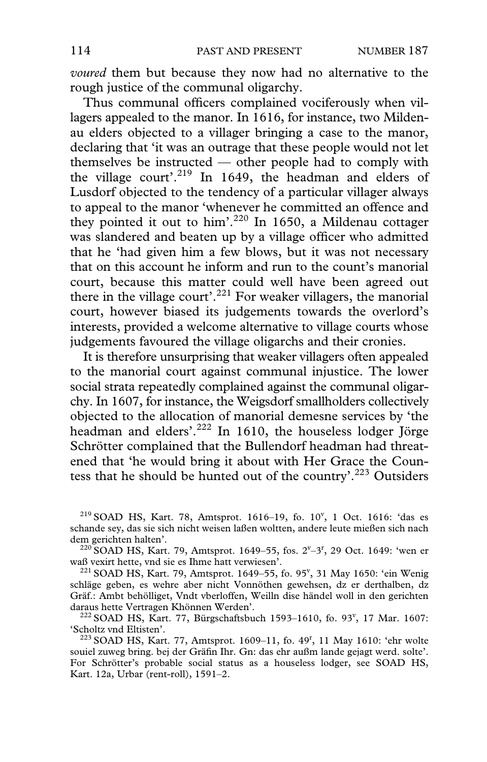*voured* them but because they now had no alternative to the rough justice of the communal oligarchy.

Thus communal officers complained vociferously when villagers appealed to the manor. In 1616, for instance, two Mildenau elders objected to a villager bringing a case to the manor, declaring that 'it was an outrage that these people would not let themselves be instructed — other people had to comply with the village court'.[219] In 1649, the headman and elders of Lusdorf objected to the tendency of a particular villager always to appeal to the manor 'whenever he committed an offence and they pointed it out to him'.[220] In 1650, a Mildenau cottager was slandered and beaten up by a village officer who admitted that he 'had given him a few blows, but it was not necessary that on this account he inform and run to the count's manorial court, because this matter could well have been agreed out there in the village court'.[221] For weaker villagers, the manorial court, however biased its judgements towards the overlord's interests, provided a welcome alternative to village courts whose judgements favoured the village oligarchs and their cronies.

It is therefore unsurprising that weaker villagers often appealed to the manorial court against communal injustice. The lower social strata repeatedly complained against the communal oligarchy. In 1607, for instance, the Weigsdorf smallholders collectively objected to the allocation of manorial demesne services by 'the headman and elders'.[222] In 1610, the houseless lodger Jörge Schrötter complained that the Bullendorf headman had threatened that 'he would bring it about with Her Grace the Countess that he should be hunted out of the country'.[223] Outsiders

[219] SOAD HS, Kart. 78, Amtsprot. 1616–19, fo. 10$^{v}$, 1 Oct. 1616: 'das es schande sey, das sie sich nicht weisen laßen wolltten, andere leute mießen sich nach dem gerichten halten'.

[220] SOAD HS, Kart. 79, Amtsprot. 1649–55, fos. 2$^{v}$–3$^{r}$, 29 Oct. 1649: 'wen er waß vexirt hette, vnd sie es Ihme hatt verwiesen'.

[221] SOAD HS, Kart. 79, Amtsprot. 1649–55, fo. 95$^{v}$, 31 May 1650: 'ein Wenig schläge geben, es wehre aber nicht Vonnöthen gewehsen, dz er derthalben, dz Gräf.: Ambt behölliget, Vndt vberloffen, Weilln dise händel woll in den gerichten daraus hette Vertragen Khönnen Werden'.

[222] SOAD HS, Kart. 77, Bürgschaftsbuch 1593–1610, fo. 93$^{v}$, 17 Mar. 1607: 'Scholtz vnd Eltisten'.

[223] SOAD HS, Kart. 77, Amtsprot. 1609–11, fo. 49$^{r}$, 11 May 1610: 'ehr wolte souiel zuweg bring. bej der Gräfin Ihr. Gn: das ehr außm lande gejagt werd. solte'. For Schrötter's probable social status as a houseless lodger, see SOAD HS, Kart. 12a, Urbar (rent-roll), 1591–2.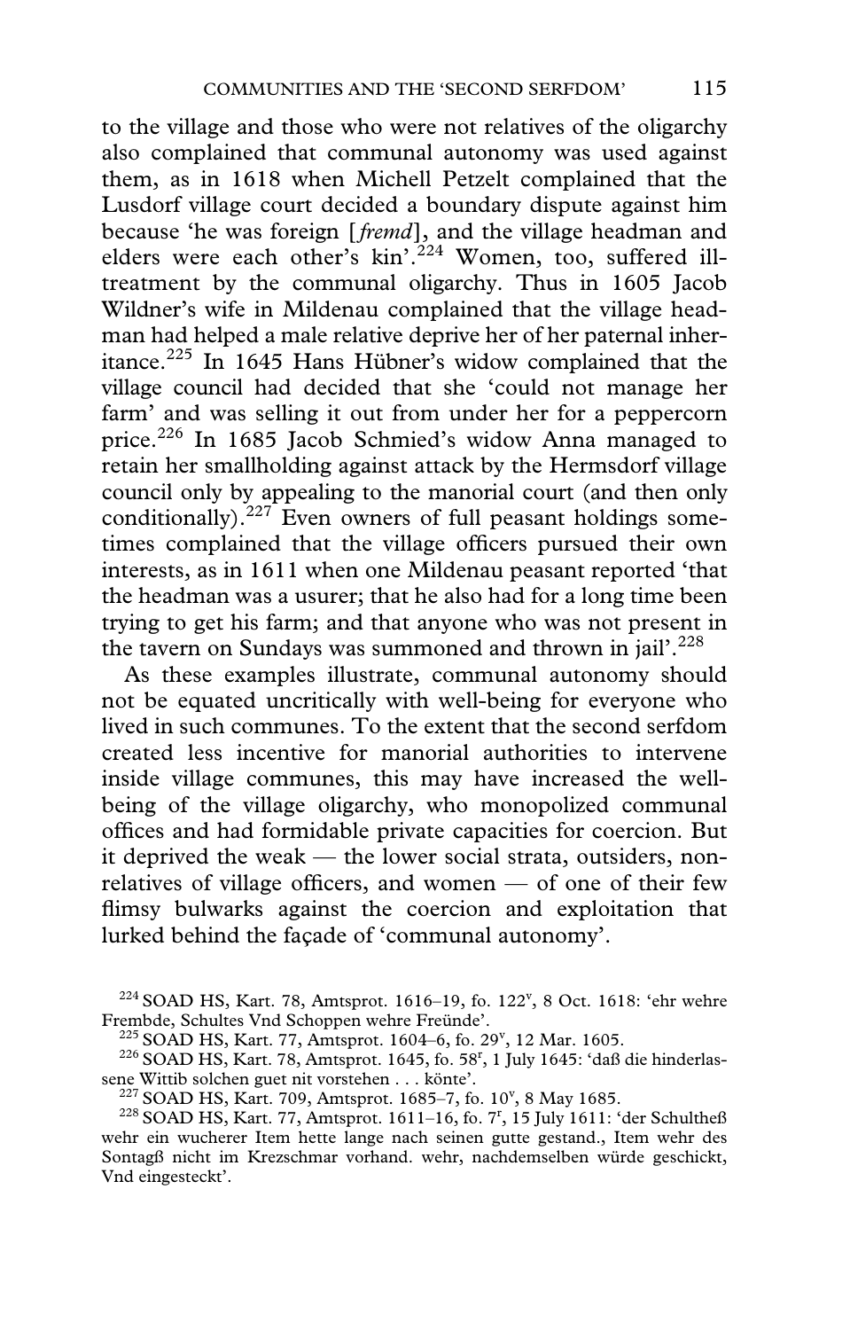to the village and those who were not relatives of the oligarchy also complained that communal autonomy was used against them, as in 1618 when Michell Petzelt complained that the Lusdorf village court decided a boundary dispute against him because 'he was foreign [*fremd*], and the village headman and elders were each other's kin'.[224] Women, too, suffered ill-treatment by the communal oligarchy. Thus in 1605 Jacob Wildner's wife in Mildenau complained that the village headman had helped a male relative deprive her of her paternal inheritance.[225] In 1645 Hans Hübner's widow complained that the village council had decided that she 'could not manage her farm' and was selling it out from under her for a peppercorn price.[226] In 1685 Jacob Schmied's widow Anna managed to retain her smallholding against attack by the Hermsdorf village council only by appealing to the manorial court (and then only conditionally).[227] Even owners of full peasant holdings sometimes complained that the village officers pursued their own interests, as in 1611 when one Mildenau peasant reported 'that the headman was a usurer; that he also had for a long time been trying to get his farm; and that anyone who was not present in the tavern on Sundays was summoned and thrown in jail'.[228]

As these examples illustrate, communal autonomy should not be equated uncritically with well-being for everyone who lived in such communes. To the extent that the second serfdom created less incentive for manorial authorities to intervene inside village communes, this may have increased the well-being of the village oligarchy, who monopolized communal offices and had formidable private capacities for coercion. But it deprived the weak — the lower social strata, outsiders, non-relatives of village officers, and women — of one of their few flimsy bulwarks against the coercion and exploitation that lurked behind the façade of 'communal autonomy'.

[224] SOAD HS, Kart. 78, Amtsprot. 1616–19, fo. 122$^{v}$, 8 Oct. 1618: 'ehr wehre Frembde, Schultes Vnd Schoppen wehre Freünde'.

[225] SOAD HS, Kart. 77, Amtsprot. 1604–6, fo. 29$^{v}$, 12 Mar. 1605.

[226] SOAD HS, Kart. 78, Amtsprot. 1645, fo. 58$^{r}$, 1 July 1645: 'daß die hinderlassene Wittib solchen guet nit vorstehen . . . könte'.

[227] SOAD HS, Kart. 709, Amtsprot. 1685–7, fo. 10$^{v}$, 8 May 1685.

[228] SOAD HS, Kart. 77, Amtsprot. 1611–16, fo. 7$^{r}$, 15 July 1611: 'der Schultheß wehr ein wucherer Item hette lange nach seinen gutte gestand., Item wehr des Sontagß nicht im Krezschmar vorhand. wehr, nachdemselben würde geschickt, Vnd eingesteckt'.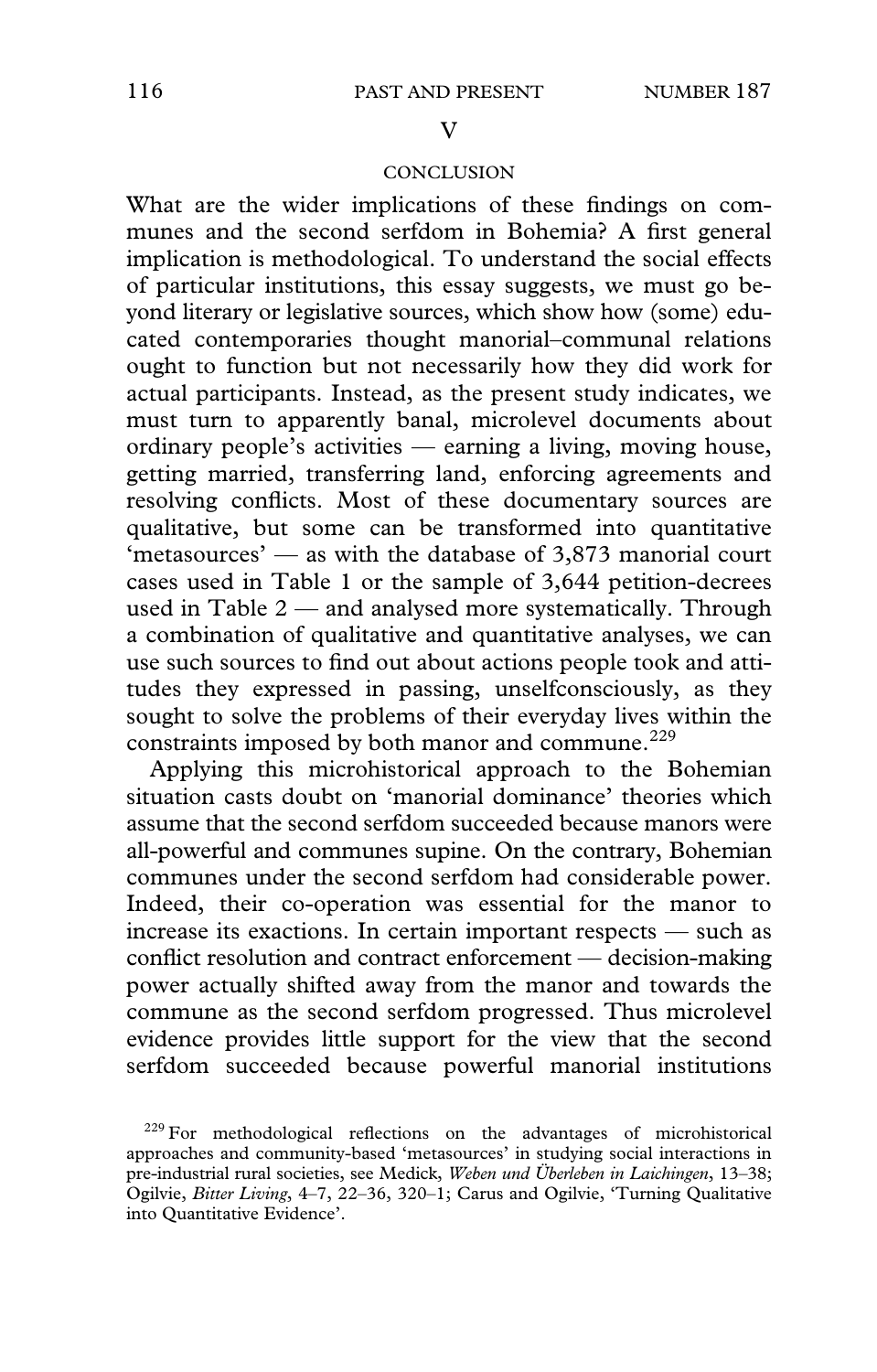## V

### CONCLUSION

What are the wider implications of these findings on communes and the second serfdom in Bohemia? A first general implication is methodological. To understand the social effects of particular institutions, this essay suggests, we must go beyond literary or legislative sources, which show how (some) educated contemporaries thought manorial–communal relations ought to function but not necessarily how they did work for actual participants. Instead, as the present study indicates, we must turn to apparently banal, microlevel documents about ordinary people's activities — earning a living, moving house, getting married, transferring land, enforcing agreements and resolving conflicts. Most of these documentary sources are qualitative, but some can be transformed into quantitative 'metasources' — as with the database of 3,873 manorial court cases used in Table 1 or the sample of 3,644 petition-decrees used in Table 2 — and analysed more systematically. Through a combination of qualitative and quantitative analyses, we can use such sources to find out about actions people took and attitudes they expressed in passing, unselfconsciously, as they sought to solve the problems of their everyday lives within the constraints imposed by both manor and commune.[229]

Applying this microhistorical approach to the Bohemian situation casts doubt on 'manorial dominance' theories which assume that the second serfdom succeeded because manors were all-powerful and communes supine. On the contrary, Bohemian communes under the second serfdom had considerable power. Indeed, their co-operation was essential for the manor to increase its exactions. In certain important respects — such as conflict resolution and contract enforcement — decision-making power actually shifted away from the manor and towards the commune as the second serfdom progressed. Thus microlevel evidence provides little support for the view that the second serfdom succeeded because powerful manorial institutions

[229] For methodological reflections on the advantages of microhistorical approaches and community-based 'metasources' in studying social interactions in pre-industrial rural societies, see Medick, *Weben und Überleben in Laichingen*, 13–38; Ogilvie, *Bitter Living*, 4–7, 22–36, 320–1; Carus and Ogilvie, 'Turning Qualitative into Quantitative Evidence'.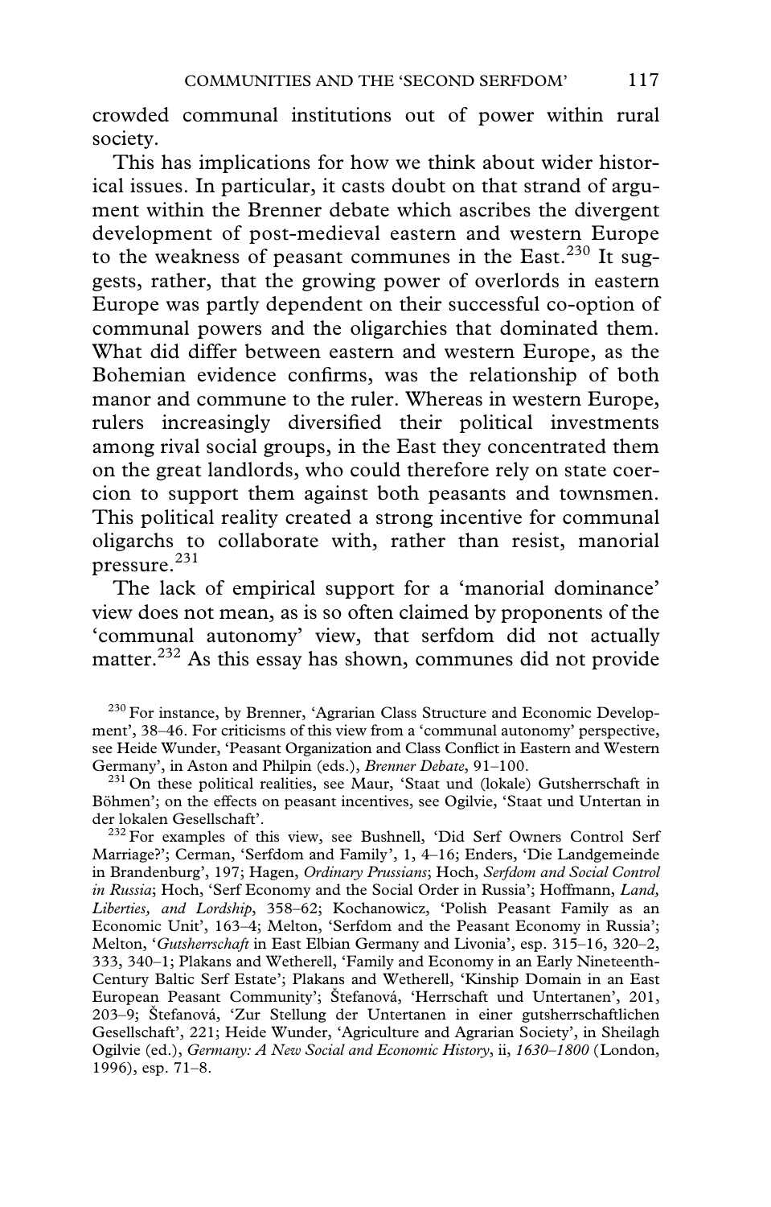crowded communal institutions out of power within rural society.

This has implications for how we think about wider historical issues. In particular, it casts doubt on that strand of argument within the Brenner debate which ascribes the divergent development of post-medieval eastern and western Europe to the weakness of peasant communes in the East.[230] It suggests, rather, that the growing power of overlords in eastern Europe was partly dependent on their successful co-option of communal powers and the oligarchies that dominated them. What did differ between eastern and western Europe, as the Bohemian evidence confirms, was the relationship of both manor and commune to the ruler. Whereas in western Europe, rulers increasingly diversified their political investments among rival social groups, in the East they concentrated them on the great landlords, who could therefore rely on state coercion to support them against both peasants and townsmen. This political reality created a strong incentive for communal oligarchs to collaborate with, rather than resist, manorial pressure.[231]

The lack of empirical support for a 'manorial dominance' view does not mean, as is so often claimed by proponents of the 'communal autonomy' view, that serfdom did not actually matter.[232] As this essay has shown, communes did not provide

[230] For instance, by Brenner, 'Agrarian Class Structure and Economic Development', 38–46. For criticisms of this view from a 'communal autonomy' perspective, see Heide Wunder, 'Peasant Organization and Class Conflict in Eastern and Western Germany', in Aston and Philpin (eds.), *Brenner Debate*, 91–100.

[231] On these political realities, see Maur, 'Staat und (lokale) Gutsherrschaft in Böhmen'; on the effects on peasant incentives, see Ogilvie, 'Staat und Untertan in der lokalen Gesellschaft'.

[232] For examples of this view, see Bushnell, 'Did Serf Owners Control Serf Marriage?'; Cerman, 'Serfdom and Family', 1, 4–16; Enders, 'Die Landgemeinde in Brandenburg', 197; Hagen, *Ordinary Prussians*; Hoch, *Serfdom and Social Control in Russia*; Hoch, 'Serf Economy and the Social Order in Russia'; Hoffmann, *Land, Liberties, and Lordship*, 358–62; Kochanowicz, 'Polish Peasant Family as an Economic Unit', 163–4; Melton, 'Serfdom and the Peasant Economy in Russia'; Melton, '*Gutsherrschaft* in East Elbian Germany and Livonia', esp. 315–16, 320–2, 333, 340–1; Plakans and Wetherell, 'Family and Economy in an Early Nineteenth-Century Baltic Serf Estate'; Plakans and Wetherell, 'Kinship Domain in an East European Peasant Community'; Štefanová, 'Herrschaft und Untertanen', 201, 203–9; Štefanová, 'Zur Stellung der Untertanen in einer gutsherrschaftlichen Gesellschaft', 221; Heide Wunder, 'Agriculture and Agrarian Society', in Sheilagh Ogilvie (ed.), *Germany: A New Social and Economic History*, ii, *1630–1800* (London, 1996), esp. 71–8.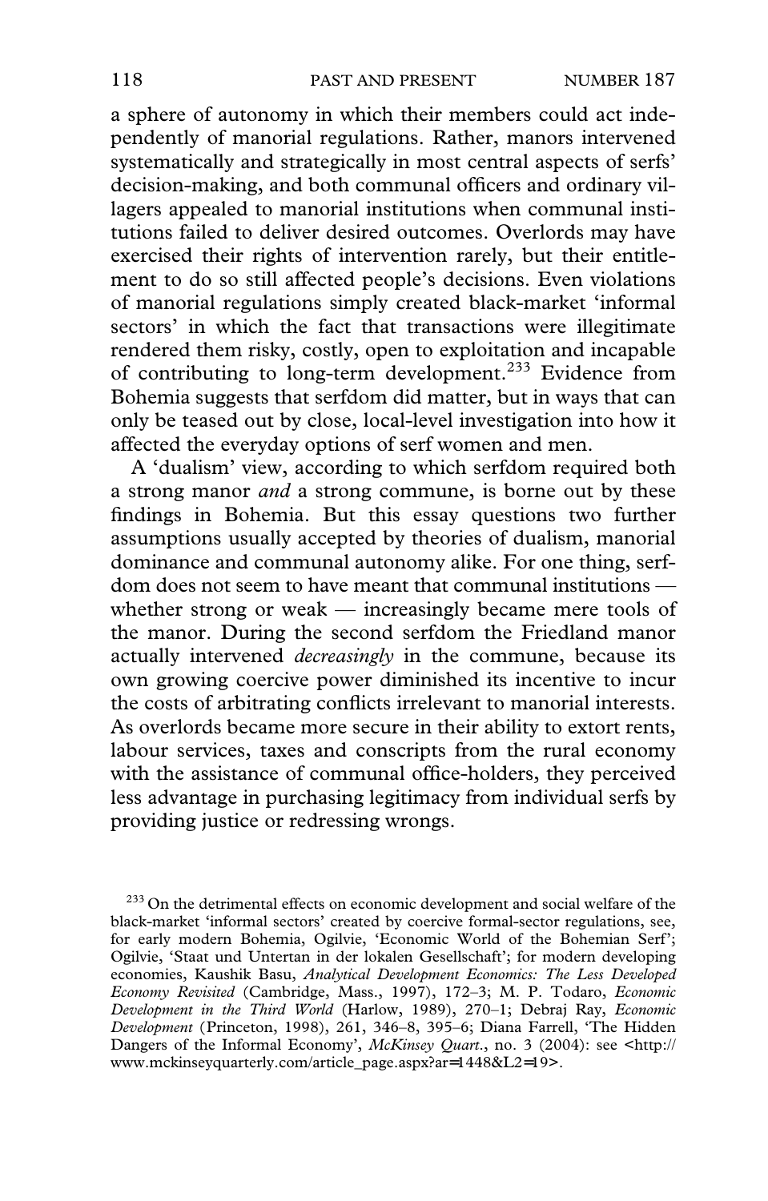a sphere of autonomy in which their members could act independently of manorial regulations. Rather, manors intervened systematically and strategically in most central aspects of serfs' decision-making, and both communal officers and ordinary villagers appealed to manorial institutions when communal institutions failed to deliver desired outcomes. Overlords may have exercised their rights of intervention rarely, but their entitlement to do so still affected people's decisions. Even violations of manorial regulations simply created black-market 'informal sectors' in which the fact that transactions were illegitimate rendered them risky, costly, open to exploitation and incapable of contributing to long-term development.[233] Evidence from Bohemia suggests that serfdom did matter, but in ways that can only be teased out by close, local-level investigation into how it affected the everyday options of serf women and men.

A 'dualism' view, according to which serfdom required both a strong manor *and* a strong commune, is borne out by these findings in Bohemia. But this essay questions two further assumptions usually accepted by theories of dualism, manorial dominance and communal autonomy alike. For one thing, serfdom does not seem to have meant that communal institutions — whether strong or weak — increasingly became mere tools of the manor. During the second serfdom the Friedland manor actually intervened *decreasingly* in the commune, because its own growing coercive power diminished its incentive to incur the costs of arbitrating conflicts irrelevant to manorial interests. As overlords became more secure in their ability to extort rents, labour services, taxes and conscripts from the rural economy with the assistance of communal office-holders, they perceived less advantage in purchasing legitimacy from individual serfs by providing justice or redressing wrongs.

[233] On the detrimental effects on economic development and social welfare of the black-market 'informal sectors' created by coercive formal-sector regulations, see, for early modern Bohemia, Ogilvie, 'Economic World of the Bohemian Serf'; Ogilvie, 'Staat und Untertan in der lokalen Gesellschaft'; for modern developing economies, Kaushik Basu, *Analytical Development Economics: The Less Developed Economy Revisited* (Cambridge, Mass., 1997), 172–3; M. P. Todaro, *Economic Development in the Third World* (Harlow, 1989), 270–1; Debraj Ray, *Economic Development* (Princeton, 1998), 261, 346–8, 395–6; Diana Farrell, 'The Hidden Dangers of the Informal Economy', *McKinsey Quart.*, no. 3 (2004): see <http://www.mckinseyquarterly.com/article_page.aspx?ar=1448&L2=19>.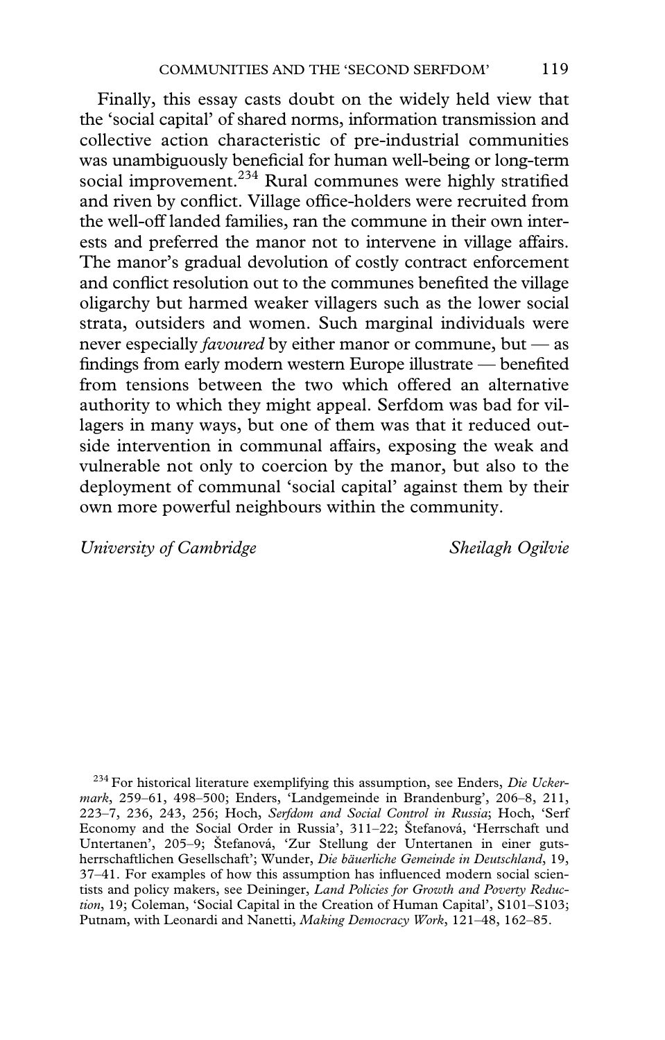Finally, this essay casts doubt on the widely held view that the 'social capital' of shared norms, information transmission and collective action characteristic of pre-industrial communities was unambiguously beneficial for human well-being or long-term social improvement.[234] Rural communes were highly stratified and riven by conflict. Village office-holders were recruited from the well-off landed families, ran the commune in their own interests and preferred the manor not to intervene in village affairs. The manor's gradual devolution of costly contract enforcement and conflict resolution out to the communes benefited the village oligarchy but harmed weaker villagers such as the lower social strata, outsiders and women. Such marginal individuals were never especially *favoured* by either manor or commune, but — as findings from early modern western Europe illustrate — benefited from tensions between the two which offered an alternative authority to which they might appeal. Serfdom was bad for villagers in many ways, but one of them was that it reduced outside intervention in communal affairs, exposing the weak and vulnerable not only to coercion by the manor, but also to the deployment of communal 'social capital' against them by their own more powerful neighbours within the community.

*University of Cambridge* — *Sheilagh Ogilvie*

[234] For historical literature exemplifying this assumption, see Enders, *Die Uckermark*, 259–61, 498–500; Enders, 'Landgemeinde in Brandenburg', 206–8, 211, 223–7, 236, 243, 256; Hoch, *Serfdom and Social Control in Russia*; Hoch, 'Serf Economy and the Social Order in Russia', 311–22; Štefanová, 'Herrschaft und Untertanen', 205–9; Štefanová, 'Zur Stellung der Untertanen in einer gutsherrschaftlichen Gesellschaft'; Wunder, *Die bäuerliche Gemeinde in Deutschland*, 19, 37–41. For examples of how this assumption has influenced modern social scientists and policy makers, see Deininger, *Land Policies for Growth and Poverty Reduction*, 19; Coleman, 'Social Capital in the Creation of Human Capital', S101–S103; Putnam, with Leonardi and Nanetti, *Making Democracy Work*, 121–48, 162–85.